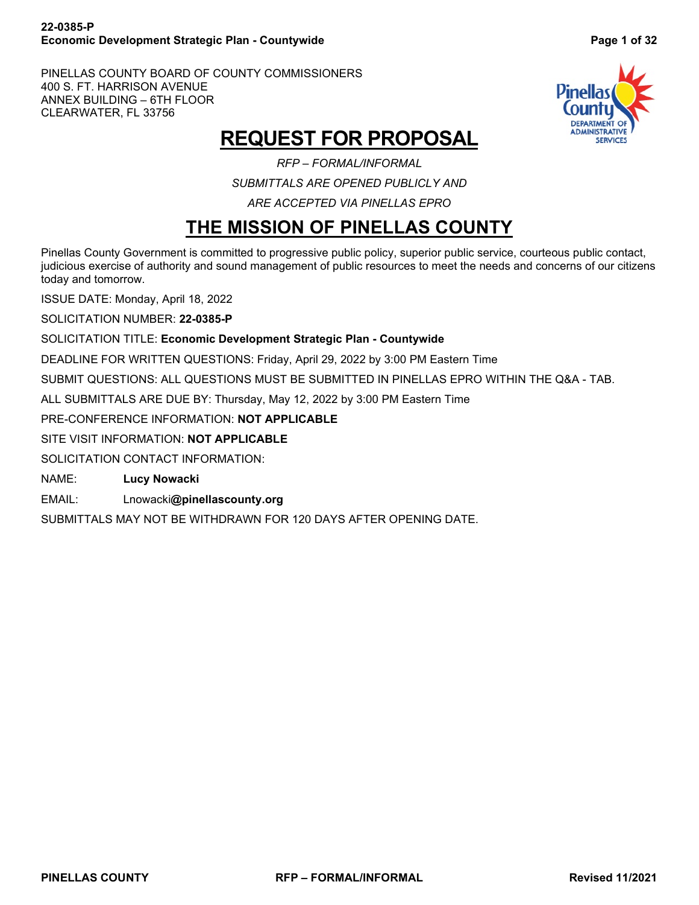PINELLAS COUNTY BOARD OF COUNTY COMMISSIONERS
400 S. FT. HARRISON AVENUE
ANNEX BUILDING – 6TH FLOOR
CLEARWATER, FL 33756

# REQUEST FOR PROPOSAL

*RFP – FORMAL/INFORMAL*

*SUBMITTALS ARE OPENED PUBLICLY AND*

*ARE ACCEPTED VIA PINELLAS EPRO*

# THE MISSION OF PINELLAS COUNTY

Pinellas County Government is committed to progressive public policy, superior public service, courteous public contact, judicious exercise of authority and sound management of public resources to meet the needs and concerns of our citizens today and tomorrow.

ISSUE DATE: Monday, April 18, 2022

SOLICITATION NUMBER: **22-0385-P**

SOLICITATION TITLE: **Economic Development Strategic Plan - Countywide**

DEADLINE FOR WRITTEN QUESTIONS: Friday, April 29, 2022 by 3:00 PM Eastern Time

SUBMIT QUESTIONS: ALL QUESTIONS MUST BE SUBMITTED IN PINELLAS EPRO WITHIN THE Q&A - TAB.

ALL SUBMITTALS ARE DUE BY: Thursday, May 12, 2022 by 3:00 PM Eastern Time

PRE-CONFERENCE INFORMATION: **NOT APPLICABLE**

SITE VISIT INFORMATION: **NOT APPLICABLE**

SOLICITATION CONTACT INFORMATION:

NAME: **Lucy Nowacki**

EMAIL: Lnowacki**@pinellascounty.org**

SUBMITTALS MAY NOT BE WITHDRAWN FOR 120 DAYS AFTER OPENING DATE.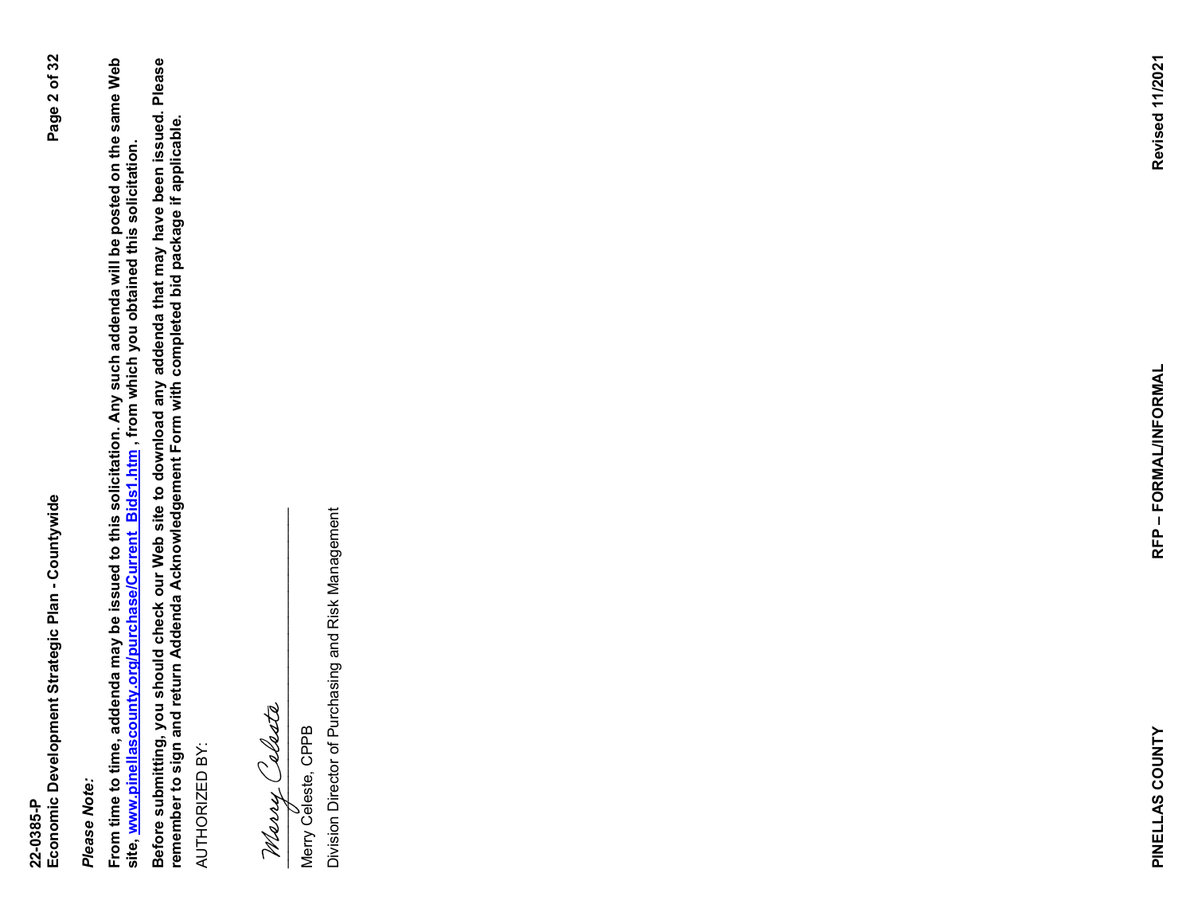***Please Note:***

**From time to time, addenda may be issued to this solicitation. Any such addenda will be posted on the same Web site, [www.pinellascounty.org/purchase/Current_Bids1.htm](www.pinellascounty.org/purchase/Current_Bids1.htm), from which you obtained this solicitation.**

**Before submitting, you should check our Web site to download any addenda that may have been issued. Please remember to sign and return Addenda Acknowledgement Form with completed bid package if applicable.**

AUTHORIZED BY:

Merry Celeste, CPPB

Division Director of Purchasing and Risk Management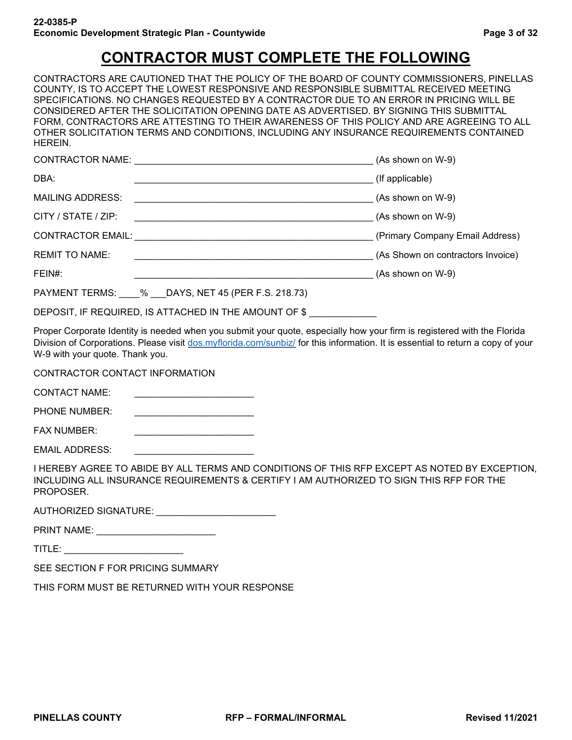# CONTRACTOR MUST COMPLETE THE FOLLOWING

CONTRACTORS ARE CAUTIONED THAT THE POLICY OF THE BOARD OF COUNTY COMMISSIONERS, PINELLAS COUNTY, IS TO ACCEPT THE LOWEST RESPONSIVE AND RESPONSIBLE SUBMITTAL RECEIVED MEETING SPECIFICATIONS. NO CHANGES REQUESTED BY A CONTRACTOR DUE TO AN ERROR IN PRICING WILL BE CONSIDERED AFTER THE SOLICITATION OPENING DATE AS ADVERTISED. BY SIGNING THIS SUBMITTAL FORM, CONTRACTORS ARE ATTESTING TO THEIR AWARENESS OF THIS POLICY AND ARE AGREEING TO ALL OTHER SOLICITATION TERMS AND CONDITIONS, INCLUDING ANY INSURANCE REQUIREMENTS CONTAINED HEREIN.

CONTRACTOR NAME: _______________________________________________ (As shown on W-9)

DBA: _______________________________________________ (If applicable)

MAILING ADDRESS: _______________________________________________ (As shown on W-9)

CITY / STATE / ZIP: _______________________________________________ (As shown on W-9)

CONTRACTOR EMAIL: _______________________________________________ (Primary Company Email Address)

REMIT TO NAME: _______________________________________________ (As Shown on contractors Invoice)

FEIN#: _______________________________________________ (As shown on W-9)

PAYMENT TERMS: ____% ___DAYS, NET 45 (PER F.S. 218.73)

DEPOSIT, IF REQUIRED, IS ATTACHED IN THE AMOUNT OF $ ____________

Proper Corporate Identity is needed when you submit your quote, especially how your firm is registered with the Florida Division of Corporations. Please visit dos.myflorida.com/sunbiz/ for this information. It is essential to return a copy of your W-9 with your quote. Thank you.

CONTRACTOR CONTACT INFORMATION

CONTACT NAME: ______________________

PHONE NUMBER: ______________________

FAX NUMBER: ______________________

EMAIL ADDRESS: ______________________

I HEREBY AGREE TO ABIDE BY ALL TERMS AND CONDITIONS OF THIS RFP EXCEPT AS NOTED BY EXCEPTION, INCLUDING ALL INSURANCE REQUIREMENTS & CERTIFY I AM AUTHORIZED TO SIGN THIS RFP FOR THE PROPOSER.

AUTHORIZED SIGNATURE: ______________________

PRINT NAME: ______________________

TITLE: ______________________

SEE SECTION F FOR PRICING SUMMARY

THIS FORM MUST BE RETURNED WITH YOUR RESPONSE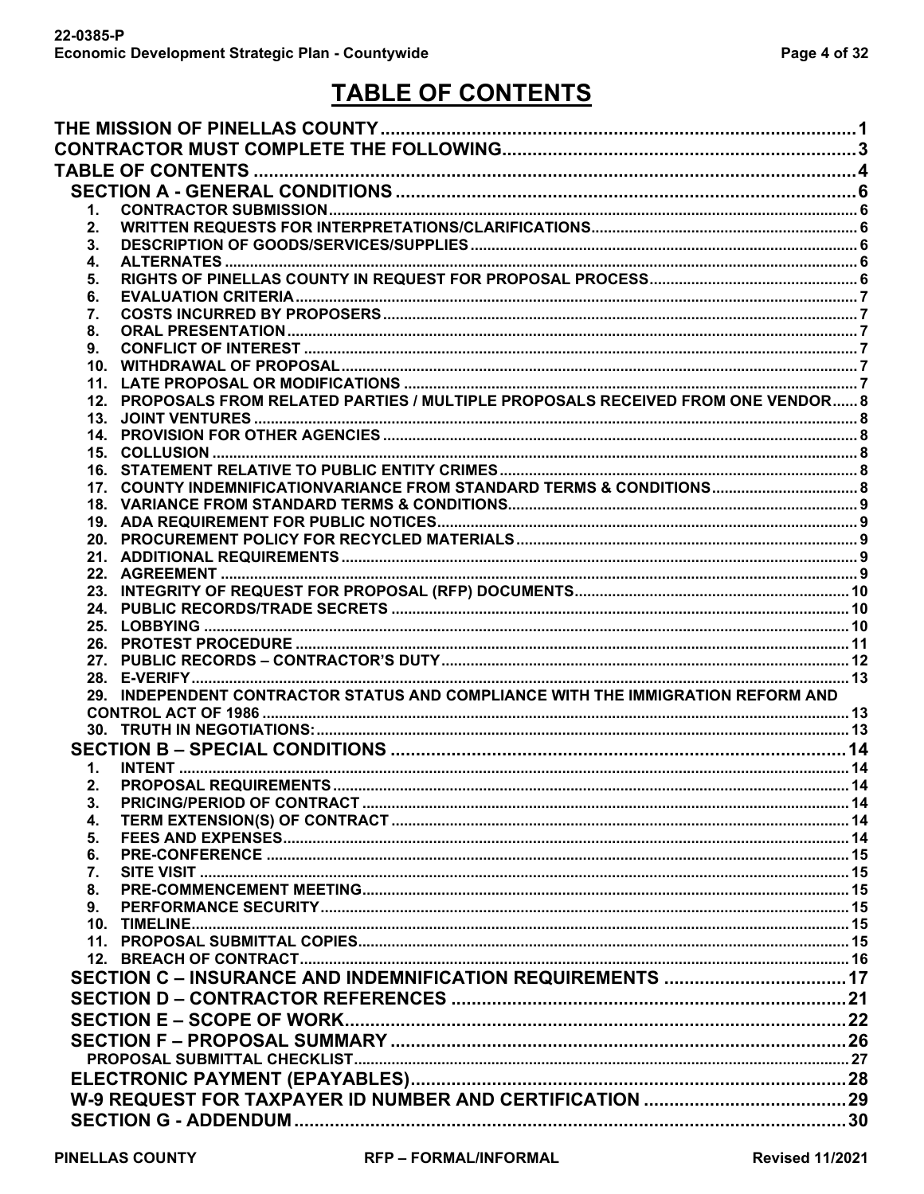# TABLE OF CONTENTS

THE MISSION OF PINELLAS COUNTY ..... 1
CONTRACTOR MUST COMPLETE THE FOLLOWING ..... 3
TABLE OF CONTENTS ..... 4

SECTION A - GENERAL CONDITIONS ..... 6
1. CONTRACTOR SUBMISSION ..... 6
2. WRITTEN REQUESTS FOR INTERPRETATIONS/CLARIFICATIONS ..... 6
3. DESCRIPTION OF GOODS/SERVICES/SUPPLIES ..... 6
4. ALTERNATES ..... 6
5. RIGHTS OF PINELLAS COUNTY IN REQUEST FOR PROPOSAL PROCESS ..... 6
6. EVALUATION CRITERIA ..... 7
7. COSTS INCURRED BY PROPOSERS ..... 7
8. ORAL PRESENTATION ..... 7
9. CONFLICT OF INTEREST ..... 7
10. WITHDRAWAL OF PROPOSAL ..... 7
11. LATE PROPOSAL OR MODIFICATIONS ..... 7
12. PROPOSALS FROM RELATED PARTIES / MULTIPLE PROPOSALS RECEIVED FROM ONE VENDOR ..... 8
13. JOINT VENTURES ..... 8
14. PROVISION FOR OTHER AGENCIES ..... 8
15. COLLUSION ..... 8
16. STATEMENT RELATIVE TO PUBLIC ENTITY CRIMES ..... 8
17. COUNTY INDEMNIFICATIONVARIANCE FROM STANDARD TERMS & CONDITIONS ..... 8
18. VARIANCE FROM STANDARD TERMS & CONDITIONS ..... 9
19. ADA REQUIREMENT FOR PUBLIC NOTICES ..... 9
20. PROCUREMENT POLICY FOR RECYCLED MATERIALS ..... 9
21. ADDITIONAL REQUIREMENTS ..... 9
22. AGREEMENT ..... 9
23. INTEGRITY OF REQUEST FOR PROPOSAL (RFP) DOCUMENTS ..... 10
24. PUBLIC RECORDS/TRADE SECRETS ..... 10
25. LOBBYING ..... 10
26. PROTEST PROCEDURE ..... 11
27. PUBLIC RECORDS – CONTRACTOR'S DUTY ..... 12
28. E-VERIFY ..... 13
29. INDEPENDENT CONTRACTOR STATUS AND COMPLIANCE WITH THE IMMIGRATION REFORM AND CONTROL ACT OF 1986 ..... 13
30. TRUTH IN NEGOTIATIONS: ..... 13

SECTION B – SPECIAL CONDITIONS ..... 14
1. INTENT ..... 14
2. PROPOSAL REQUIREMENTS ..... 14
3. PRICING/PERIOD OF CONTRACT ..... 14
4. TERM EXTENSION(S) OF CONTRACT ..... 14
5. FEES AND EXPENSES ..... 14
6. PRE-CONFERENCE ..... 15
7. SITE VISIT ..... 15
8. PRE-COMMENCEMENT MEETING ..... 15
9. PERFORMANCE SECURITY ..... 15
10. TIMELINE ..... 15
11. PROPOSAL SUBMITTAL COPIES ..... 15
12. BREACH OF CONTRACT ..... 16

SECTION C – INSURANCE AND INDEMNIFICATION REQUIREMENTS ..... 17
SECTION D – CONTRACTOR REFERENCES ..... 21
SECTION E – SCOPE OF WORK ..... 22
SECTION F – PROPOSAL SUMMARY ..... 26
PROPOSAL SUBMITTAL CHECKLIST ..... 27
ELECTRONIC PAYMENT (EPAYABLES) ..... 28
W-9 REQUEST FOR TAXPAYER ID NUMBER AND CERTIFICATION ..... 29
SECTION G - ADDENDUM ..... 30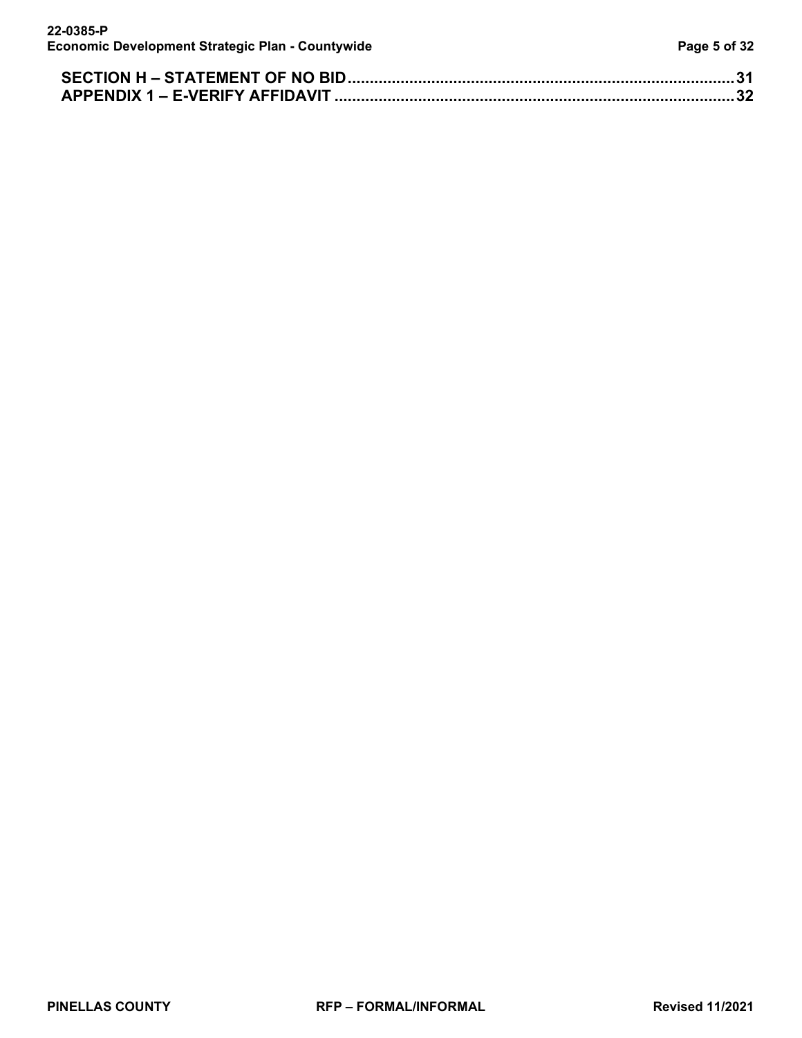**SECTION H – STATEMENT OF NO BID** ........................................................................................ 31
**APPENDIX 1 – E-VERIFY AFFIDAVIT** ........................................................................................ 32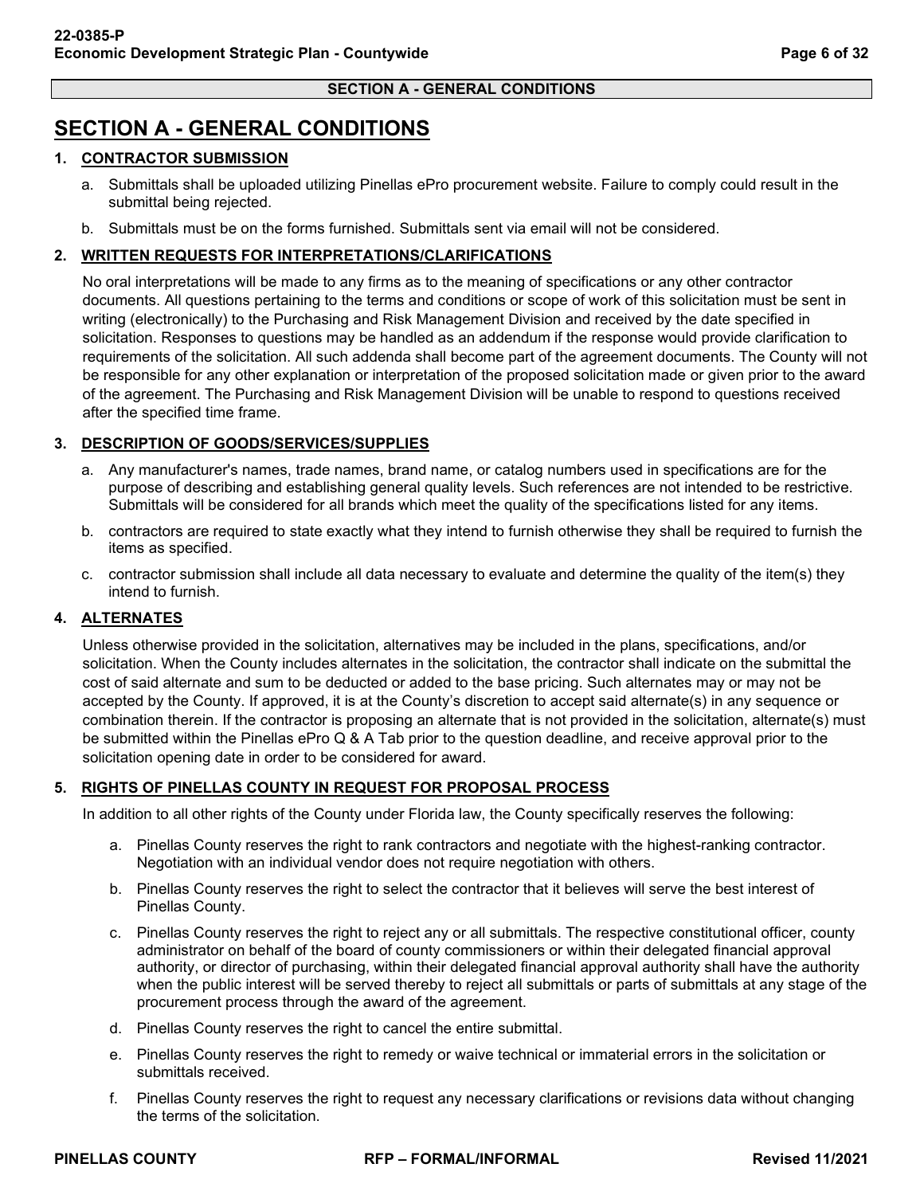# SECTION A - GENERAL CONDITIONS

## 1. CONTRACTOR SUBMISSION

a. Submittals shall be uploaded utilizing Pinellas ePro procurement website. Failure to comply could result in the submittal being rejected.

b. Submittals must be on the forms furnished. Submittals sent via email will not be considered.

## 2. WRITTEN REQUESTS FOR INTERPRETATIONS/CLARIFICATIONS

No oral interpretations will be made to any firms as to the meaning of specifications or any other contractor documents. All questions pertaining to the terms and conditions or scope of work of this solicitation must be sent in writing (electronically) to the Purchasing and Risk Management Division and received by the date specified in solicitation. Responses to questions may be handled as an addendum if the response would provide clarification to requirements of the solicitation. All such addenda shall become part of the agreement documents. The County will not be responsible for any other explanation or interpretation of the proposed solicitation made or given prior to the award of the agreement. The Purchasing and Risk Management Division will be unable to respond to questions received after the specified time frame.

## 3. DESCRIPTION OF GOODS/SERVICES/SUPPLIES

a. Any manufacturer's names, trade names, brand name, or catalog numbers used in specifications are for the purpose of describing and establishing general quality levels. Such references are not intended to be restrictive. Submittals will be considered for all brands which meet the quality of the specifications listed for any items.

b. contractors are required to state exactly what they intend to furnish otherwise they shall be required to furnish the items as specified.

c. contractor submission shall include all data necessary to evaluate and determine the quality of the item(s) they intend to furnish.

## 4. ALTERNATES

Unless otherwise provided in the solicitation, alternatives may be included in the plans, specifications, and/or solicitation. When the County includes alternates in the solicitation, the contractor shall indicate on the submittal the cost of said alternate and sum to be deducted or added to the base pricing. Such alternates may or may not be accepted by the County. If approved, it is at the County's discretion to accept said alternate(s) in any sequence or combination therein. If the contractor is proposing an alternate that is not provided in the solicitation, alternate(s) must be submitted within the Pinellas ePro Q & A Tab prior to the question deadline, and receive approval prior to the solicitation opening date in order to be considered for award.

## 5. RIGHTS OF PINELLAS COUNTY IN REQUEST FOR PROPOSAL PROCESS

In addition to all other rights of the County under Florida law, the County specifically reserves the following:

a. Pinellas County reserves the right to rank contractors and negotiate with the highest-ranking contractor. Negotiation with an individual vendor does not require negotiation with others.

b. Pinellas County reserves the right to select the contractor that it believes will serve the best interest of Pinellas County.

c. Pinellas County reserves the right to reject any or all submittals. The respective constitutional officer, county administrator on behalf of the board of county commissioners or within their delegated financial approval authority, or director of purchasing, within their delegated financial approval authority shall have the authority when the public interest will be served thereby to reject all submittals or parts of submittals at any stage of the procurement process through the award of the agreement.

d. Pinellas County reserves the right to cancel the entire submittal.

e. Pinellas County reserves the right to remedy or waive technical or immaterial errors in the solicitation or submittals received.

f. Pinellas County reserves the right to request any necessary clarifications or revisions data without changing the terms of the solicitation.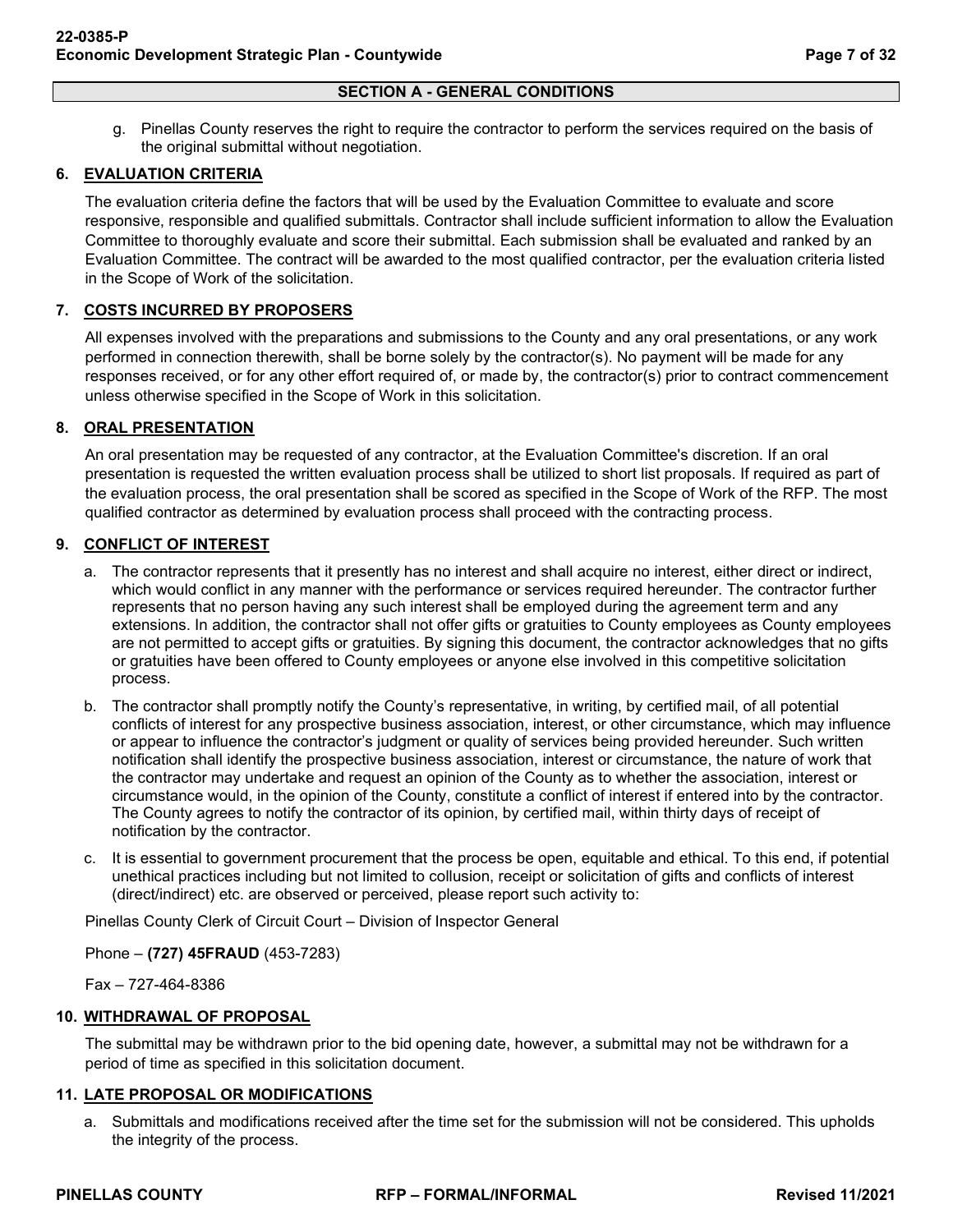## SECTION A - GENERAL CONDITIONS

g. Pinellas County reserves the right to require the contractor to perform the services required on the basis of the original submittal without negotiation.

### 6. EVALUATION CRITERIA

The evaluation criteria define the factors that will be used by the Evaluation Committee to evaluate and score responsive, responsible and qualified submittals. Contractor shall include sufficient information to allow the Evaluation Committee to thoroughly evaluate and score their submittal. Each submission shall be evaluated and ranked by an Evaluation Committee. The contract will be awarded to the most qualified contractor, per the evaluation criteria listed in the Scope of Work of the solicitation.

### 7. COSTS INCURRED BY PROPOSERS

All expenses involved with the preparations and submissions to the County and any oral presentations, or any work performed in connection therewith, shall be borne solely by the contractor(s). No payment will be made for any responses received, or for any other effort required of, or made by, the contractor(s) prior to contract commencement unless otherwise specified in the Scope of Work in this solicitation.

### 8. ORAL PRESENTATION

An oral presentation may be requested of any contractor, at the Evaluation Committee's discretion. If an oral presentation is requested the written evaluation process shall be utilized to short list proposals. If required as part of the evaluation process, the oral presentation shall be scored as specified in the Scope of Work of the RFP. The most qualified contractor as determined by evaluation process shall proceed with the contracting process.

### 9. CONFLICT OF INTEREST

a. The contractor represents that it presently has no interest and shall acquire no interest, either direct or indirect, which would conflict in any manner with the performance or services required hereunder. The contractor further represents that no person having any such interest shall be employed during the agreement term and any extensions. In addition, the contractor shall not offer gifts or gratuities to County employees as County employees are not permitted to accept gifts or gratuities. By signing this document, the contractor acknowledges that no gifts or gratuities have been offered to County employees or anyone else involved in this competitive solicitation process.

b. The contractor shall promptly notify the County's representative, in writing, by certified mail, of all potential conflicts of interest for any prospective business association, interest, or other circumstance, which may influence or appear to influence the contractor's judgment or quality of services being provided hereunder. Such written notification shall identify the prospective business association, interest or circumstance, the nature of work that the contractor may undertake and request an opinion of the County as to whether the association, interest or circumstance would, in the opinion of the County, constitute a conflict of interest if entered into by the contractor. The County agrees to notify the contractor of its opinion, by certified mail, within thirty days of receipt of notification by the contractor.

c. It is essential to government procurement that the process be open, equitable and ethical. To this end, if potential unethical practices including but not limited to collusion, receipt or solicitation of gifts and conflicts of interest (direct/indirect) etc. are observed or perceived, please report such activity to:

Pinellas County Clerk of Circuit Court – Division of Inspector General

Phone – **(727) 45FRAUD** (453-7283)

Fax – 727-464-8386

### 10. WITHDRAWAL OF PROPOSAL

The submittal may be withdrawn prior to the bid opening date, however, a submittal may not be withdrawn for a period of time as specified in this solicitation document.

### 11. LATE PROPOSAL OR MODIFICATIONS

a. Submittals and modifications received after the time set for the submission will not be considered. This upholds the integrity of the process.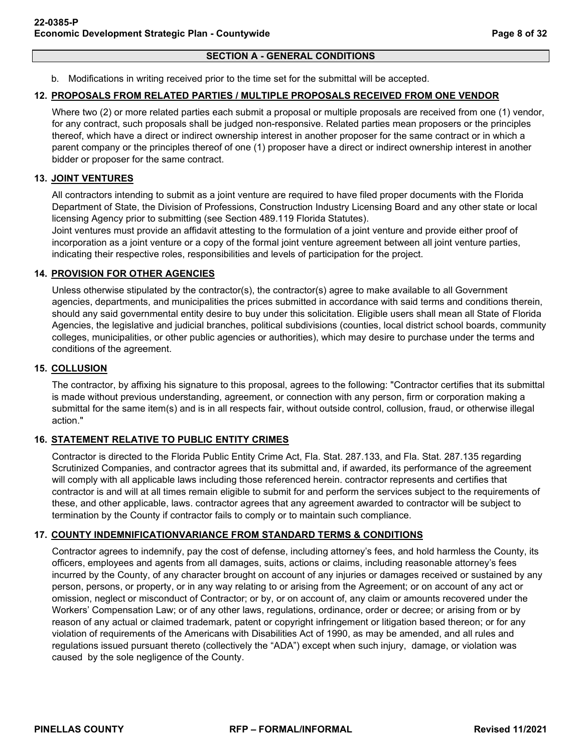## SECTION A - GENERAL CONDITIONS

b. Modifications in writing received prior to the time set for the submittal will be accepted.

### 12. PROPOSALS FROM RELATED PARTIES / MULTIPLE PROPOSALS RECEIVED FROM ONE VENDOR

Where two (2) or more related parties each submit a proposal or multiple proposals are received from one (1) vendor, for any contract, such proposals shall be judged non-responsive. Related parties mean proposers or the principles thereof, which have a direct or indirect ownership interest in another proposer for the same contract or in which a parent company or the principles thereof of one (1) proposer have a direct or indirect ownership interest in another bidder or proposer for the same contract.

### 13. JOINT VENTURES

All contractors intending to submit as a joint venture are required to have filed proper documents with the Florida Department of State, the Division of Professions, Construction Industry Licensing Board and any other state or local licensing Agency prior to submitting (see Section 489.119 Florida Statutes).
Joint ventures must provide an affidavit attesting to the formulation of a joint venture and provide either proof of incorporation as a joint venture or a copy of the formal joint venture agreement between all joint venture parties, indicating their respective roles, responsibilities and levels of participation for the project.

### 14. PROVISION FOR OTHER AGENCIES

Unless otherwise stipulated by the contractor(s), the contractor(s) agree to make available to all Government agencies, departments, and municipalities the prices submitted in accordance with said terms and conditions therein, should any said governmental entity desire to buy under this solicitation. Eligible users shall mean all State of Florida Agencies, the legislative and judicial branches, political subdivisions (counties, local district school boards, community colleges, municipalities, or other public agencies or authorities), which may desire to purchase under the terms and conditions of the agreement.

### 15. COLLUSION

The contractor, by affixing his signature to this proposal, agrees to the following: "Contractor certifies that its submittal is made without previous understanding, agreement, or connection with any person, firm or corporation making a submittal for the same item(s) and is in all respects fair, without outside control, collusion, fraud, or otherwise illegal action."

### 16. STATEMENT RELATIVE TO PUBLIC ENTITY CRIMES

Contractor is directed to the Florida Public Entity Crime Act, Fla. Stat. 287.133, and Fla. Stat. 287.135 regarding Scrutinized Companies, and contractor agrees that its submittal and, if awarded, its performance of the agreement will comply with all applicable laws including those referenced herein. contractor represents and certifies that contractor is and will at all times remain eligible to submit for and perform the services subject to the requirements of these, and other applicable, laws. contractor agrees that any agreement awarded to contractor will be subject to termination by the County if contractor fails to comply or to maintain such compliance.

### 17. COUNTY INDEMNIFICATIONVARIANCE FROM STANDARD TERMS & CONDITIONS

Contractor agrees to indemnify, pay the cost of defense, including attorney's fees, and hold harmless the County, its officers, employees and agents from all damages, suits, actions or claims, including reasonable attorney's fees incurred by the County, of any character brought on account of any injuries or damages received or sustained by any person, persons, or property, or in any way relating to or arising from the Agreement; or on account of any act or omission, neglect or misconduct of Contractor; or by, or on account of, any claim or amounts recovered under the Workers' Compensation Law; or of any other laws, regulations, ordinance, order or decree; or arising from or by reason of any actual or claimed trademark, patent or copyright infringement or litigation based thereon; or for any violation of requirements of the Americans with Disabilities Act of 1990, as may be amended, and all rules and regulations issued pursuant thereto (collectively the "ADA") except when such injury, damage, or violation was caused by the sole negligence of the County.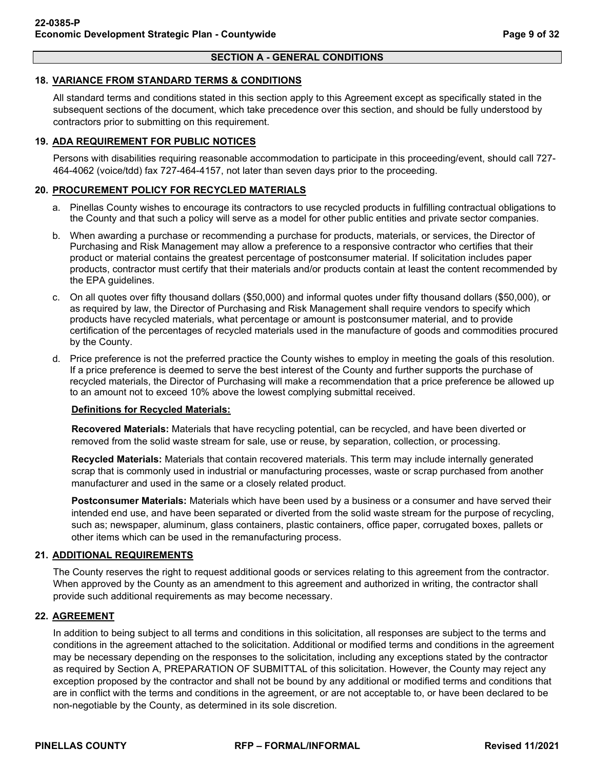## SECTION A - GENERAL CONDITIONS

### 18. VARIANCE FROM STANDARD TERMS & CONDITIONS

All standard terms and conditions stated in this section apply to this Agreement except as specifically stated in the subsequent sections of the document, which take precedence over this section, and should be fully understood by contractors prior to submitting on this requirement.

### 19. ADA REQUIREMENT FOR PUBLIC NOTICES

Persons with disabilities requiring reasonable accommodation to participate in this proceeding/event, should call 727-464-4062 (voice/tdd) fax 727-464-4157, not later than seven days prior to the proceeding.

### 20. PROCUREMENT POLICY FOR RECYCLED MATERIALS

a. Pinellas County wishes to encourage its contractors to use recycled products in fulfilling contractual obligations to the County and that such a policy will serve as a model for other public entities and private sector companies.

b. When awarding a purchase or recommending a purchase for products, materials, or services, the Director of Purchasing and Risk Management may allow a preference to a responsive contractor who certifies that their product or material contains the greatest percentage of postconsumer material. If solicitation includes paper products, contractor must certify that their materials and/or products contain at least the content recommended by the EPA guidelines.

c. On all quotes over fifty thousand dollars ($50,000) and informal quotes under fifty thousand dollars ($50,000), or as required by law, the Director of Purchasing and Risk Management shall require vendors to specify which products have recycled materials, what percentage or amount is postconsumer material, and to provide certification of the percentages of recycled materials used in the manufacture of goods and commodities procured by the County.

d. Price preference is not the preferred practice the County wishes to employ in meeting the goals of this resolution. If a price preference is deemed to serve the best interest of the County and further supports the purchase of recycled materials, the Director of Purchasing will make a recommendation that a price preference be allowed up to an amount not to exceed 10% above the lowest complying submittal received.

**Definitions for Recycled Materials:**

**Recovered Materials:** Materials that have recycling potential, can be recycled, and have been diverted or removed from the solid waste stream for sale, use or reuse, by separation, collection, or processing.

**Recycled Materials:** Materials that contain recovered materials. This term may include internally generated scrap that is commonly used in industrial or manufacturing processes, waste or scrap purchased from another manufacturer and used in the same or a closely related product.

**Postconsumer Materials:** Materials which have been used by a business or a consumer and have served their intended end use, and have been separated or diverted from the solid waste stream for the purpose of recycling, such as; newspaper, aluminum, glass containers, plastic containers, office paper, corrugated boxes, pallets or other items which can be used in the remanufacturing process.

### 21. ADDITIONAL REQUIREMENTS

The County reserves the right to request additional goods or services relating to this agreement from the contractor. When approved by the County as an amendment to this agreement and authorized in writing, the contractor shall provide such additional requirements as may become necessary.

### 22. AGREEMENT

In addition to being subject to all terms and conditions in this solicitation, all responses are subject to the terms and conditions in the agreement attached to the solicitation. Additional or modified terms and conditions in the agreement may be necessary depending on the responses to the solicitation, including any exceptions stated by the contractor as required by Section A, PREPARATION OF SUBMITTAL of this solicitation. However, the County may reject any exception proposed by the contractor and shall not be bound by any additional or modified terms and conditions that are in conflict with the terms and conditions in the agreement, or are not acceptable to, or have been declared to be non-negotiable by the County, as determined in its sole discretion.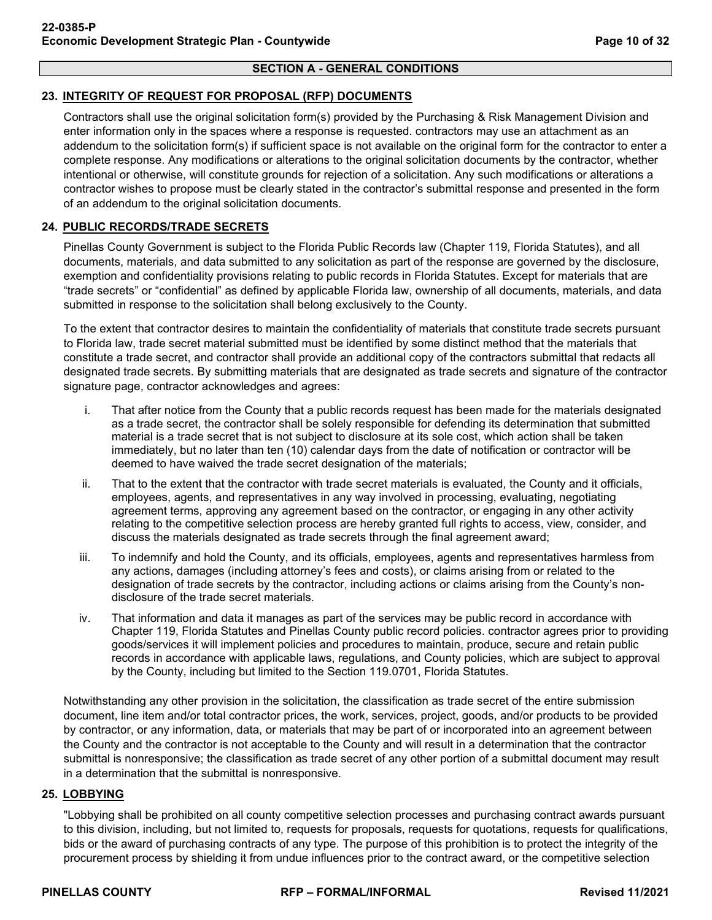## SECTION A - GENERAL CONDITIONS

### 23. INTEGRITY OF REQUEST FOR PROPOSAL (RFP) DOCUMENTS

Contractors shall use the original solicitation form(s) provided by the Purchasing & Risk Management Division and enter information only in the spaces where a response is requested. contractors may use an attachment as an addendum to the solicitation form(s) if sufficient space is not available on the original form for the contractor to enter a complete response. Any modifications or alterations to the original solicitation documents by the contractor, whether intentional or otherwise, will constitute grounds for rejection of a solicitation. Any such modifications or alterations a contractor wishes to propose must be clearly stated in the contractor's submittal response and presented in the form of an addendum to the original solicitation documents.

### 24. PUBLIC RECORDS/TRADE SECRETS

Pinellas County Government is subject to the Florida Public Records law (Chapter 119, Florida Statutes), and all documents, materials, and data submitted to any solicitation as part of the response are governed by the disclosure, exemption and confidentiality provisions relating to public records in Florida Statutes. Except for materials that are "trade secrets" or "confidential" as defined by applicable Florida law, ownership of all documents, materials, and data submitted in response to the solicitation shall belong exclusively to the County.

To the extent that contractor desires to maintain the confidentiality of materials that constitute trade secrets pursuant to Florida law, trade secret material submitted must be identified by some distinct method that the materials that constitute a trade secret, and contractor shall provide an additional copy of the contractors submittal that redacts all designated trade secrets. By submitting materials that are designated as trade secrets and signature of the contractor signature page, contractor acknowledges and agrees:

i. That after notice from the County that a public records request has been made for the materials designated as a trade secret, the contractor shall be solely responsible for defending its determination that submitted material is a trade secret that is not subject to disclosure at its sole cost, which action shall be taken immediately, but no later than ten (10) calendar days from the date of notification or contractor will be deemed to have waived the trade secret designation of the materials;

ii. That to the extent that the contractor with trade secret materials is evaluated, the County and it officials, employees, agents, and representatives in any way involved in processing, evaluating, negotiating agreement terms, approving any agreement based on the contractor, or engaging in any other activity relating to the competitive selection process are hereby granted full rights to access, view, consider, and discuss the materials designated as trade secrets through the final agreement award;

iii. To indemnify and hold the County, and its officials, employees, agents and representatives harmless from any actions, damages (including attorney's fees and costs), or claims arising from or related to the designation of trade secrets by the contractor, including actions or claims arising from the County's non-disclosure of the trade secret materials.

iv. That information and data it manages as part of the services may be public record in accordance with Chapter 119, Florida Statutes and Pinellas County public record policies. contractor agrees prior to providing goods/services it will implement policies and procedures to maintain, produce, secure and retain public records in accordance with applicable laws, regulations, and County policies, which are subject to approval by the County, including but limited to the Section 119.0701, Florida Statutes.

Notwithstanding any other provision in the solicitation, the classification as trade secret of the entire submission document, line item and/or total contractor prices, the work, services, project, goods, and/or products to be provided by contractor, or any information, data, or materials that may be part of or incorporated into an agreement between the County and the contractor is not acceptable to the County and will result in a determination that the contractor submittal is nonresponsive; the classification as trade secret of any other portion of a submittal document may result in a determination that the submittal is nonresponsive.

### 25. LOBBYING

"Lobbying shall be prohibited on all county competitive selection processes and purchasing contract awards pursuant to this division, including, but not limited to, requests for proposals, requests for quotations, requests for qualifications, bids or the award of purchasing contracts of any type. The purpose of this prohibition is to protect the integrity of the procurement process by shielding it from undue influences prior to the contract award, or the competitive selection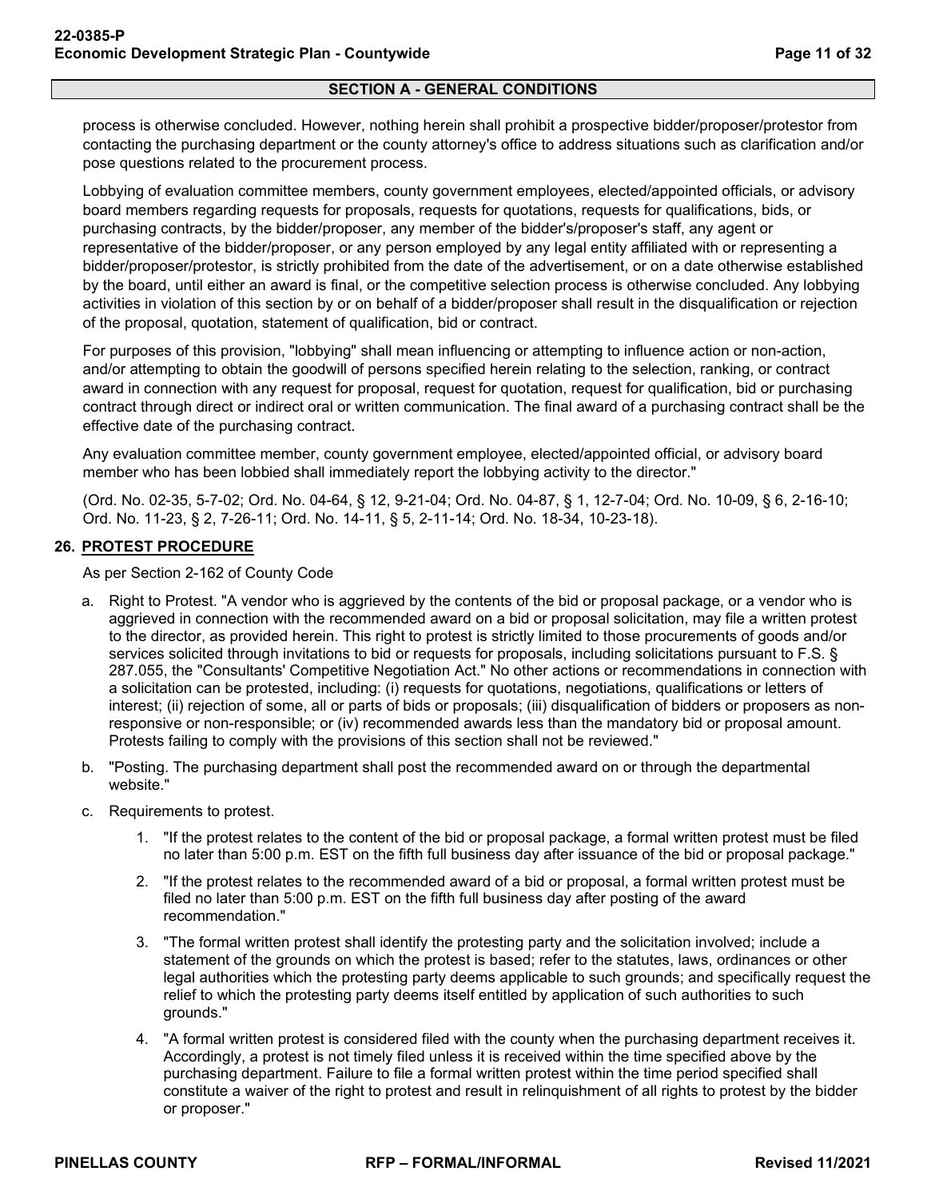process is otherwise concluded. However, nothing herein shall prohibit a prospective bidder/proposer/protestor from contacting the purchasing department or the county attorney's office to address situations such as clarification and/or pose questions related to the procurement process.

Lobbying of evaluation committee members, county government employees, elected/appointed officials, or advisory board members regarding requests for proposals, requests for quotations, requests for qualifications, bids, or purchasing contracts, by the bidder/proposer, any member of the bidder's/proposer's staff, any agent or representative of the bidder/proposer, or any person employed by any legal entity affiliated with or representing a bidder/proposer/protestor, is strictly prohibited from the date of the advertisement, or on a date otherwise established by the board, until either an award is final, or the competitive selection process is otherwise concluded. Any lobbying activities in violation of this section by or on behalf of a bidder/proposer shall result in the disqualification or rejection of the proposal, quotation, statement of qualification, bid or contract.

For purposes of this provision, "lobbying" shall mean influencing or attempting to influence action or non-action, and/or attempting to obtain the goodwill of persons specified herein relating to the selection, ranking, or contract award in connection with any request for proposal, request for quotation, request for qualification, bid or purchasing contract through direct or indirect oral or written communication. The final award of a purchasing contract shall be the effective date of the purchasing contract.

Any evaluation committee member, county government employee, elected/appointed official, or advisory board member who has been lobbied shall immediately report the lobbying activity to the director."

(Ord. No. 02-35, 5-7-02; Ord. No. 04-64, § 12, 9-21-04; Ord. No. 04-87, § 1, 12-7-04; Ord. No. 10-09, § 6, 2-16-10; Ord. No. 11-23, § 2, 7-26-11; Ord. No. 14-11, § 5, 2-11-14; Ord. No. 18-34, 10-23-18).

## 26. PROTEST PROCEDURE

As per Section 2-162 of County Code

a. Right to Protest. "A vendor who is aggrieved by the contents of the bid or proposal package, or a vendor who is aggrieved in connection with the recommended award on a bid or proposal solicitation, may file a written protest to the director, as provided herein. This right to protest is strictly limited to those procurements of goods and/or services solicited through invitations to bid or requests for proposals, including solicitations pursuant to F.S. § 287.055, the "Consultants' Competitive Negotiation Act." No other actions or recommendations in connection with a solicitation can be protested, including: (i) requests for quotations, negotiations, qualifications or letters of interest; (ii) rejection of some, all or parts of bids or proposals; (iii) disqualification of bidders or proposers as non-responsive or non-responsible; or (iv) recommended awards less than the mandatory bid or proposal amount. Protests failing to comply with the provisions of this section shall not be reviewed."

b. "Posting. The purchasing department shall post the recommended award on or through the departmental website."

c. Requirements to protest.

   1. "If the protest relates to the content of the bid or proposal package, a formal written protest must be filed no later than 5:00 p.m. EST on the fifth full business day after issuance of the bid or proposal package."

   2. "If the protest relates to the recommended award of a bid or proposal, a formal written protest must be filed no later than 5:00 p.m. EST on the fifth full business day after posting of the award recommendation."

   3. "The formal written protest shall identify the protesting party and the solicitation involved; include a statement of the grounds on which the protest is based; refer to the statutes, laws, ordinances or other legal authorities which the protesting party deems applicable to such grounds; and specifically request the relief to which the protesting party deems itself entitled by application of such authorities to such grounds."

   4. "A formal written protest is considered filed with the county when the purchasing department receives it. Accordingly, a protest is not timely filed unless it is received within the time specified above by the purchasing department. Failure to file a formal written protest within the time period specified shall constitute a waiver of the right to protest and result in relinquishment of all rights to protest by the bidder or proposer."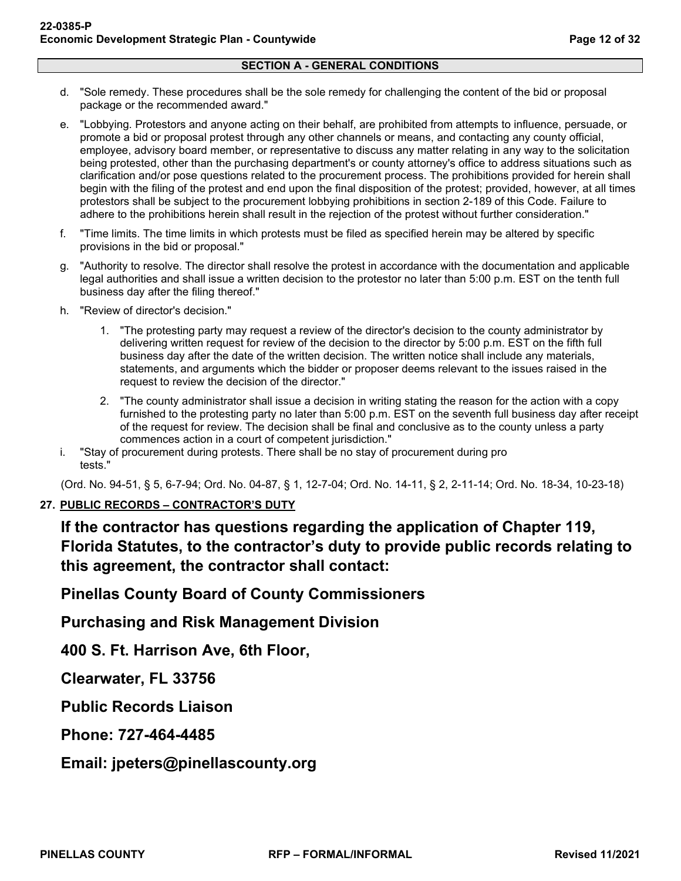## SECTION A - GENERAL CONDITIONS

d. "Sole remedy. These procedures shall be the sole remedy for challenging the content of the bid or proposal package or the recommended award."

e. "Lobbying. Protestors and anyone acting on their behalf, are prohibited from attempts to influence, persuade, or promote a bid or proposal protest through any other channels or means, and contacting any county official, employee, advisory board member, or representative to discuss any matter relating in any way to the solicitation being protested, other than the purchasing department's or county attorney's office to address situations such as clarification and/or pose questions related to the procurement process. The prohibitions provided for herein shall begin with the filing of the protest and end upon the final disposition of the protest; provided, however, at all times protestors shall be subject to the procurement lobbying prohibitions in section 2-189 of this Code. Failure to adhere to the prohibitions herein shall result in the rejection of the protest without further consideration."

f. "Time limits. The time limits in which protests must be filed as specified herein may be altered by specific provisions in the bid or proposal."

g. "Authority to resolve. The director shall resolve the protest in accordance with the documentation and applicable legal authorities and shall issue a written decision to the protestor no later than 5:00 p.m. EST on the tenth full business day after the filing thereof."

h. "Review of director's decision."

   1. "The protesting party may request a review of the director's decision to the county administrator by delivering written request for review of the decision to the director by 5:00 p.m. EST on the fifth full business day after the date of the written decision. The written notice shall include any materials, statements, and arguments which the bidder or proposer deems relevant to the issues raised in the request to review the decision of the director."

   2. "The county administrator shall issue a decision in writing stating the reason for the action with a copy furnished to the protesting party no later than 5:00 p.m. EST on the seventh full business day after receipt of the request for review. The decision shall be final and conclusive as to the county unless a party commences action in a court of competent jurisdiction."

i. "Stay of procurement during protests. There shall be no stay of procurement during pro tests."

(Ord. No. 94-51, § 5, 6-7-94; Ord. No. 04-87, § 1, 12-7-04; Ord. No. 14-11, § 2, 2-11-14; Ord. No. 18-34, 10-23-18)

### 27. PUBLIC RECORDS – CONTRACTOR'S DUTY

**If the contractor has questions regarding the application of Chapter 119, Florida Statutes, to the contractor's duty to provide public records relating to this agreement, the contractor shall contact:**

**Pinellas County Board of County Commissioners**

**Purchasing and Risk Management Division**

**400 S. Ft. Harrison Ave, 6th Floor,**

**Clearwater, FL 33756**

**Public Records Liaison**

**Phone: 727-464-4485**

**Email: jpeters@pinellascounty.org**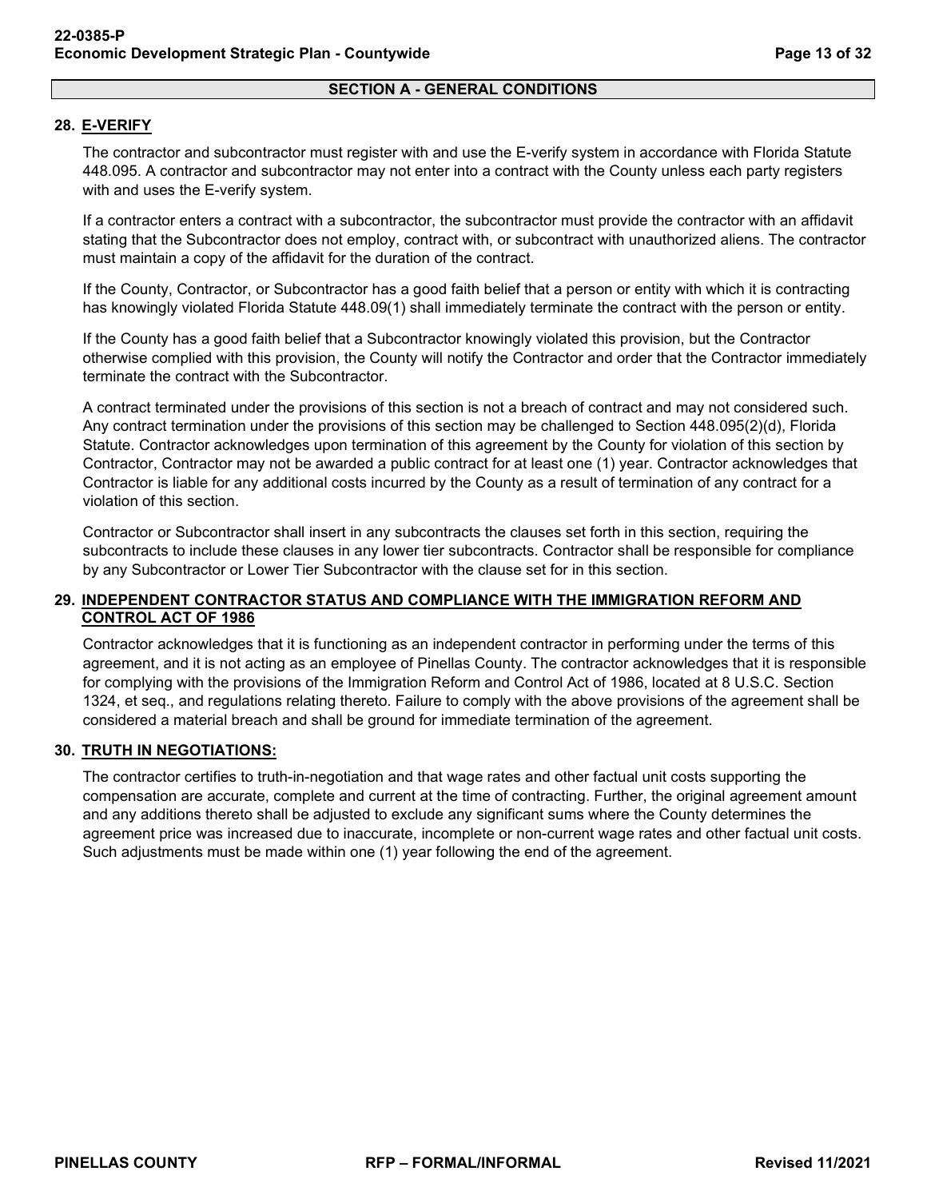## SECTION A - GENERAL CONDITIONS

### 28. E-VERIFY

The contractor and subcontractor must register with and use the E-verify system in accordance with Florida Statute 448.095. A contractor and subcontractor may not enter into a contract with the County unless each party registers with and uses the E-verify system.

If a contractor enters a contract with a subcontractor, the subcontractor must provide the contractor with an affidavit stating that the Subcontractor does not employ, contract with, or subcontract with unauthorized aliens. The contractor must maintain a copy of the affidavit for the duration of the contract.

If the County, Contractor, or Subcontractor has a good faith belief that a person or entity with which it is contracting has knowingly violated Florida Statute 448.09(1) shall immediately terminate the contract with the person or entity.

If the County has a good faith belief that a Subcontractor knowingly violated this provision, but the Contractor otherwise complied with this provision, the County will notify the Contractor and order that the Contractor immediately terminate the contract with the Subcontractor.

A contract terminated under the provisions of this section is not a breach of contract and may not considered such. Any contract termination under the provisions of this section may be challenged to Section 448.095(2)(d), Florida Statute. Contractor acknowledges upon termination of this agreement by the County for violation of this section by Contractor, Contractor may not be awarded a public contract for at least one (1) year. Contractor acknowledges that Contractor is liable for any additional costs incurred by the County as a result of termination of any contract for a violation of this section.

Contractor or Subcontractor shall insert in any subcontracts the clauses set forth in this section, requiring the subcontracts to include these clauses in any lower tier subcontracts. Contractor shall be responsible for compliance by any Subcontractor or Lower Tier Subcontractor with the clause set for in this section.

### 29. INDEPENDENT CONTRACTOR STATUS AND COMPLIANCE WITH THE IMMIGRATION REFORM AND CONTROL ACT OF 1986

Contractor acknowledges that it is functioning as an independent contractor in performing under the terms of this agreement, and it is not acting as an employee of Pinellas County. The contractor acknowledges that it is responsible for complying with the provisions of the Immigration Reform and Control Act of 1986, located at 8 U.S.C. Section 1324, et seq., and regulations relating thereto. Failure to comply with the above provisions of the agreement shall be considered a material breach and shall be ground for immediate termination of the agreement.

### 30. TRUTH IN NEGOTIATIONS:

The contractor certifies to truth-in-negotiation and that wage rates and other factual unit costs supporting the compensation are accurate, complete and current at the time of contracting. Further, the original agreement amount and any additions thereto shall be adjusted to exclude any significant sums where the County determines the agreement price was increased due to inaccurate, incomplete or non-current wage rates and other factual unit costs. Such adjustments must be made within one (1) year following the end of the agreement.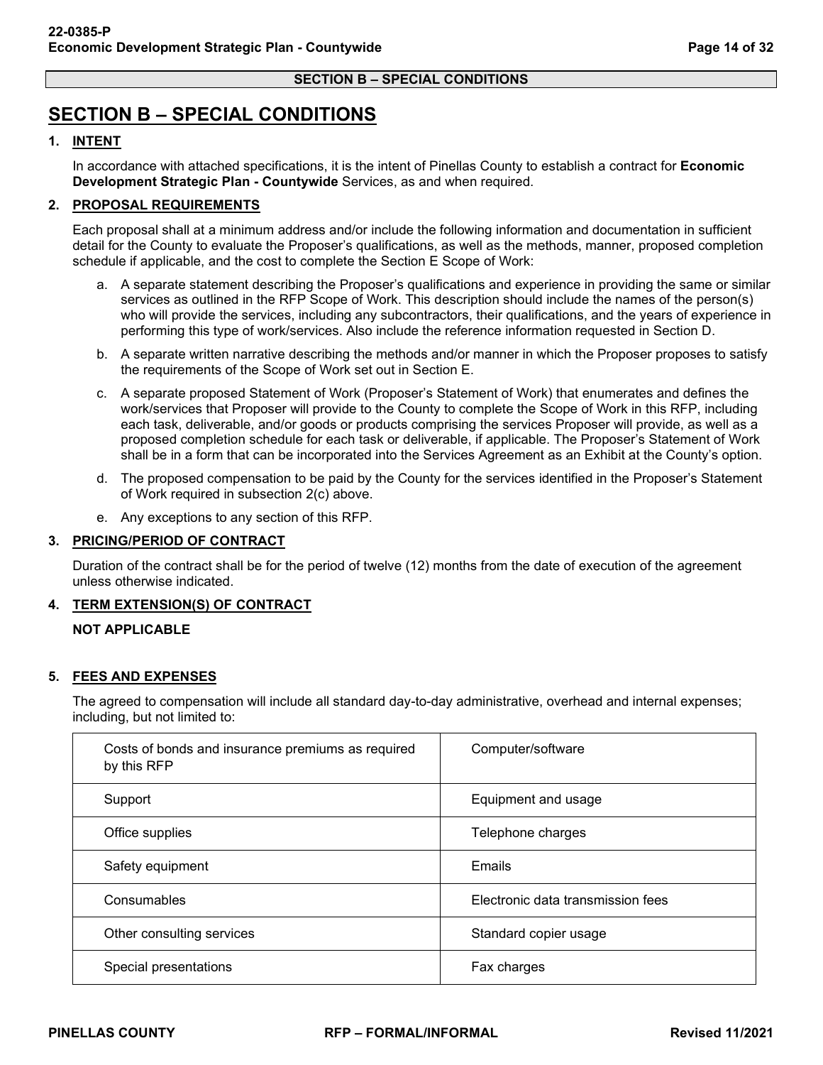# SECTION B – SPECIAL CONDITIONS

## 1. INTENT

In accordance with attached specifications, it is the intent of Pinellas County to establish a contract for **Economic Development Strategic Plan - Countywide** Services, as and when required.

## 2. PROPOSAL REQUIREMENTS

Each proposal shall at a minimum address and/or include the following information and documentation in sufficient detail for the County to evaluate the Proposer's qualifications, as well as the methods, manner, proposed completion schedule if applicable, and the cost to complete the Section E Scope of Work:

a. A separate statement describing the Proposer's qualifications and experience in providing the same or similar services as outlined in the RFP Scope of Work. This description should include the names of the person(s) who will provide the services, including any subcontractors, their qualifications, and the years of experience in performing this type of work/services. Also include the reference information requested in Section D.

b. A separate written narrative describing the methods and/or manner in which the Proposer proposes to satisfy the requirements of the Scope of Work set out in Section E.

c. A separate proposed Statement of Work (Proposer's Statement of Work) that enumerates and defines the work/services that Proposer will provide to the County to complete the Scope of Work in this RFP, including each task, deliverable, and/or goods or products comprising the services Proposer will provide, as well as a proposed completion schedule for each task or deliverable, if applicable. The Proposer's Statement of Work shall be in a form that can be incorporated into the Services Agreement as an Exhibit at the County's option.

d. The proposed compensation to be paid by the County for the services identified in the Proposer's Statement of Work required in subsection 2(c) above.

e. Any exceptions to any section of this RFP.

## 3. PRICING/PERIOD OF CONTRACT

Duration of the contract shall be for the period of twelve (12) months from the date of execution of the agreement unless otherwise indicated.

## 4. TERM EXTENSION(S) OF CONTRACT

**NOT APPLICABLE**

## 5. FEES AND EXPENSES

The agreed to compensation will include all standard day-to-day administrative, overhead and internal expenses; including, but not limited to:

| | |
|---|---|
| Costs of bonds and insurance premiums as required by this RFP | Computer/software |
| Support | Equipment and usage |
| Office supplies | Telephone charges |
| Safety equipment | Emails |
| Consumables | Electronic data transmission fees |
| Other consulting services | Standard copier usage |
| Special presentations | Fax charges |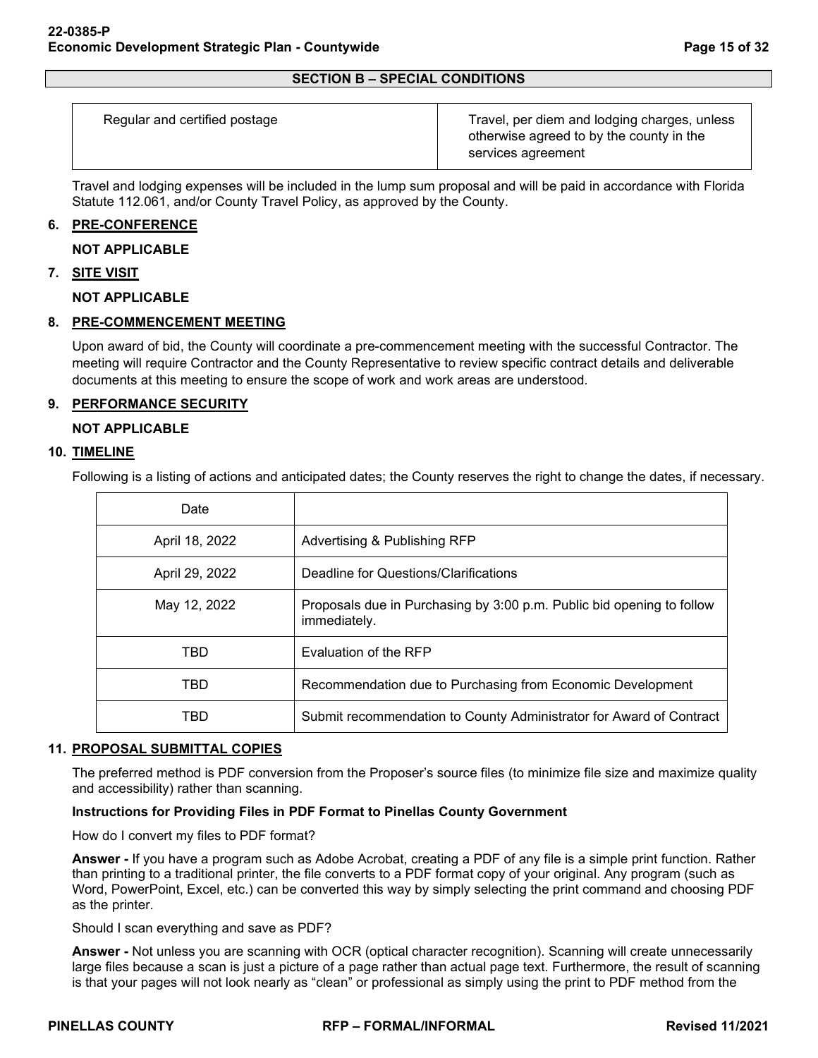## SECTION B – SPECIAL CONDITIONS

| Regular and certified postage | Travel, per diem and lodging charges, unless otherwise agreed to by the county in the services agreement |
|---|---|

Travel and lodging expenses will be included in the lump sum proposal and will be paid in accordance with Florida Statute 112.061, and/or County Travel Policy, as approved by the County.

### 6. PRE-CONFERENCE

**NOT APPLICABLE**

### 7. SITE VISIT

**NOT APPLICABLE**

### 8. PRE-COMMENCEMENT MEETING

Upon award of bid, the County will coordinate a pre-commencement meeting with the successful Contractor. The meeting will require Contractor and the County Representative to review specific contract details and deliverable documents at this meeting to ensure the scope of work and work areas are understood.

### 9. PERFORMANCE SECURITY

**NOT APPLICABLE**

### 10. TIMELINE

Following is a listing of actions and anticipated dates; the County reserves the right to change the dates, if necessary.

| Date | |
|---|---|
| April 18, 2022 | Advertising & Publishing RFP |
| April 29, 2022 | Deadline for Questions/Clarifications |
| May 12, 2022 | Proposals due in Purchasing by 3:00 p.m. Public bid opening to follow immediately. |
| TBD | Evaluation of the RFP |
| TBD | Recommendation due to Purchasing from Economic Development |
| TBD | Submit recommendation to County Administrator for Award of Contract |

### 11. PROPOSAL SUBMITTAL COPIES

The preferred method is PDF conversion from the Proposer's source files (to minimize file size and maximize quality and accessibility) rather than scanning.

**Instructions for Providing Files in PDF Format to Pinellas County Government**

How do I convert my files to PDF format?

**Answer -** If you have a program such as Adobe Acrobat, creating a PDF of any file is a simple print function. Rather than printing to a traditional printer, the file converts to a PDF format copy of your original. Any program (such as Word, PowerPoint, Excel, etc.) can be converted this way by simply selecting the print command and choosing PDF as the printer.

Should I scan everything and save as PDF?

**Answer -** Not unless you are scanning with OCR (optical character recognition). Scanning will create unnecessarily large files because a scan is just a picture of a page rather than actual page text. Furthermore, the result of scanning is that your pages will not look nearly as "clean" or professional as simply using the print to PDF method from the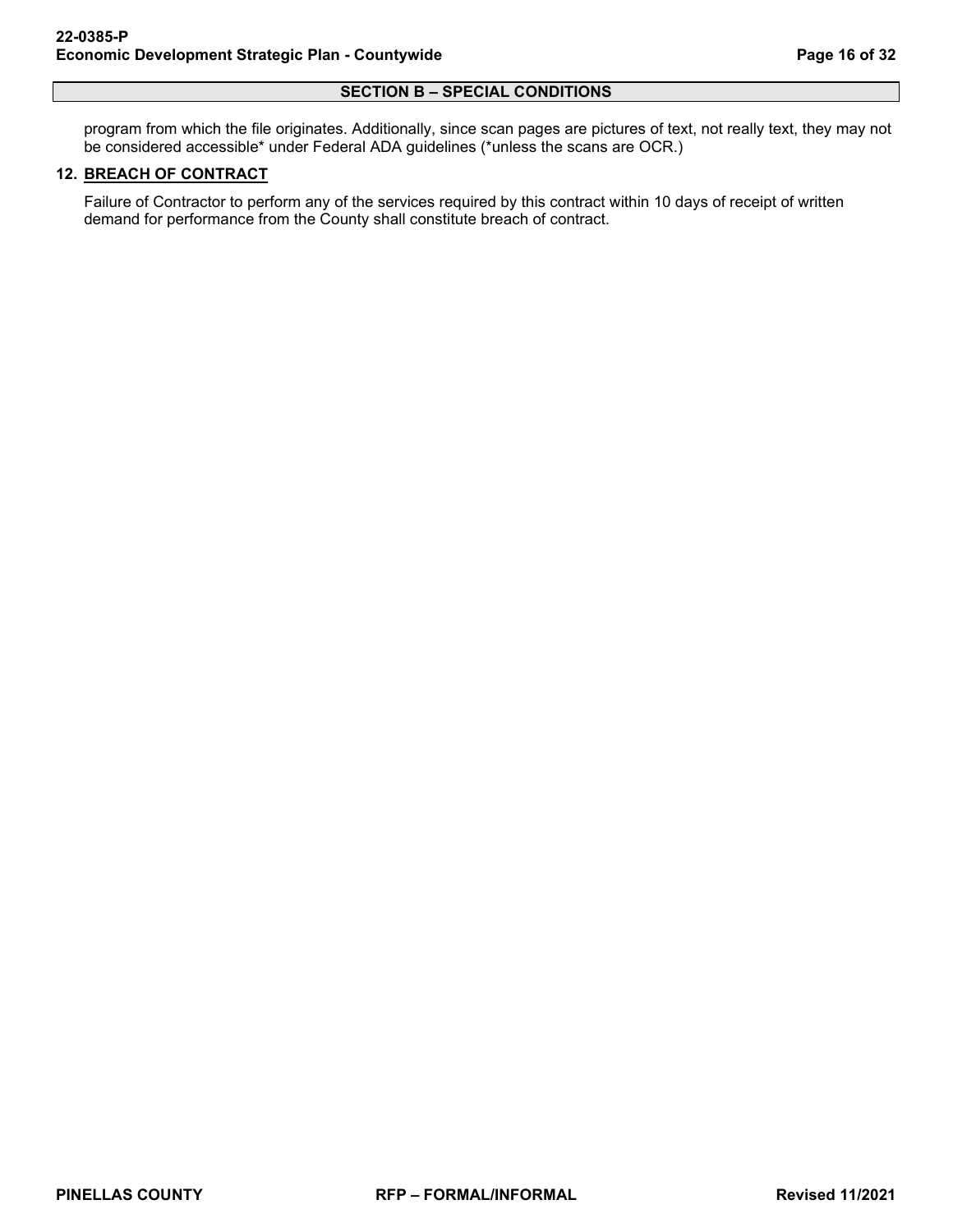## SECTION B – SPECIAL CONDITIONS

program from which the file originates. Additionally, since scan pages are pictures of text, not really text, they may not be considered accessible* under Federal ADA guidelines (*unless the scans are OCR.)

### 12. BREACH OF CONTRACT

Failure of Contractor to perform any of the services required by this contract within 10 days of receipt of written demand for performance from the County shall constitute breach of contract.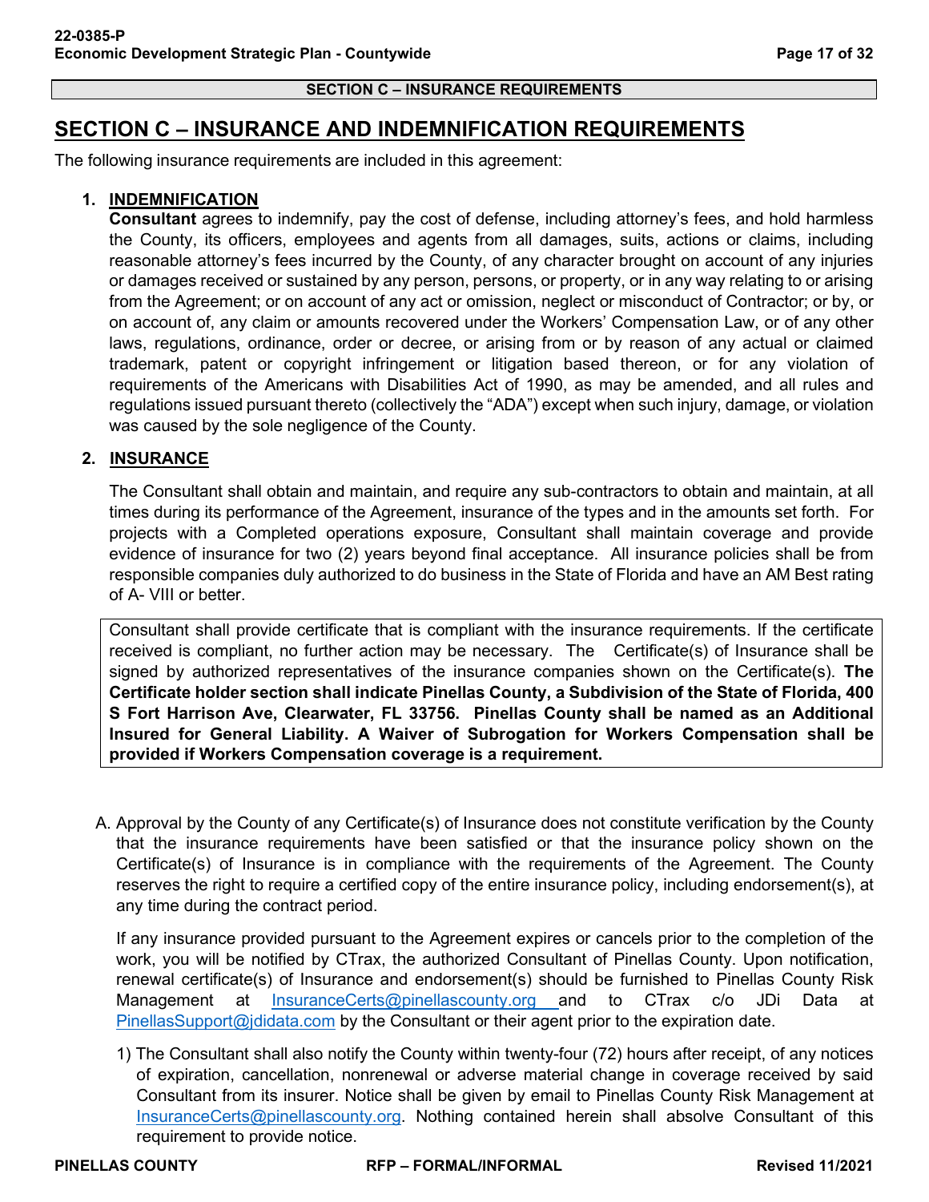**SECTION C – INSURANCE REQUIREMENTS**

# SECTION C – INSURANCE AND INDEMNIFICATION REQUIREMENTS

The following insurance requirements are included in this agreement:

1. **INDEMNIFICATION**
   **Consultant** agrees to indemnify, pay the cost of defense, including attorney's fees, and hold harmless the County, its officers, employees and agents from all damages, suits, actions or claims, including reasonable attorney's fees incurred by the County, of any character brought on account of any injuries or damages received or sustained by any person, persons, or property, or in any way relating to or arising from the Agreement; or on account of any act or omission, neglect or misconduct of Contractor; or by, or on account of, any claim or amounts recovered under the Workers' Compensation Law, or of any other laws, regulations, ordinance, order or decree, or arising from or by reason of any actual or claimed trademark, patent or copyright infringement or litigation based thereon, or for any violation of requirements of the Americans with Disabilities Act of 1990, as may be amended, and all rules and regulations issued pursuant thereto (collectively the "ADA") except when such injury, damage, or violation was caused by the sole negligence of the County.

2. **INSURANCE**

   The Consultant shall obtain and maintain, and require any sub-contractors to obtain and maintain, at all times during its performance of the Agreement, insurance of the types and in the amounts set forth. For projects with a Completed operations exposure, Consultant shall maintain coverage and provide evidence of insurance for two (2) years beyond final acceptance. All insurance policies shall be from responsible companies duly authorized to do business in the State of Florida and have an AM Best rating of A- VIII or better.

   Consultant shall provide certificate that is compliant with the insurance requirements. If the certificate received is compliant, no further action may be necessary. The Certificate(s) of Insurance shall be signed by authorized representatives of the insurance companies shown on the Certificate(s). **The Certificate holder section shall indicate Pinellas County, a Subdivision of the State of Florida, 400 S Fort Harrison Ave, Clearwater, FL 33756. Pinellas County shall be named as an Additional Insured for General Liability. A Waiver of Subrogation for Workers Compensation shall be provided if Workers Compensation coverage is a requirement.**

   A. Approval by the County of any Certificate(s) of Insurance does not constitute verification by the County that the insurance requirements have been satisfied or that the insurance policy shown on the Certificate(s) of Insurance is in compliance with the requirements of the Agreement. The County reserves the right to require a certified copy of the entire insurance policy, including endorsement(s), at any time during the contract period.

      If any insurance provided pursuant to the Agreement expires or cancels prior to the completion of the work, you will be notified by CTrax, the authorized Consultant of Pinellas County. Upon notification, renewal certificate(s) of Insurance and endorsement(s) should be furnished to Pinellas County Risk Management at InsuranceCerts@pinellascounty.org and to CTrax c/o JDi Data at PinellasSupport@jdidata.com by the Consultant or their agent prior to the expiration date.

      1) The Consultant shall also notify the County within twenty-four (72) hours after receipt, of any notices of expiration, cancellation, nonrenewal or adverse material change in coverage received by said Consultant from its insurer. Notice shall be given by email to Pinellas County Risk Management at InsuranceCerts@pinellascounty.org. Nothing contained herein shall absolve Consultant of this requirement to provide notice.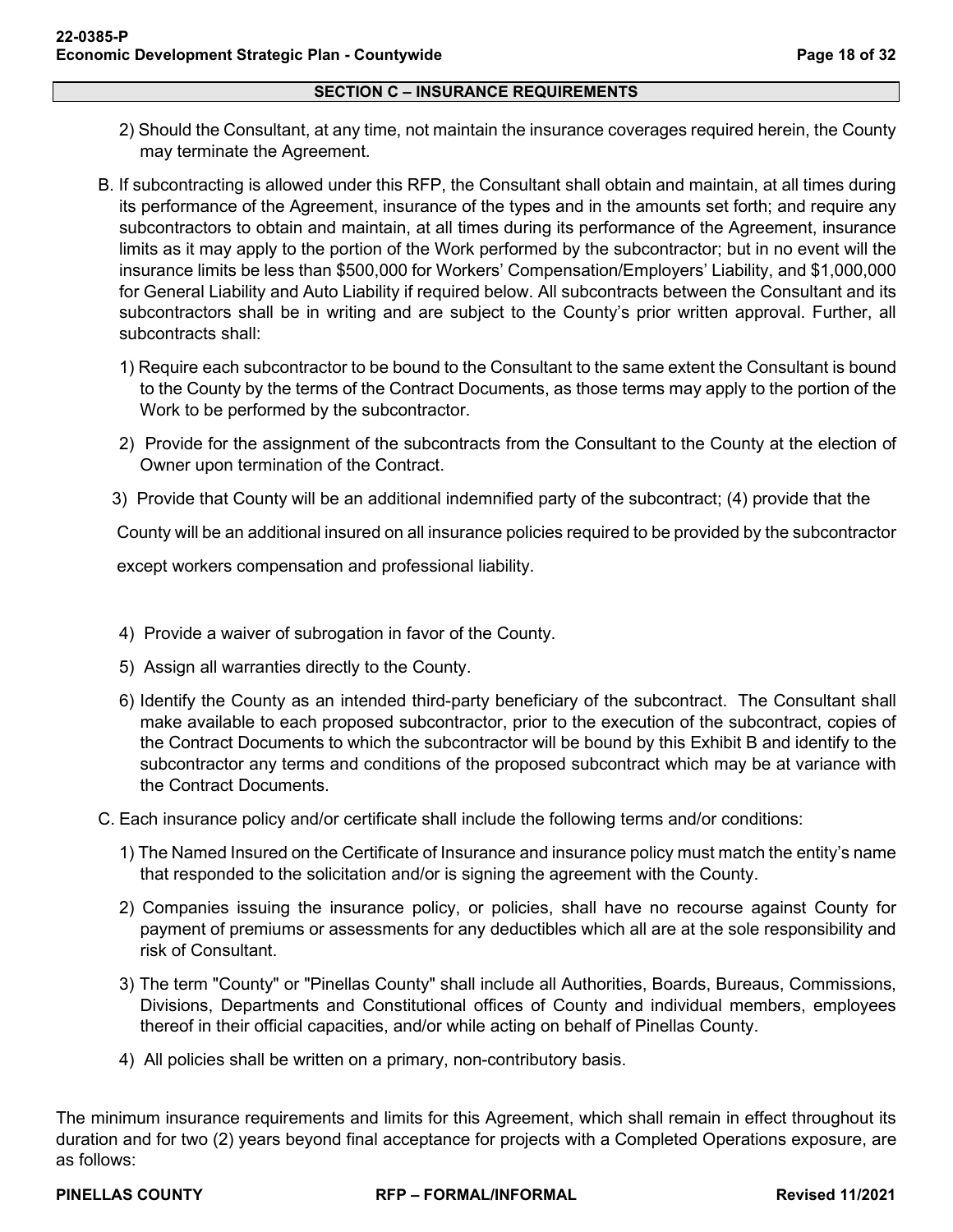## SECTION C – INSURANCE REQUIREMENTS

2) Should the Consultant, at any time, not maintain the insurance coverages required herein, the County may terminate the Agreement.

B. If subcontracting is allowed under this RFP, the Consultant shall obtain and maintain, at all times during its performance of the Agreement, insurance of the types and in the amounts set forth; and require any subcontractors to obtain and maintain, at all times during its performance of the Agreement, insurance limits as it may apply to the portion of the Work performed by the subcontractor; but in no event will the insurance limits be less than $500,000 for Workers' Compensation/Employers' Liability, and $1,000,000 for General Liability and Auto Liability if required below. All subcontracts between the Consultant and its subcontractors shall be in writing and are subject to the County's prior written approval. Further, all subcontracts shall:

1) Require each subcontractor to be bound to the Consultant to the same extent the Consultant is bound to the County by the terms of the Contract Documents, as those terms may apply to the portion of the Work to be performed by the subcontractor.

2) Provide for the assignment of the subcontracts from the Consultant to the County at the election of Owner upon termination of the Contract.

3) Provide that County will be an additional indemnified party of the subcontract; (4) provide that the County will be an additional insured on all insurance policies required to be provided by the subcontractor except workers compensation and professional liability.

4) Provide a waiver of subrogation in favor of the County.

5) Assign all warranties directly to the County.

6) Identify the County as an intended third-party beneficiary of the subcontract. The Consultant shall make available to each proposed subcontractor, prior to the execution of the subcontract, copies of the Contract Documents to which the subcontractor will be bound by this Exhibit B and identify to the subcontractor any terms and conditions of the proposed subcontract which may be at variance with the Contract Documents.

C. Each insurance policy and/or certificate shall include the following terms and/or conditions:

1) The Named Insured on the Certificate of Insurance and insurance policy must match the entity's name that responded to the solicitation and/or is signing the agreement with the County.

2) Companies issuing the insurance policy, or policies, shall have no recourse against County for payment of premiums or assessments for any deductibles which all are at the sole responsibility and risk of Consultant.

3) The term "County" or "Pinellas County" shall include all Authorities, Boards, Bureaus, Commissions, Divisions, Departments and Constitutional offices of County and individual members, employees thereof in their official capacities, and/or while acting on behalf of Pinellas County.

4) All policies shall be written on a primary, non-contributory basis.

The minimum insurance requirements and limits for this Agreement, which shall remain in effect throughout its duration and for two (2) years beyond final acceptance for projects with a Completed Operations exposure, are as follows: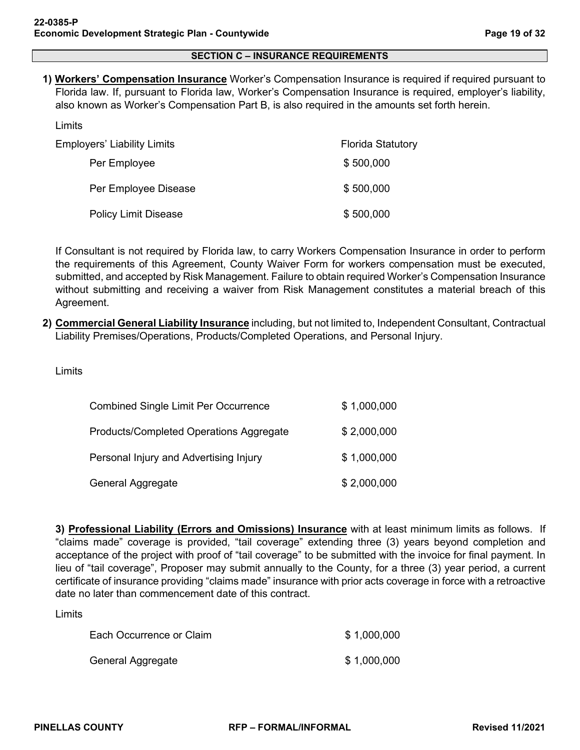## SECTION C – INSURANCE REQUIREMENTS

**1) <u>Workers' Compensation Insurance</u>** Worker's Compensation Insurance is required if required pursuant to Florida law. If, pursuant to Florida law, Worker's Compensation Insurance is required, employer's liability, also known as Worker's Compensation Part B, is also required in the amounts set forth herein.

Limits

| Employers' Liability Limits | Florida Statutory |
| --- | --- |
| Per Employee | $ 500,000 |
| Per Employee Disease | $ 500,000 |
| Policy Limit Disease | $ 500,000 |

If Consultant is not required by Florida law, to carry Workers Compensation Insurance in order to perform the requirements of this Agreement, County Waiver Form for workers compensation must be executed, submitted, and accepted by Risk Management. Failure to obtain required Worker's Compensation Insurance without submitting and receiving a waiver from Risk Management constitutes a material breach of this Agreement.

**2) <u>Commercial General Liability Insurance</u>** including, but not limited to, Independent Consultant, Contractual Liability Premises/Operations, Products/Completed Operations, and Personal Injury.

Limits

| | |
| --- | --- |
| Combined Single Limit Per Occurrence | $ 1,000,000 |
| Products/Completed Operations Aggregate | $ 2,000,000 |
| Personal Injury and Advertising Injury | $ 1,000,000 |
| General Aggregate | $ 2,000,000 |

**3) <u>Professional Liability (Errors and Omissions) Insurance</u>** with at least minimum limits as follows. If "claims made" coverage is provided, "tail coverage" extending three (3) years beyond completion and acceptance of the project with proof of "tail coverage" to be submitted with the invoice for final payment. In lieu of "tail coverage", Proposer may submit annually to the County, for a three (3) year period, a current certificate of insurance providing "claims made" insurance with prior acts coverage in force with a retroactive date no later than commencement date of this contract.

Limits

| | |
| --- | --- |
| Each Occurrence or Claim | $ 1,000,000 |
| General Aggregate | $ 1,000,000 |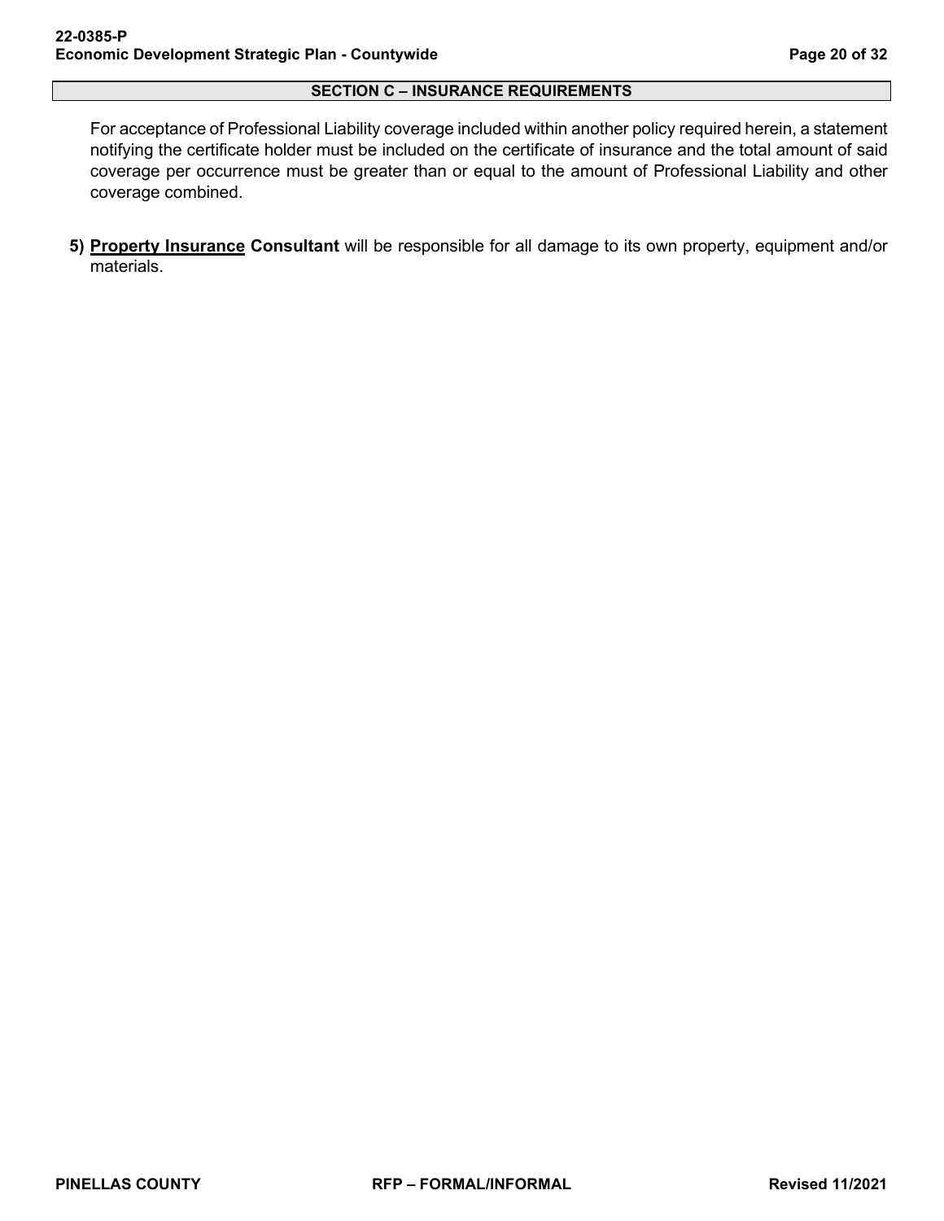## SECTION C – INSURANCE REQUIREMENTS

For acceptance of Professional Liability coverage included within another policy required herein, a statement notifying the certificate holder must be included on the certificate of insurance and the total amount of said coverage per occurrence must be greater than or equal to the amount of Professional Liability and other coverage combined.

5) **Property Insurance Consultant** will be responsible for all damage to its own property, equipment and/or materials.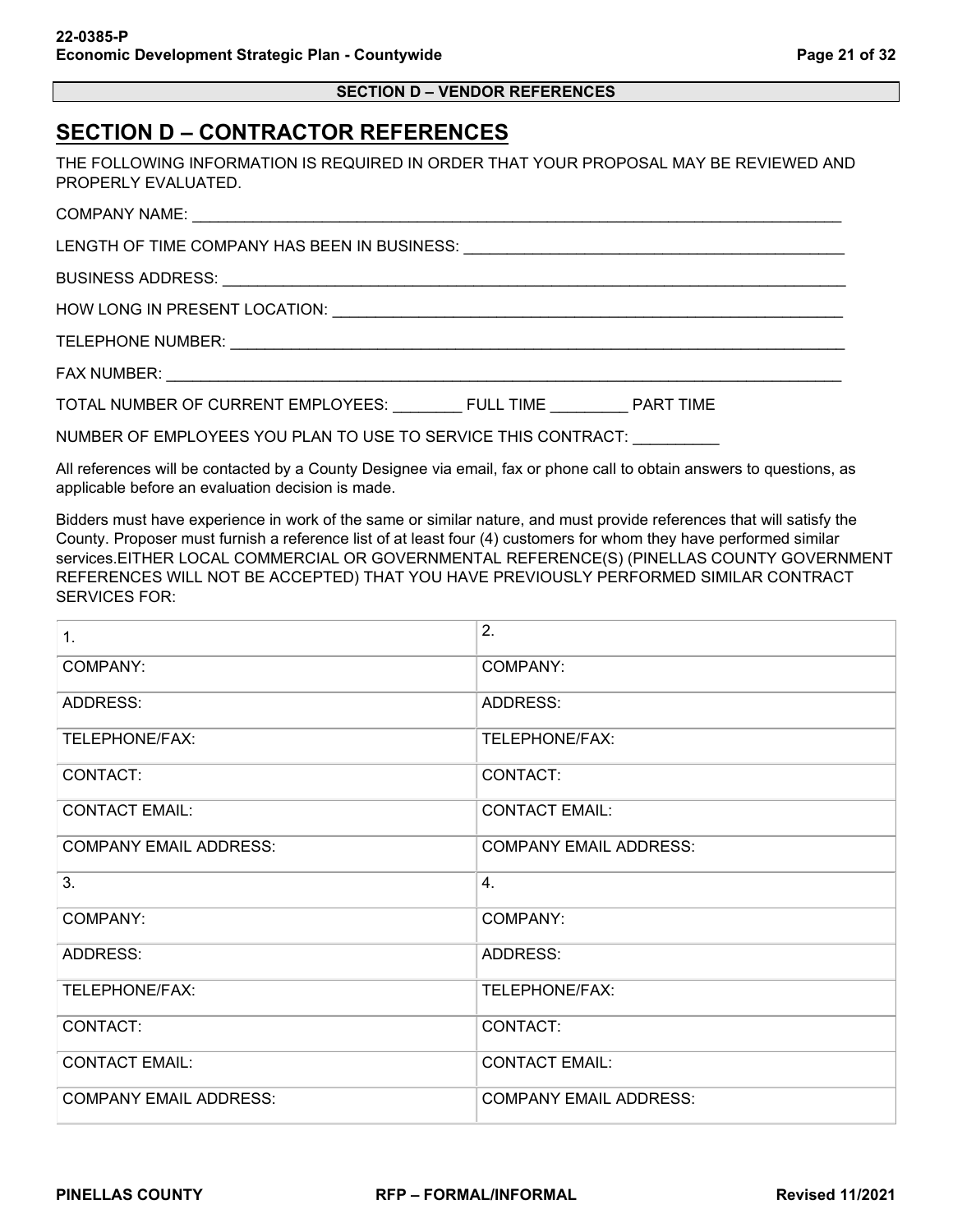**SECTION D – VENDOR REFERENCES**

## SECTION D – CONTRACTOR REFERENCES

THE FOLLOWING INFORMATION IS REQUIRED IN ORDER THAT YOUR PROPOSAL MAY BE REVIEWED AND PROPERLY EVALUATED.

COMPANY NAME: ______________________________________________________________________________

LENGTH OF TIME COMPANY HAS BEEN IN BUSINESS: _____________________________________________

BUSINESS ADDRESS: __________________________________________________________________________

HOW LONG IN PRESENT LOCATION: _____________________________________________________________

TELEPHONE NUMBER: _________________________________________________________________________

FAX NUMBER: _______________________________________________________________________________

TOTAL NUMBER OF CURRENT EMPLOYEES: ________ FULL TIME _________ PART TIME

NUMBER OF EMPLOYEES YOU PLAN TO USE TO SERVICE THIS CONTRACT: __________

All references will be contacted by a County Designee via email, fax or phone call to obtain answers to questions, as applicable before an evaluation decision is made.

Bidders must have experience in work of the same or similar nature, and must provide references that will satisfy the County. Proposer must furnish a reference list of at least four (4) customers for whom they have performed similar services.EITHER LOCAL COMMERCIAL OR GOVERNMENTAL REFERENCE(S) (PINELLAS COUNTY GOVERNMENT REFERENCES WILL NOT BE ACCEPTED) THAT YOU HAVE PREVIOUSLY PERFORMED SIMILAR CONTRACT SERVICES FOR:

| 1. | 2. |
|---|---|
| COMPANY: | COMPANY: |
| ADDRESS: | ADDRESS: |
| TELEPHONE/FAX: | TELEPHONE/FAX: |
| CONTACT: | CONTACT: |
| CONTACT EMAIL: | CONTACT EMAIL: |
| COMPANY EMAIL ADDRESS: | COMPANY EMAIL ADDRESS: |
| 3. | 4. |
| COMPANY: | COMPANY: |
| ADDRESS: | ADDRESS: |
| TELEPHONE/FAX: | TELEPHONE/FAX: |
| CONTACT: | CONTACT: |
| CONTACT EMAIL: | CONTACT EMAIL: |
| COMPANY EMAIL ADDRESS: | COMPANY EMAIL ADDRESS: |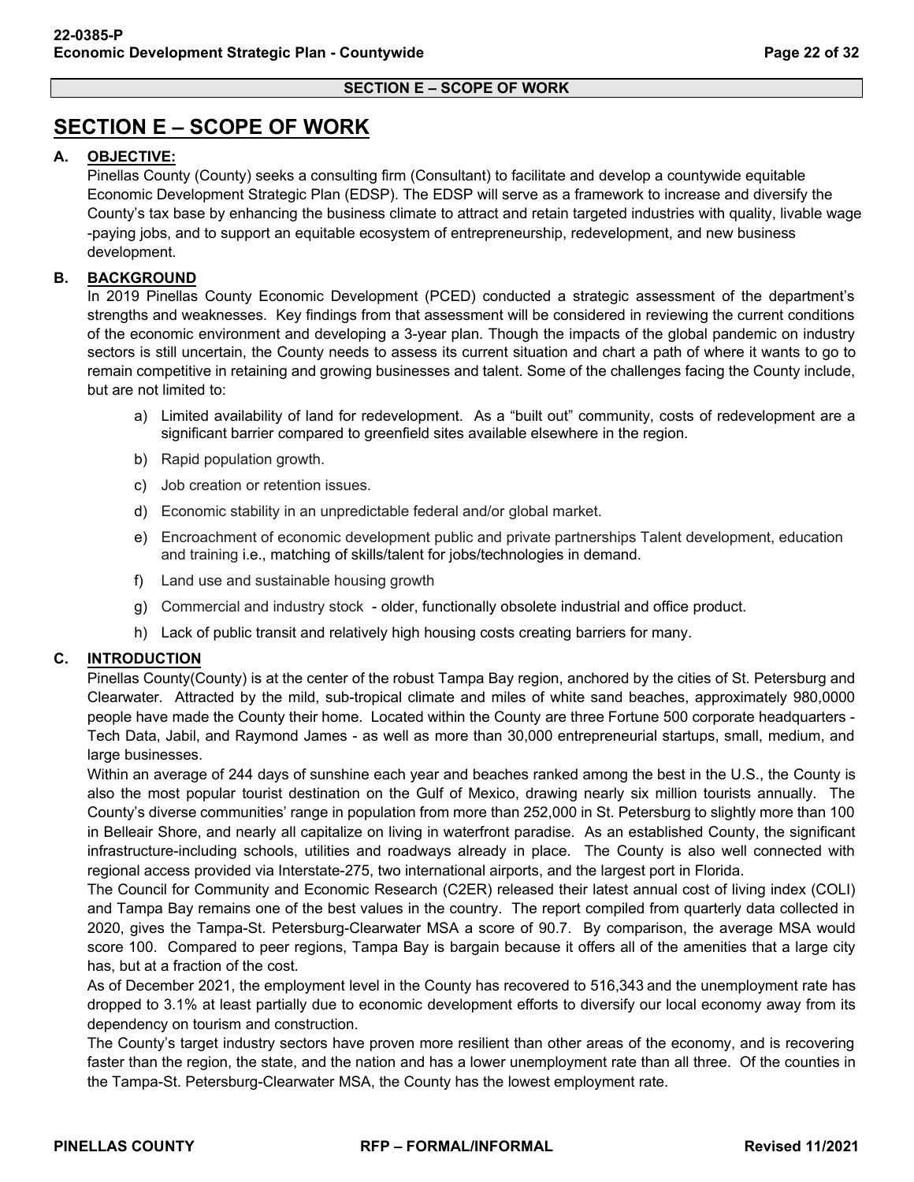# SECTION E – SCOPE OF WORK

**A. OBJECTIVE:**

Pinellas County (County) seeks a consulting firm (Consultant) to facilitate and develop a countywide equitable Economic Development Strategic Plan (EDSP). The EDSP will serve as a framework to increase and diversify the County's tax base by enhancing the business climate to attract and retain targeted industries with quality, livable wage -paying jobs, and to support an equitable ecosystem of entrepreneurship, redevelopment, and new business development.

**B. BACKGROUND**

In 2019 Pinellas County Economic Development (PCED) conducted a strategic assessment of the department's strengths and weaknesses. Key findings from that assessment will be considered in reviewing the current conditions of the economic environment and developing a 3-year plan. Though the impacts of the global pandemic on industry sectors is still uncertain, the County needs to assess its current situation and chart a path of where it wants to go to remain competitive in retaining and growing businesses and talent. Some of the challenges facing the County include, but are not limited to:

a) Limited availability of land for redevelopment. As a "built out" community, costs of redevelopment are a significant barrier compared to greenfield sites available elsewhere in the region.

b) Rapid population growth.

c) Job creation or retention issues.

d) Economic stability in an unpredictable federal and/or global market.

e) Encroachment of economic development public and private partnerships Talent development, education and training i.e., matching of skills/talent for jobs/technologies in demand.

f) Land use and sustainable housing growth

g) Commercial and industry stock - older, functionally obsolete industrial and office product.

h) Lack of public transit and relatively high housing costs creating barriers for many.

**C. INTRODUCTION**

Pinellas County(County) is at the center of the robust Tampa Bay region, anchored by the cities of St. Petersburg and Clearwater. Attracted by the mild, sub-tropical climate and miles of white sand beaches, approximately 980,0000 people have made the County their home. Located within the County are three Fortune 500 corporate headquarters - Tech Data, Jabil, and Raymond James - as well as more than 30,000 entrepreneurial startups, small, medium, and large businesses.

Within an average of 244 days of sunshine each year and beaches ranked among the best in the U.S., the County is also the most popular tourist destination on the Gulf of Mexico, drawing nearly six million tourists annually. The County's diverse communities' range in population from more than 252,000 in St. Petersburg to slightly more than 100 in Belleair Shore, and nearly all capitalize on living in waterfront paradise. As an established County, the significant infrastructure-including schools, utilities and roadways already in place. The County is also well connected with regional access provided via Interstate-275, two international airports, and the largest port in Florida.

The Council for Community and Economic Research (C2ER) released their latest annual cost of living index (COLI) and Tampa Bay remains one of the best values in the country. The report compiled from quarterly data collected in 2020, gives the Tampa-St. Petersburg-Clearwater MSA a score of 90.7. By comparison, the average MSA would score 100. Compared to peer regions, Tampa Bay is bargain because it offers all of the amenities that a large city has, but at a fraction of the cost.

As of December 2021, the employment level in the County has recovered to 516,343 and the unemployment rate has dropped to 3.1% at least partially due to economic development efforts to diversify our local economy away from its dependency on tourism and construction.

The County's target industry sectors have proven more resilient than other areas of the economy, and is recovering faster than the region, the state, and the nation and has a lower unemployment rate than all three. Of the counties in the Tampa-St. Petersburg-Clearwater MSA, the County has the lowest employment rate.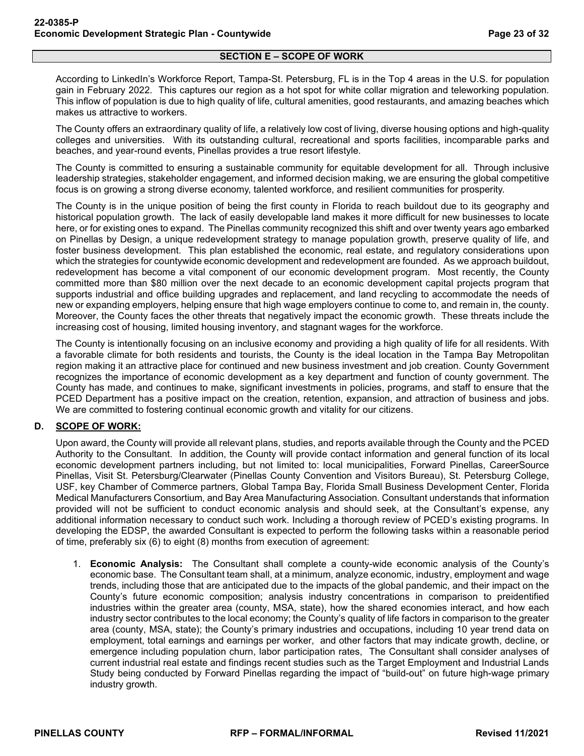## SECTION E – SCOPE OF WORK

According to LinkedIn's Workforce Report, Tampa-St. Petersburg, FL is in the Top 4 areas in the U.S. for population gain in February 2022. This captures our region as a hot spot for white collar migration and teleworking population. This inflow of population is due to high quality of life, cultural amenities, good restaurants, and amazing beaches which makes us attractive to workers.

The County offers an extraordinary quality of life, a relatively low cost of living, diverse housing options and high-quality colleges and universities. With its outstanding cultural, recreational and sports facilities, incomparable parks and beaches, and year-round events, Pinellas provides a true resort lifestyle.

The County is committed to ensuring a sustainable community for equitable development for all. Through inclusive leadership strategies, stakeholder engagement, and informed decision making, we are ensuring the global competitive focus is on growing a strong diverse economy, talented workforce, and resilient communities for prosperity.

The County is in the unique position of being the first county in Florida to reach buildout due to its geography and historical population growth. The lack of easily developable land makes it more difficult for new businesses to locate here, or for existing ones to expand. The Pinellas community recognized this shift and over twenty years ago embarked on Pinellas by Design, a unique redevelopment strategy to manage population growth, preserve quality of life, and foster business development. This plan established the economic, real estate, and regulatory considerations upon which the strategies for countywide economic development and redevelopment are founded. As we approach buildout, redevelopment has become a vital component of our economic development program. Most recently, the County committed more than $80 million over the next decade to an economic development capital projects program that supports industrial and office building upgrades and replacement, and land recycling to accommodate the needs of new or expanding employers, helping ensure that high wage employers continue to come to, and remain in, the county. Moreover, the County faces the other threats that negatively impact the economic growth. These threats include the increasing cost of housing, limited housing inventory, and stagnant wages for the workforce.

The County is intentionally focusing on an inclusive economy and providing a high quality of life for all residents. With a favorable climate for both residents and tourists, the County is the ideal location in the Tampa Bay Metropolitan region making it an attractive place for continued and new business investment and job creation. County Government recognizes the importance of economic development as a key department and function of county government. The County has made, and continues to make, significant investments in policies, programs, and staff to ensure that the PCED Department has a positive impact on the creation, retention, expansion, and attraction of business and jobs. We are committed to fostering continual economic growth and vitality for our citizens.

### D. SCOPE OF WORK:

Upon award, the County will provide all relevant plans, studies, and reports available through the County and the PCED Authority to the Consultant. In addition, the County will provide contact information and general function of its local economic development partners including, but not limited to: local municipalities, Forward Pinellas, CareerSource Pinellas, Visit St. Petersburg/Clearwater (Pinellas County Convention and Visitors Bureau), St. Petersburg College, USF, key Chamber of Commerce partners, Global Tampa Bay, Florida Small Business Development Center, Florida Medical Manufacturers Consortium, and Bay Area Manufacturing Association. Consultant understands that information provided will not be sufficient to conduct economic analysis and should seek, at the Consultant's expense, any additional information necessary to conduct such work. Including a thorough review of PCED's existing programs. In developing the EDSP, the awarded Consultant is expected to perform the following tasks within a reasonable period of time, preferably six (6) to eight (8) months from execution of agreement:

1. **Economic Analysis:** The Consultant shall complete a county-wide economic analysis of the County's economic base. The Consultant team shall, at a minimum, analyze economic, industry, employment and wage trends, including those that are anticipated due to the impacts of the global pandemic, and their impact on the County's future economic composition; analysis industry concentrations in comparison to preidentified industries within the greater area (county, MSA, state), how the shared economies interact, and how each industry sector contributes to the local economy; the County's quality of life factors in comparison to the greater area (county, MSA, state); the County's primary industries and occupations, including 10 year trend data on employment, total earnings and earnings per worker, and other factors that may indicate growth, decline, or emergence including population churn, labor participation rates, The Consultant shall consider analyses of current industrial real estate and findings recent studies such as the Target Employment and Industrial Lands Study being conducted by Forward Pinellas regarding the impact of "build-out" on future high-wage primary industry growth.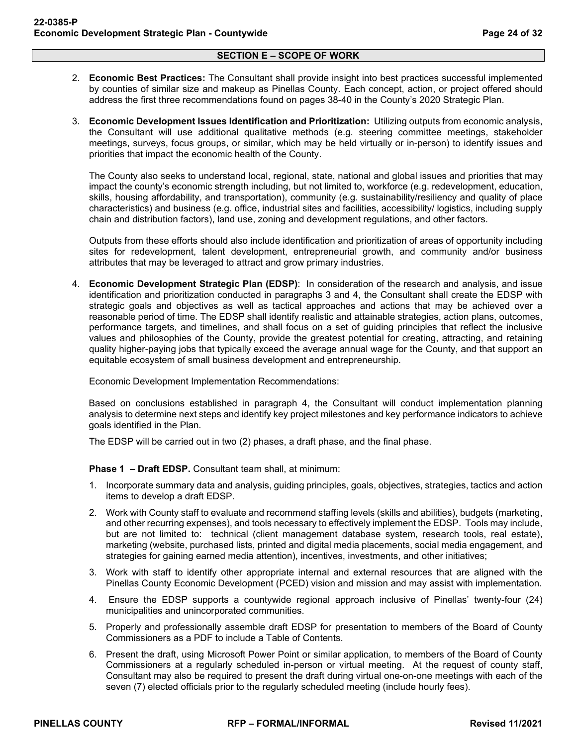## SECTION E – SCOPE OF WORK

2. **Economic Best Practices:** The Consultant shall provide insight into best practices successful implemented by counties of similar size and makeup as Pinellas County. Each concept, action, or project offered should address the first three recommendations found on pages 38-40 in the County's 2020 Strategic Plan.

3. **Economic Development Issues Identification and Prioritization:** Utilizing outputs from economic analysis, the Consultant will use additional qualitative methods (e.g. steering committee meetings, stakeholder meetings, surveys, focus groups, or similar, which may be held virtually or in-person) to identify issues and priorities that impact the economic health of the County.

   The County also seeks to understand local, regional, state, national and global issues and priorities that may impact the county's economic strength including, but not limited to, workforce (e.g. redevelopment, education, skills, housing affordability, and transportation), community (e.g. sustainability/resiliency and quality of place characteristics) and business (e.g. office, industrial sites and facilities, accessibility/ logistics, including supply chain and distribution factors), land use, zoning and development regulations, and other factors.

   Outputs from these efforts should also include identification and prioritization of areas of opportunity including sites for redevelopment, talent development, entrepreneurial growth, and community and/or business attributes that may be leveraged to attract and grow primary industries.

4. **Economic Development Strategic Plan (EDSP)**: In consideration of the research and analysis, and issue identification and prioritization conducted in paragraphs 3 and 4, the Consultant shall create the EDSP with strategic goals and objectives as well as tactical approaches and actions that may be achieved over a reasonable period of time. The EDSP shall identify realistic and attainable strategies, action plans, outcomes, performance targets, and timelines, and shall focus on a set of guiding principles that reflect the inclusive values and philosophies of the County, provide the greatest potential for creating, attracting, and retaining quality higher-paying jobs that typically exceed the average annual wage for the County, and that support an equitable ecosystem of small business development and entrepreneurship.

   Economic Development Implementation Recommendations:

   Based on conclusions established in paragraph 4, the Consultant will conduct implementation planning analysis to determine next steps and identify key project milestones and key performance indicators to achieve goals identified in the Plan.

   The EDSP will be carried out in two (2) phases, a draft phase, and the final phase.

   **Phase 1 – Draft EDSP.** Consultant team shall, at minimum:

   1. Incorporate summary data and analysis, guiding principles, goals, objectives, strategies, tactics and action items to develop a draft EDSP.
   2. Work with County staff to evaluate and recommend staffing levels (skills and abilities), budgets (marketing, and other recurring expenses), and tools necessary to effectively implement the EDSP. Tools may include, but are not limited to: technical (client management database system, research tools, real estate), marketing (website, purchased lists, printed and digital media placements, social media engagement, and strategies for gaining earned media attention), incentives, investments, and other initiatives;
   3. Work with staff to identify other appropriate internal and external resources that are aligned with the Pinellas County Economic Development (PCED) vision and mission and may assist with implementation.
   4. Ensure the EDSP supports a countywide regional approach inclusive of Pinellas' twenty-four (24) municipalities and unincorporated communities.
   5. Properly and professionally assemble draft EDSP for presentation to members of the Board of County Commissioners as a PDF to include a Table of Contents.
   6. Present the draft, using Microsoft Power Point or similar application, to members of the Board of County Commissioners at a regularly scheduled in-person or virtual meeting. At the request of county staff, Consultant may also be required to present the draft during virtual one-on-one meetings with each of the seven (7) elected officials prior to the regularly scheduled meeting (include hourly fees).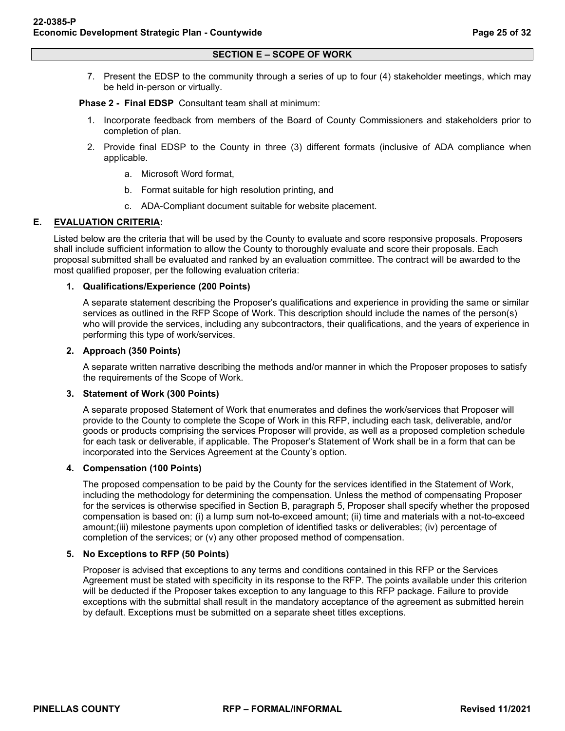**SECTION E – SCOPE OF WORK**

7. Present the EDSP to the community through a series of up to four (4) stakeholder meetings, which may be held in-person or virtually.

**Phase 2 - Final EDSP** Consultant team shall at minimum:

1. Incorporate feedback from members of the Board of County Commissioners and stakeholders prior to completion of plan.
2. Provide final EDSP to the County in three (3) different formats (inclusive of ADA compliance when applicable.
    a. Microsoft Word format,
    b. Format suitable for high resolution printing, and
    c. ADA-Compliant document suitable for website placement.

## E. EVALUATION CRITERIA:

Listed below are the criteria that will be used by the County to evaluate and score responsive proposals. Proposers shall include sufficient information to allow the County to thoroughly evaluate and score their proposals. Each proposal submitted shall be evaluated and ranked by an evaluation committee. The contract will be awarded to the most qualified proposer, per the following evaluation criteria:

### 1. Qualifications/Experience (200 Points)

A separate statement describing the Proposer's qualifications and experience in providing the same or similar services as outlined in the RFP Scope of Work. This description should include the names of the person(s) who will provide the services, including any subcontractors, their qualifications, and the years of experience in performing this type of work/services.

### 2. Approach (350 Points)

A separate written narrative describing the methods and/or manner in which the Proposer proposes to satisfy the requirements of the Scope of Work.

### 3. Statement of Work (300 Points)

A separate proposed Statement of Work that enumerates and defines the work/services that Proposer will provide to the County to complete the Scope of Work in this RFP, including each task, deliverable, and/or goods or products comprising the services Proposer will provide, as well as a proposed completion schedule for each task or deliverable, if applicable. The Proposer's Statement of Work shall be in a form that can be incorporated into the Services Agreement at the County's option.

### 4. Compensation (100 Points)

The proposed compensation to be paid by the County for the services identified in the Statement of Work, including the methodology for determining the compensation. Unless the method of compensating Proposer for the services is otherwise specified in Section B, paragraph 5, Proposer shall specify whether the proposed compensation is based on: (i) a lump sum not-to-exceed amount; (ii) time and materials with a not-to-exceed amount;(iii) milestone payments upon completion of identified tasks or deliverables; (iv) percentage of completion of the services; or (v) any other proposed method of compensation.

### 5. No Exceptions to RFP (50 Points)

Proposer is advised that exceptions to any terms and conditions contained in this RFP or the Services Agreement must be stated with specificity in its response to the RFP. The points available under this criterion will be deducted if the Proposer takes exception to any language to this RFP package. Failure to provide exceptions with the submittal shall result in the mandatory acceptance of the agreement as submitted herein by default. Exceptions must be submitted on a separate sheet titles exceptions.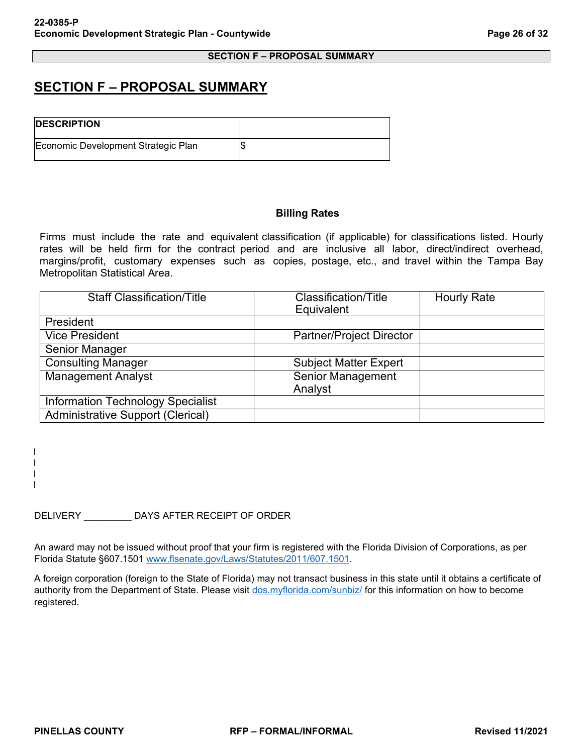## SECTION F – PROPOSAL SUMMARY

| DESCRIPTION | |
|---|---|
| Economic Development Strategic Plan | $ |

**Billing Rates**

Firms must include the rate and equivalent classification (if applicable) for classifications listed. Hourly rates will be held firm for the contract period and are inclusive all labor, direct/indirect overhead, margins/profit, customary expenses such as copies, postage, etc., and travel within the Tampa Bay Metropolitan Statistical Area.

| Staff Classification/Title | Classification/Title Equivalent | Hourly Rate |
|---|---|---|
| President | | |
| Vice President | Partner/Project Director | |
| Senior Manager | | |
| Consulting Manager | Subject Matter Expert | |
| Management Analyst | Senior Management Analyst | |
| Information Technology Specialist | | |
| Administrative Support (Clerical) | | |

DELIVERY _________ DAYS AFTER RECEIPT OF ORDER

An award may not be issued without proof that your firm is registered with the Florida Division of Corporations, as per Florida Statute §607.1501 www.flsenate.gov/Laws/Statutes/2011/607.1501.

A foreign corporation (foreign to the State of Florida) may not transact business in this state until it obtains a certificate of authority from the Department of State. Please visit dos.myflorida.com/sunbiz/ for this information on how to become registered.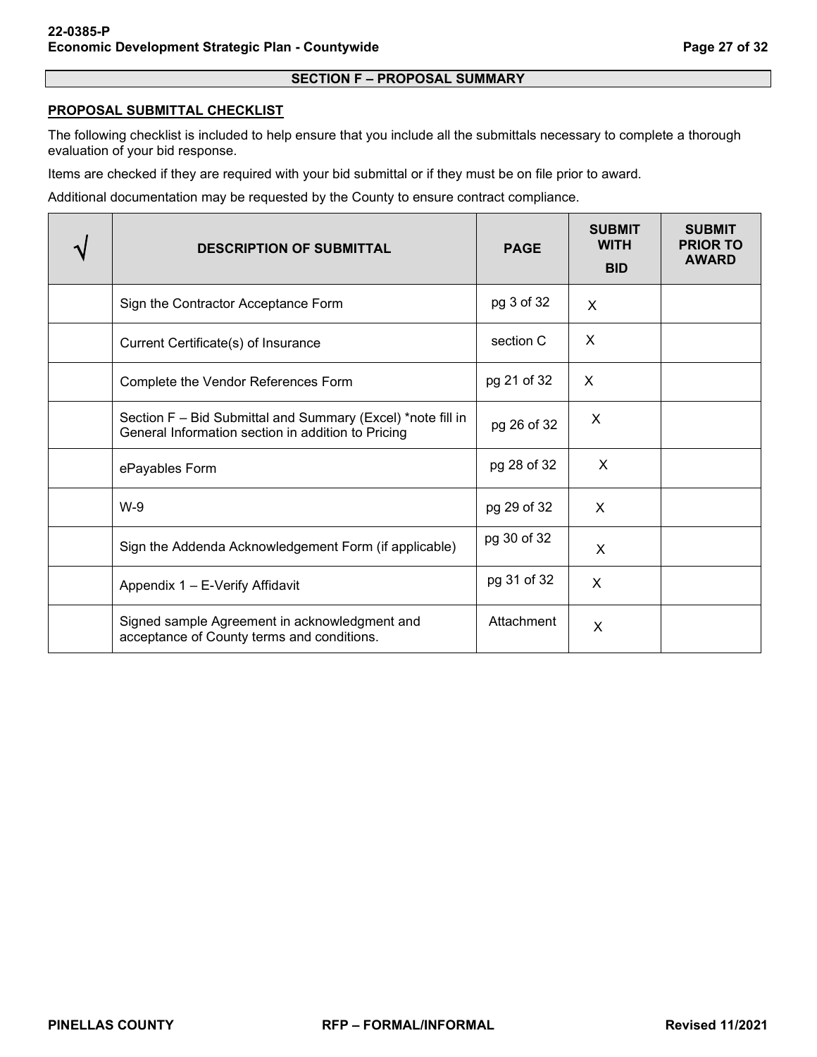## SECTION F – PROPOSAL SUMMARY

**PROPOSAL SUBMITTAL CHECKLIST**

The following checklist is included to help ensure that you include all the submittals necessary to complete a thorough evaluation of your bid response.

Items are checked if they are required with your bid submittal or if they must be on file prior to award.

Additional documentation may be requested by the County to ensure contract compliance.

| √ | DESCRIPTION OF SUBMITTAL | PAGE | SUBMIT WITH BID | SUBMIT PRIOR TO AWARD |
|---|---|---|---|---|
| | Sign the Contractor Acceptance Form | pg 3 of 32 | X | |
| | Current Certificate(s) of Insurance | section C | X | |
| | Complete the Vendor References Form | pg 21 of 32 | X | |
| | Section F – Bid Submittal and Summary (Excel) *note fill in General Information section in addition to Pricing | pg 26 of 32 | X | |
| | ePayables Form | pg 28 of 32 | X | |
| | W-9 | pg 29 of 32 | X | |
| | Sign the Addenda Acknowledgement Form (if applicable) | pg 30 of 32 | X | |
| | Appendix 1 – E-Verify Affidavit | pg 31 of 32 | X | |
| | Signed sample Agreement in acknowledgment and acceptance of County terms and conditions. | Attachment | X | |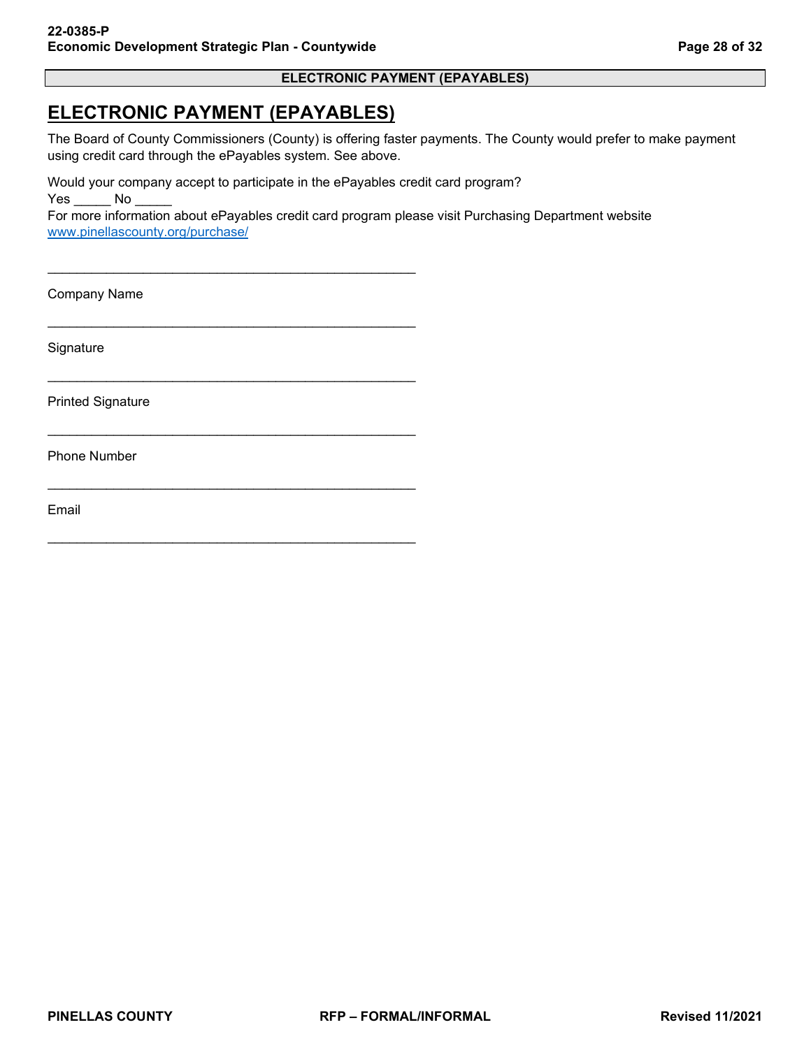**ELECTRONIC PAYMENT (EPAYABLES)**

# ELECTRONIC PAYMENT (EPAYABLES)

The Board of County Commissioners (County) is offering faster payments. The County would prefer to make payment using credit card through the ePayables system. See above.

Would your company accept to participate in the ePayables credit card program?
Yes _____ No _____
For more information about ePayables credit card program please visit Purchasing Department website [www.pinellascounty.org/purchase/](http://www.pinellascounty.org/purchase/)

____________________________________________________

Company Name

____________________________________________________

Signature

____________________________________________________

Printed Signature

____________________________________________________

Phone Number

____________________________________________________

Email

____________________________________________________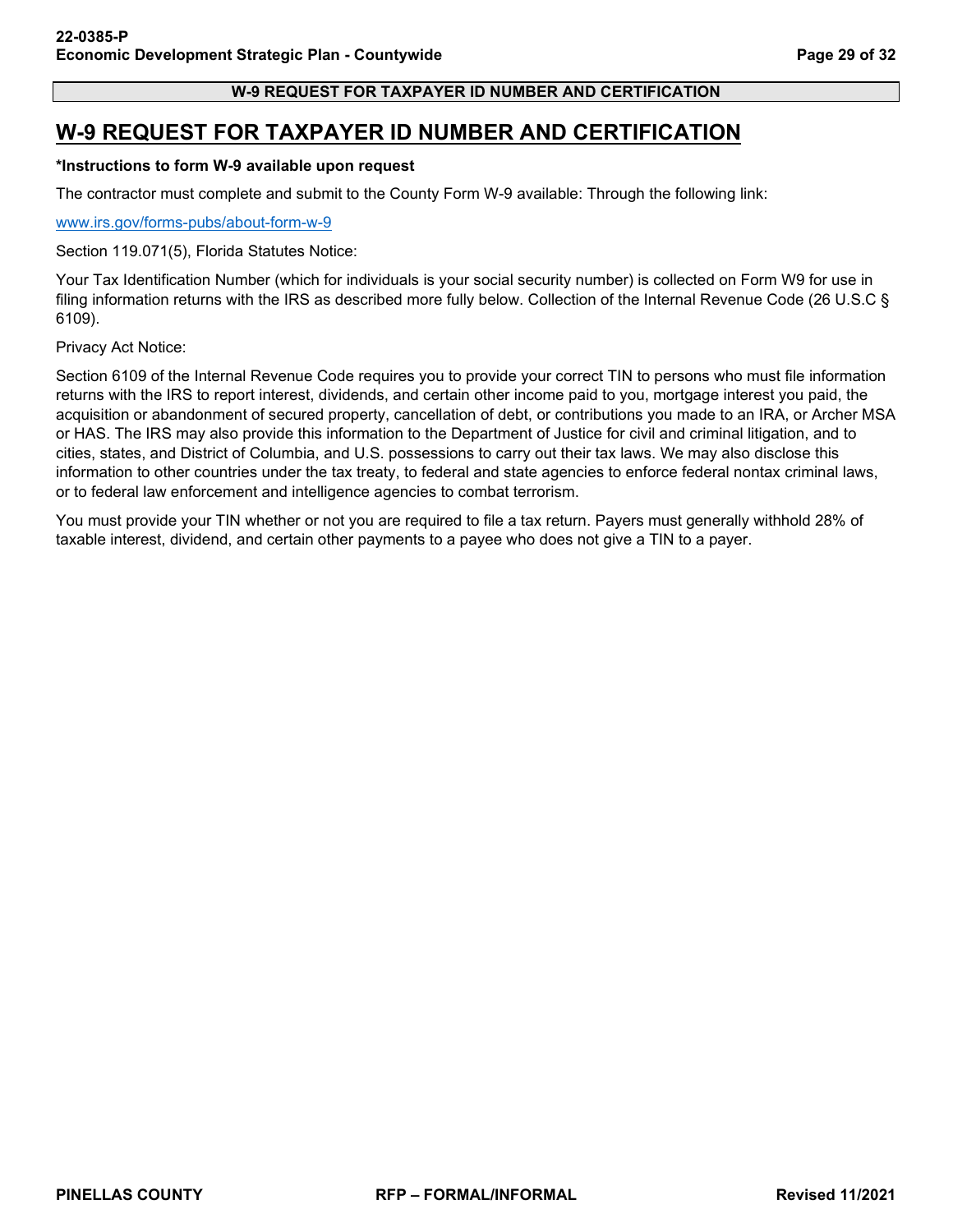## W-9 REQUEST FOR TAXPAYER ID NUMBER AND CERTIFICATION

# W-9 REQUEST FOR TAXPAYER ID NUMBER AND CERTIFICATION

**\*Instructions to form W-9 available upon request**

The contractor must complete and submit to the County Form W-9 available: Through the following link:

www.irs.gov/forms-pubs/about-form-w-9

Section 119.071(5), Florida Statutes Notice:

Your Tax Identification Number (which for individuals is your social security number) is collected on Form W9 for use in filing information returns with the IRS as described more fully below. Collection of the Internal Revenue Code (26 U.S.C § 6109).

Privacy Act Notice:

Section 6109 of the Internal Revenue Code requires you to provide your correct TIN to persons who must file information returns with the IRS to report interest, dividends, and certain other income paid to you, mortgage interest you paid, the acquisition or abandonment of secured property, cancellation of debt, or contributions you made to an IRA, or Archer MSA or HAS. The IRS may also provide this information to the Department of Justice for civil and criminal litigation, and to cities, states, and District of Columbia, and U.S. possessions to carry out their tax laws. We may also disclose this information to other countries under the tax treaty, to federal and state agencies to enforce federal nontax criminal laws, or to federal law enforcement and intelligence agencies to combat terrorism.

You must provide your TIN whether or not you are required to file a tax return. Payers must generally withhold 28% of taxable interest, dividend, and certain other payments to a payee who does not give a TIN to a payer.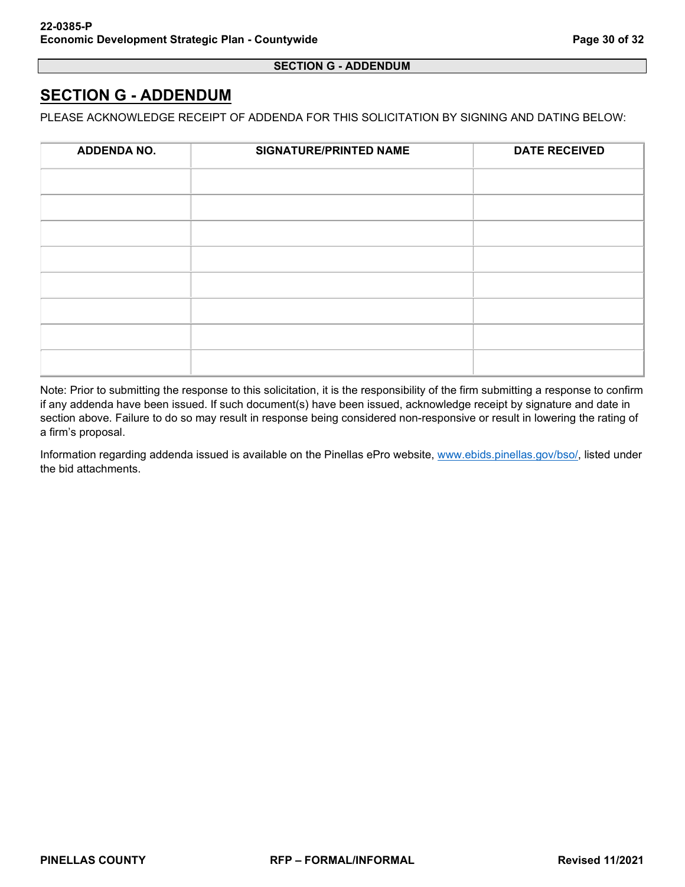# SECTION G - ADDENDUM

PLEASE ACKNOWLEDGE RECEIPT OF ADDENDA FOR THIS SOLICITATION BY SIGNING AND DATING BELOW:

| ADDENDA NO. | SIGNATURE/PRINTED NAME | DATE RECEIVED |
|---|---|---|
| | | |
| | | |
| | | |
| | | |
| | | |
| | | |
| | | |
| | | |

Note: Prior to submitting the response to this solicitation, it is the responsibility of the firm submitting a response to confirm if any addenda have been issued. If such document(s) have been issued, acknowledge receipt by signature and date in section above. Failure to do so may result in response being considered non-responsive or result in lowering the rating of a firm's proposal.

Information regarding addenda issued is available on the Pinellas ePro website, www.ebids.pinellas.gov/bso/, listed under the bid attachments.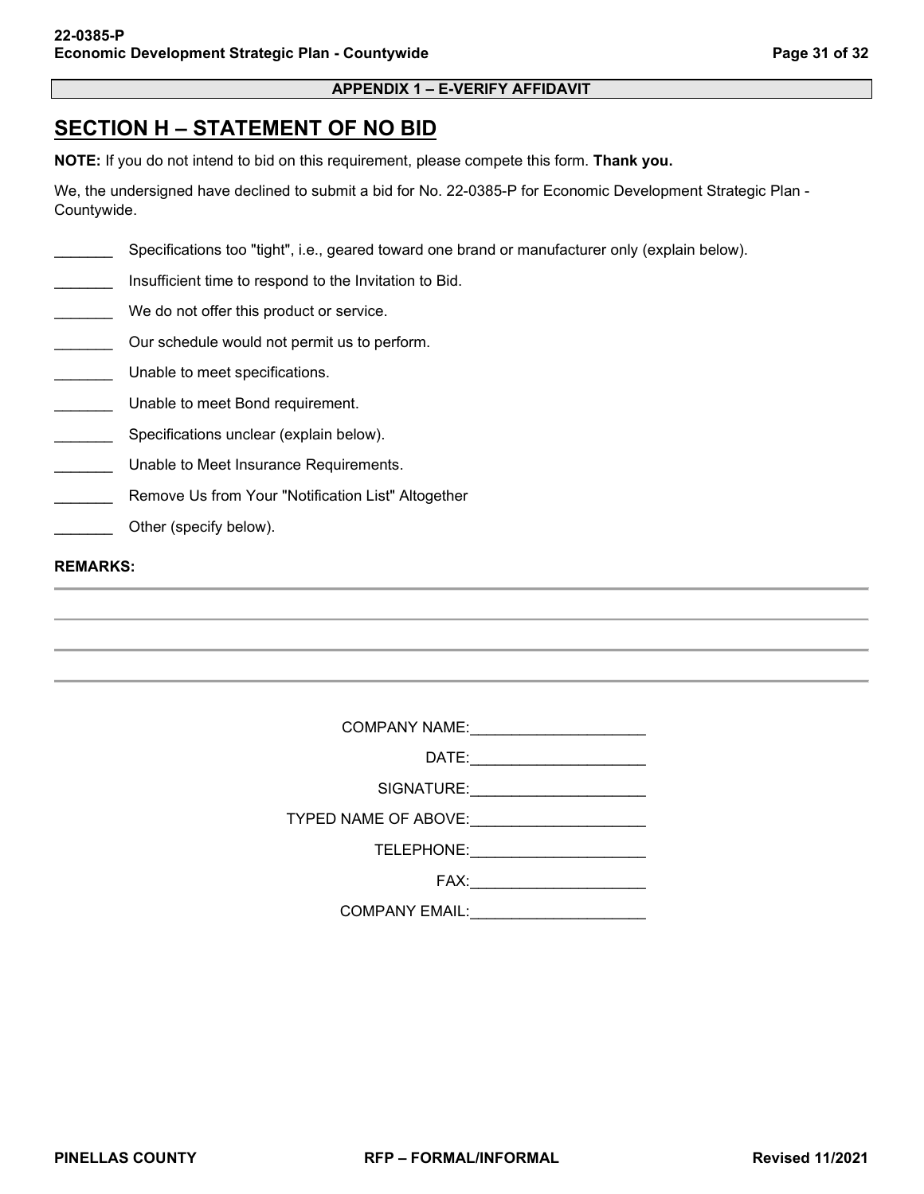**APPENDIX 1 – E-VERIFY AFFIDAVIT**

# SECTION H – STATEMENT OF NO BID

**NOTE:** If you do not intend to bid on this requirement, please compete this form. **Thank you.**

We, the undersigned have declined to submit a bid for No. 22-0385-P for Economic Development Strategic Plan - Countywide.

_______ Specifications too "tight", i.e., geared toward one brand or manufacturer only (explain below).

_______ Insufficient time to respond to the Invitation to Bid.

_______ We do not offer this product or service.

_______ Our schedule would not permit us to perform.

_______ Unable to meet specifications.

_______ Unable to meet Bond requirement.

_______ Specifications unclear (explain below).

_______ Unable to Meet Insurance Requirements.

_______ Remove Us from Your "Notification List" Altogether

_______ Other (specify below).

**REMARKS:**

_______________________________________________________________________________

_______________________________________________________________________________

_______________________________________________________________________________

_______________________________________________________________________________

COMPANY NAME:_____________________

DATE:_____________________

SIGNATURE:_____________________

TYPED NAME OF ABOVE:_____________________

TELEPHONE:_____________________

FAX:_____________________

COMPANY EMAIL:_____________________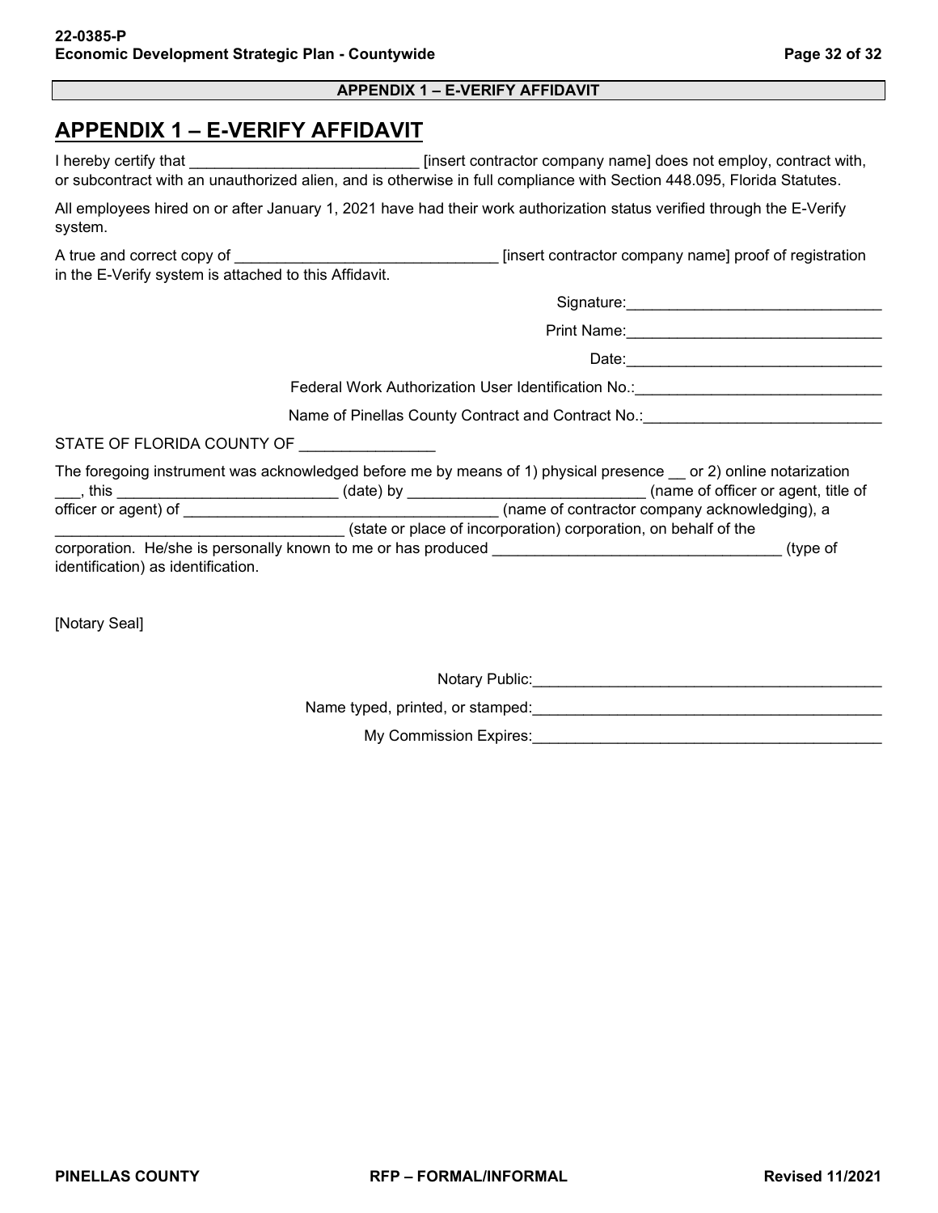## APPENDIX 1 – E-VERIFY AFFIDAVIT

I hereby certify that ___________________________ [insert contractor company name] does not employ, contract with, or subcontract with an unauthorized alien, and is otherwise in full compliance with Section 448.095, Florida Statutes.

All employees hired on or after January 1, 2021 have had their work authorization status verified through the E-Verify system.

A true and correct copy of _______________________________ [insert contractor company name] proof of registration in the E-Verify system is attached to this Affidavit.

Signature:______________________________

Print Name:______________________________

Date:______________________________

Federal Work Authorization User Identification No.:_____________________________

Name of Pinellas County Contract and Contract No.:____________________________

STATE OF FLORIDA COUNTY OF ________________

The foregoing instrument was acknowledged before me by means of 1) physical presence __ or 2) online notarization ___, this _________________________ (date) by ____________________________ (name of officer or agent, title of officer or agent) of _____________________________________ (name of contractor company acknowledging), a __________________________________ (state or place of incorporation) corporation, on behalf of the corporation. He/she is personally known to me or has produced __________________________________ (type of identification) as identification.

[Notary Seal]

Notary Public:_________________________________________

Name typed, printed, or stamped:_________________________________________

My Commission Expires:_________________________________________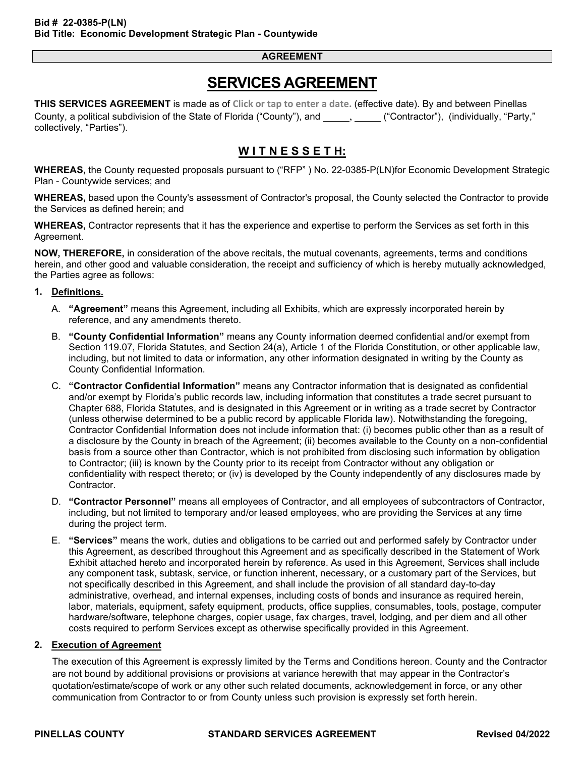**AGREEMENT**

# SERVICES AGREEMENT

**THIS SERVICES AGREEMENT** is made as of Click or tap to enter a date. (effective date). By and between Pinellas County, a political subdivision of the State of Florida ("County"), and _____, _____ ("Contractor"), (individually, "Party," collectively, "Parties").

## W I T N E S S E T H:

**WHEREAS,** the County requested proposals pursuant to ("RFP" ) No. 22-0385-P(LN)for Economic Development Strategic Plan - Countywide services; and

**WHEREAS,** based upon the County's assessment of Contractor's proposal, the County selected the Contractor to provide the Services as defined herein; and

**WHEREAS,** Contractor represents that it has the experience and expertise to perform the Services as set forth in this Agreement.

**NOW, THEREFORE,** in consideration of the above recitals, the mutual covenants, agreements, terms and conditions herein, and other good and valuable consideration, the receipt and sufficiency of which is hereby mutually acknowledged, the Parties agree as follows:

1. **Definitions.**
   A. **"Agreement"** means this Agreement, including all Exhibits, which are expressly incorporated herein by reference, and any amendments thereto.
   B. **"County Confidential Information"** means any County information deemed confidential and/or exempt from Section 119.07, Florida Statutes, and Section 24(a), Article 1 of the Florida Constitution, or other applicable law, including, but not limited to data or information, any other information designated in writing by the County as County Confidential Information.
   C. **"Contractor Confidential Information"** means any Contractor information that is designated as confidential and/or exempt by Florida's public records law, including information that constitutes a trade secret pursuant to Chapter 688, Florida Statutes, and is designated in this Agreement or in writing as a trade secret by Contractor (unless otherwise determined to be a public record by applicable Florida law). Notwithstanding the foregoing, Contractor Confidential Information does not include information that: (i) becomes public other than as a result of a disclosure by the County in breach of the Agreement; (ii) becomes available to the County on a non-confidential basis from a source other than Contractor, which is not prohibited from disclosing such information by obligation to Contractor; (iii) is known by the County prior to its receipt from Contractor without any obligation or confidentiality with respect thereto; or (iv) is developed by the County independently of any disclosures made by Contractor.
   D. **"Contractor Personnel"** means all employees of Contractor, and all employees of subcontractors of Contractor, including, but not limited to temporary and/or leased employees, who are providing the Services at any time during the project term.
   E. **"Services"** means the work, duties and obligations to be carried out and performed safely by Contractor under this Agreement, as described throughout this Agreement and as specifically described in the Statement of Work Exhibit attached hereto and incorporated herein by reference. As used in this Agreement, Services shall include any component task, subtask, service, or function inherent, necessary, or a customary part of the Services, but not specifically described in this Agreement, and shall include the provision of all standard day-to-day administrative, overhead, and internal expenses, including costs of bonds and insurance as required herein, labor, materials, equipment, safety equipment, products, office supplies, consumables, tools, postage, computer hardware/software, telephone charges, copier usage, fax charges, travel, lodging, and per diem and all other costs required to perform Services except as otherwise specifically provided in this Agreement.

2. **Execution of Agreement**

   The execution of this Agreement is expressly limited by the Terms and Conditions hereon. County and the Contractor are not bound by additional provisions or provisions at variance herewith that may appear in the Contractor's quotation/estimate/scope of work or any other such related documents, acknowledgement in force, or any other communication from Contractor to or from County unless such provision is expressly set forth herein.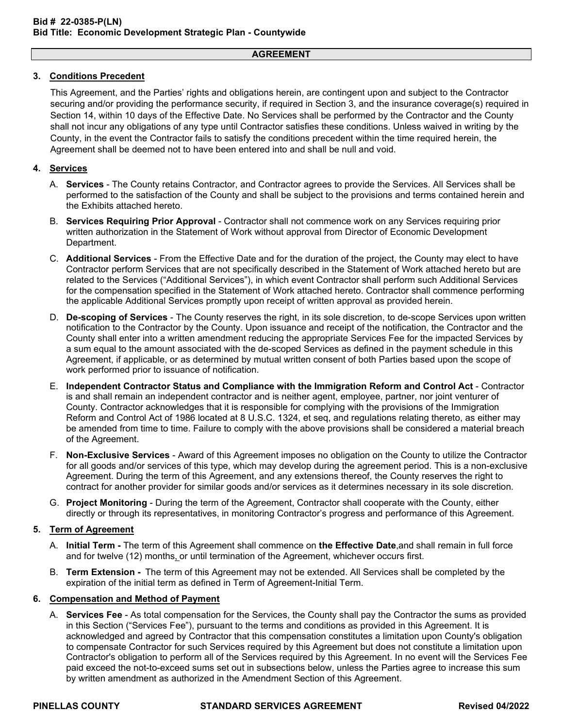**Bid # 22-0385-P(LN)**
**Bid Title: Economic Development Strategic Plan - Countywide**

## AGREEMENT

### 3. Conditions Precedent

This Agreement, and the Parties' rights and obligations herein, are contingent upon and subject to the Contractor securing and/or providing the performance security, if required in Section 3, and the insurance coverage(s) required in Section 14, within 10 days of the Effective Date. No Services shall be performed by the Contractor and the County shall not incur any obligations of any type until Contractor satisfies these conditions. Unless waived in writing by the County, in the event the Contractor fails to satisfy the conditions precedent within the time required herein, the Agreement shall be deemed not to have been entered into and shall be null and void.

### 4. Services

A. **Services** - The County retains Contractor, and Contractor agrees to provide the Services. All Services shall be performed to the satisfaction of the County and shall be subject to the provisions and terms contained herein and the Exhibits attached hereto.

B. **Services Requiring Prior Approval** - Contractor shall not commence work on any Services requiring prior written authorization in the Statement of Work without approval from Director of Economic Development Department.

C. **Additional Services** - From the Effective Date and for the duration of the project, the County may elect to have Contractor perform Services that are not specifically described in the Statement of Work attached hereto but are related to the Services ("Additional Services"), in which event Contractor shall perform such Additional Services for the compensation specified in the Statement of Work attached hereto. Contractor shall commence performing the applicable Additional Services promptly upon receipt of written approval as provided herein.

D. **De-scoping of Services** - The County reserves the right, in its sole discretion, to de-scope Services upon written notification to the Contractor by the County. Upon issuance and receipt of the notification, the Contractor and the County shall enter into a written amendment reducing the appropriate Services Fee for the impacted Services by a sum equal to the amount associated with the de-scoped Services as defined in the payment schedule in this Agreement, if applicable, or as determined by mutual written consent of both Parties based upon the scope of work performed prior to issuance of notification.

E. **Independent Contractor Status and Compliance with the Immigration Reform and Control Act** - Contractor is and shall remain an independent contractor and is neither agent, employee, partner, nor joint venturer of County. Contractor acknowledges that it is responsible for complying with the provisions of the Immigration Reform and Control Act of 1986 located at 8 U.S.C. 1324, et seq, and regulations relating thereto, as either may be amended from time to time. Failure to comply with the above provisions shall be considered a material breach of the Agreement.

F. **Non-Exclusive Services** - Award of this Agreement imposes no obligation on the County to utilize the Contractor for all goods and/or services of this type, which may develop during the agreement period. This is a non-exclusive Agreement. During the term of this Agreement, and any extensions thereof, the County reserves the right to contract for another provider for similar goods and/or services as it determines necessary in its sole discretion.

G. **Project Monitoring** - During the term of the Agreement, Contractor shall cooperate with the County, either directly or through its representatives, in monitoring Contractor's progress and performance of this Agreement.

### 5. Term of Agreement

A. **Initial Term -** The term of this Agreement shall commence on **the Effective Date**,and shall remain in full force and for twelve (12) months, or until termination of the Agreement, whichever occurs first.

B. **Term Extension -** The term of this Agreement may not be extended. All Services shall be completed by the expiration of the initial term as defined in Term of Agreement-Initial Term.

### 6. Compensation and Method of Payment

A. **Services Fee** - As total compensation for the Services, the County shall pay the Contractor the sums as provided in this Section ("Services Fee"), pursuant to the terms and conditions as provided in this Agreement. It is acknowledged and agreed by Contractor that this compensation constitutes a limitation upon County's obligation to compensate Contractor for such Services required by this Agreement but does not constitute a limitation upon Contractor's obligation to perform all of the Services required by this Agreement. In no event will the Services Fee paid exceed the not-to-exceed sums set out in subsections below, unless the Parties agree to increase this sum by written amendment as authorized in the Amendment Section of this Agreement.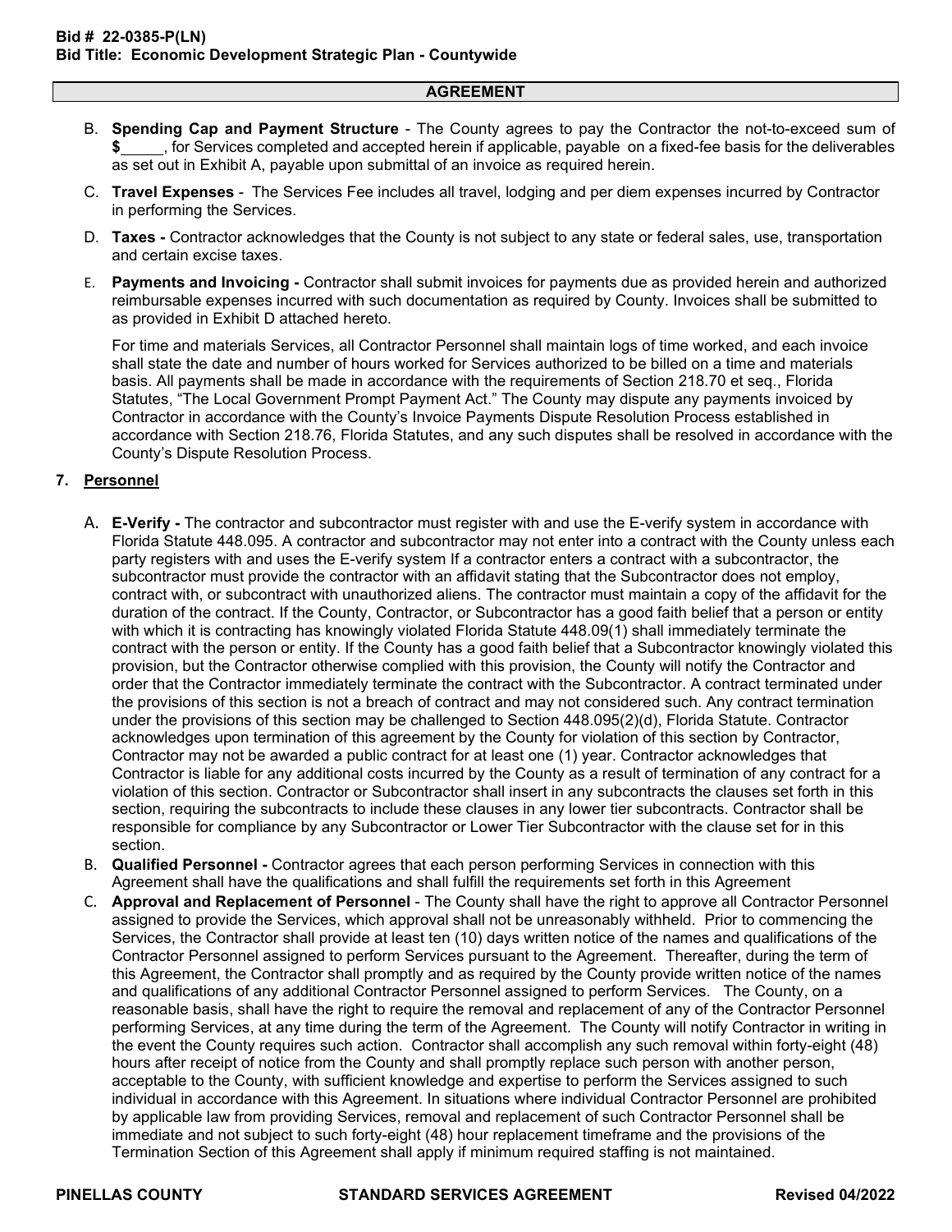**AGREEMENT**

B. **Spending Cap and Payment Structure** - The County agrees to pay the Contractor the not-to-exceed sum of **$_____**, for Services completed and accepted herein if applicable, payable on a fixed-fee basis for the deliverables as set out in Exhibit A, payable upon submittal of an invoice as required herein.

C. **Travel Expenses** - The Services Fee includes all travel, lodging and per diem expenses incurred by Contractor in performing the Services.

D. **Taxes -** Contractor acknowledges that the County is not subject to any state or federal sales, use, transportation and certain excise taxes.

E. **Payments and Invoicing -** Contractor shall submit invoices for payments due as provided herein and authorized reimbursable expenses incurred with such documentation as required by County. Invoices shall be submitted to as provided in Exhibit D attached hereto.

   For time and materials Services, all Contractor Personnel shall maintain logs of time worked, and each invoice shall state the date and number of hours worked for Services authorized to be billed on a time and materials basis. All payments shall be made in accordance with the requirements of Section 218.70 et seq., Florida Statutes, "The Local Government Prompt Payment Act." The County may dispute any payments invoiced by Contractor in accordance with the County's Invoice Payments Dispute Resolution Process established in accordance with Section 218.76, Florida Statutes, and any such disputes shall be resolved in accordance with the County's Dispute Resolution Process.

## 7. Personnel

A. **E-Verify -** The contractor and subcontractor must register with and use the E-verify system in accordance with Florida Statute 448.095. A contractor and subcontractor may not enter into a contract with the County unless each party registers with and uses the E-verify system If a contractor enters a contract with a subcontractor, the subcontractor must provide the contractor with an affidavit stating that the Subcontractor does not employ, contract with, or subcontract with unauthorized aliens. The contractor must maintain a copy of the affidavit for the duration of the contract. If the County, Contractor, or Subcontractor has a good faith belief that a person or entity with which it is contracting has knowingly violated Florida Statute 448.09(1) shall immediately terminate the contract with the person or entity. If the County has a good faith belief that a Subcontractor knowingly violated this provision, but the Contractor otherwise complied with this provision, the County will notify the Contractor and order that the Contractor immediately terminate the contract with the Subcontractor. A contract terminated under the provisions of this section is not a breach of contract and may not considered such. Any contract termination under the provisions of this section may be challenged to Section 448.095(2)(d), Florida Statute. Contractor acknowledges upon termination of this agreement by the County for violation of this section by Contractor, Contractor may not be awarded a public contract for at least one (1) year. Contractor acknowledges that Contractor is liable for any additional costs incurred by the County as a result of termination of any contract for a violation of this section. Contractor or Subcontractor shall insert in any subcontracts the clauses set forth in this section, requiring the subcontracts to include these clauses in any lower tier subcontracts. Contractor shall be responsible for compliance by any Subcontractor or Lower Tier Subcontractor with the clause set for in this section.

B. **Qualified Personnel -** Contractor agrees that each person performing Services in connection with this Agreement shall have the qualifications and shall fulfill the requirements set forth in this Agreement

C. **Approval and Replacement of Personnel** - The County shall have the right to approve all Contractor Personnel assigned to provide the Services, which approval shall not be unreasonably withheld. Prior to commencing the Services, the Contractor shall provide at least ten (10) days written notice of the names and qualifications of the Contractor Personnel assigned to perform Services pursuant to the Agreement. Thereafter, during the term of this Agreement, the Contractor shall promptly and as required by the County provide written notice of the names and qualifications of any additional Contractor Personnel assigned to perform Services. The County, on a reasonable basis, shall have the right to require the removal and replacement of any of the Contractor Personnel performing Services, at any time during the term of the Agreement. The County will notify Contractor in writing in the event the County requires such action. Contractor shall accomplish any such removal within forty-eight (48) hours after receipt of notice from the County and shall promptly replace such person with another person, acceptable to the County, with sufficient knowledge and expertise to perform the Services assigned to such individual in accordance with this Agreement. In situations where individual Contractor Personnel are prohibited by applicable law from providing Services, removal and replacement of such Contractor Personnel shall be immediate and not subject to such forty-eight (48) hour replacement timeframe and the provisions of the Termination Section of this Agreement shall apply if minimum required staffing is not maintained.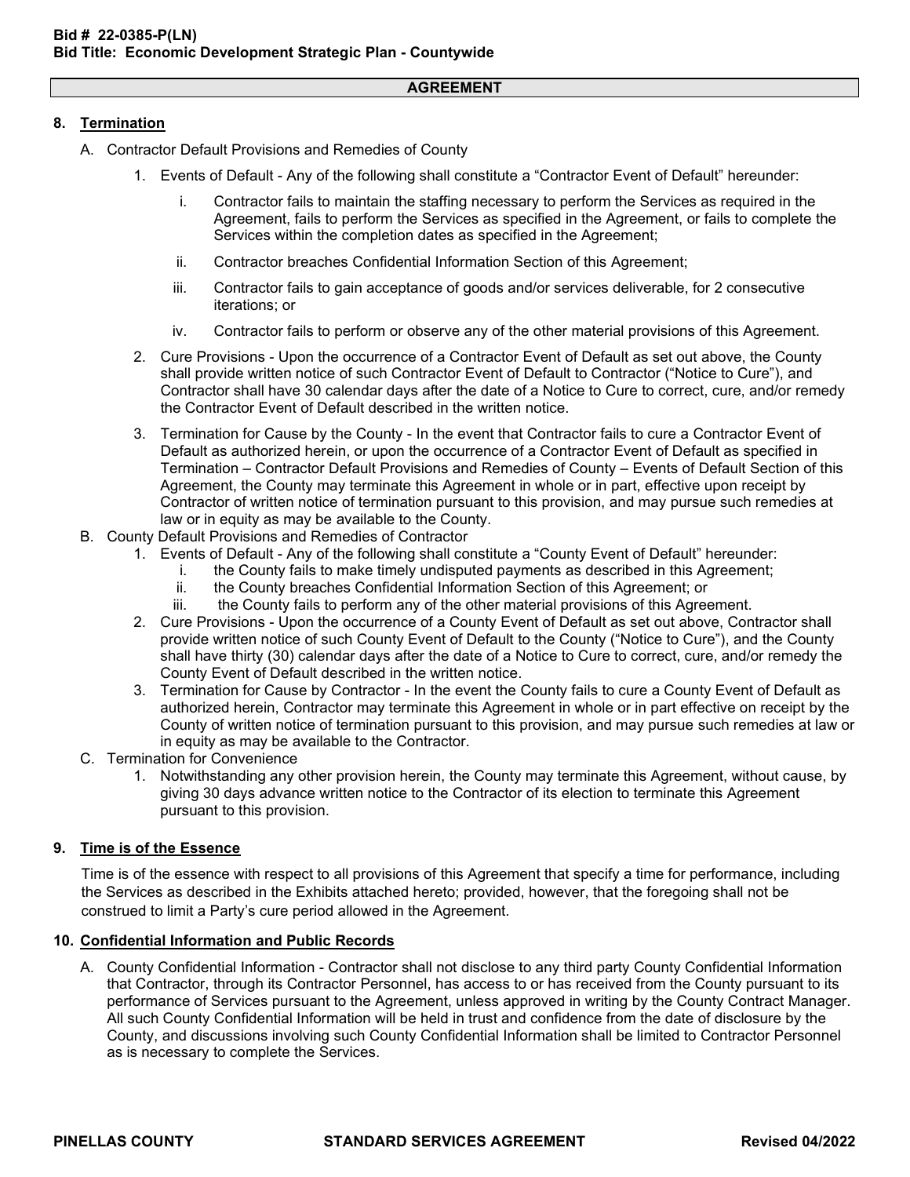## AGREEMENT

### 8. Termination

A. Contractor Default Provisions and Remedies of County

1. Events of Default - Any of the following shall constitute a "Contractor Event of Default" hereunder:

    i. Contractor fails to maintain the staffing necessary to perform the Services as required in the Agreement, fails to perform the Services as specified in the Agreement, or fails to complete the Services within the completion dates as specified in the Agreement;

    ii. Contractor breaches Confidential Information Section of this Agreement;

    iii. Contractor fails to gain acceptance of goods and/or services deliverable, for 2 consecutive iterations; or

    iv. Contractor fails to perform or observe any of the other material provisions of this Agreement.

2. Cure Provisions - Upon the occurrence of a Contractor Event of Default as set out above, the County shall provide written notice of such Contractor Event of Default to Contractor ("Notice to Cure"), and Contractor shall have 30 calendar days after the date of a Notice to Cure to correct, cure, and/or remedy the Contractor Event of Default described in the written notice.

3. Termination for Cause by the County - In the event that Contractor fails to cure a Contractor Event of Default as authorized herein, or upon the occurrence of a Contractor Event of Default as specified in Termination – Contractor Default Provisions and Remedies of County – Events of Default Section of this Agreement, the County may terminate this Agreement in whole or in part, effective upon receipt by Contractor of written notice of termination pursuant to this provision, and may pursue such remedies at law or in equity as may be available to the County.

B. County Default Provisions and Remedies of Contractor

1. Events of Default - Any of the following shall constitute a "County Event of Default" hereunder:

    i. the County fails to make timely undisputed payments as described in this Agreement;

    ii. the County breaches Confidential Information Section of this Agreement; or

    iii. the County fails to perform any of the other material provisions of this Agreement.

2. Cure Provisions - Upon the occurrence of a County Event of Default as set out above, Contractor shall provide written notice of such County Event of Default to the County ("Notice to Cure"), and the County shall have thirty (30) calendar days after the date of a Notice to Cure to correct, cure, and/or remedy the County Event of Default described in the written notice.

3. Termination for Cause by Contractor - In the event the County fails to cure a County Event of Default as authorized herein, Contractor may terminate this Agreement in whole or in part effective on receipt by the County of written notice of termination pursuant to this provision, and may pursue such remedies at law or in equity as may be available to the Contractor.

C. Termination for Convenience

1. Notwithstanding any other provision herein, the County may terminate this Agreement, without cause, by giving 30 days advance written notice to the Contractor of its election to terminate this Agreement pursuant to this provision.

### 9. Time is of the Essence

Time is of the essence with respect to all provisions of this Agreement that specify a time for performance, including the Services as described in the Exhibits attached hereto; provided, however, that the foregoing shall not be construed to limit a Party's cure period allowed in the Agreement.

### 10. Confidential Information and Public Records

A. County Confidential Information - Contractor shall not disclose to any third party County Confidential Information that Contractor, through its Contractor Personnel, has access to or has received from the County pursuant to its performance of Services pursuant to the Agreement, unless approved in writing by the County Contract Manager. All such County Confidential Information will be held in trust and confidence from the date of disclosure by the County, and discussions involving such County Confidential Information shall be limited to Contractor Personnel as is necessary to complete the Services.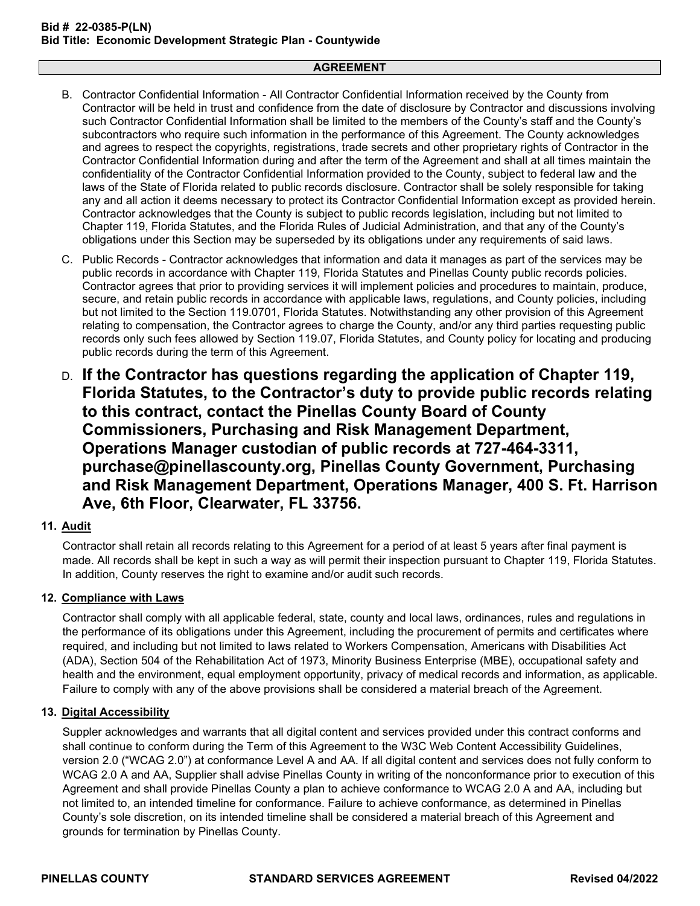## AGREEMENT

B. Contractor Confidential Information - All Contractor Confidential Information received by the County from Contractor will be held in trust and confidence from the date of disclosure by Contractor and discussions involving such Contractor Confidential Information shall be limited to the members of the County's staff and the County's subcontractors who require such information in the performance of this Agreement. The County acknowledges and agrees to respect the copyrights, registrations, trade secrets and other proprietary rights of Contractor in the Contractor Confidential Information during and after the term of the Agreement and shall at all times maintain the confidentiality of the Contractor Confidential Information provided to the County, subject to federal law and the laws of the State of Florida related to public records disclosure. Contractor shall be solely responsible for taking any and all action it deems necessary to protect its Contractor Confidential Information except as provided herein. Contractor acknowledges that the County is subject to public records legislation, including but not limited to Chapter 119, Florida Statutes, and the Florida Rules of Judicial Administration, and that any of the County's obligations under this Section may be superseded by its obligations under any requirements of said laws.

C. Public Records - Contractor acknowledges that information and data it manages as part of the services may be public records in accordance with Chapter 119, Florida Statutes and Pinellas County public records policies. Contractor agrees that prior to providing services it will implement policies and procedures to maintain, produce, secure, and retain public records in accordance with applicable laws, regulations, and County policies, including but not limited to the Section 119.0701, Florida Statutes. Notwithstanding any other provision of this Agreement relating to compensation, the Contractor agrees to charge the County, and/or any third parties requesting public records only such fees allowed by Section 119.07, Florida Statutes, and County policy for locating and producing public records during the term of this Agreement.

D. **If the Contractor has questions regarding the application of Chapter 119, Florida Statutes, to the Contractor's duty to provide public records relating to this contract, contact the Pinellas County Board of County Commissioners, Purchasing and Risk Management Department, Operations Manager custodian of public records at 727-464-3311, purchase@pinellascounty.org, Pinellas County Government, Purchasing and Risk Management Department, Operations Manager, 400 S. Ft. Harrison Ave, 6th Floor, Clearwater, FL 33756.**

**11. Audit**

Contractor shall retain all records relating to this Agreement for a period of at least 5 years after final payment is made. All records shall be kept in such a way as will permit their inspection pursuant to Chapter 119, Florida Statutes. In addition, County reserves the right to examine and/or audit such records.

**12. Compliance with Laws**

Contractor shall comply with all applicable federal, state, county and local laws, ordinances, rules and regulations in the performance of its obligations under this Agreement, including the procurement of permits and certificates where required, and including but not limited to laws related to Workers Compensation, Americans with Disabilities Act (ADA), Section 504 of the Rehabilitation Act of 1973, Minority Business Enterprise (MBE), occupational safety and health and the environment, equal employment opportunity, privacy of medical records and information, as applicable. Failure to comply with any of the above provisions shall be considered a material breach of the Agreement.

**13. Digital Accessibility**

Suppler acknowledges and warrants that all digital content and services provided under this contract conforms and shall continue to conform during the Term of this Agreement to the W3C Web Content Accessibility Guidelines, version 2.0 ("WCAG 2.0") at conformance Level A and AA. If all digital content and services does not fully conform to WCAG 2.0 A and AA, Supplier shall advise Pinellas County in writing of the nonconformance prior to execution of this Agreement and shall provide Pinellas County a plan to achieve conformance to WCAG 2.0 A and AA, including but not limited to, an intended timeline for conformance. Failure to achieve conformance, as determined in Pinellas County's sole discretion, on its intended timeline shall be considered a material breach of this Agreement and grounds for termination by Pinellas County.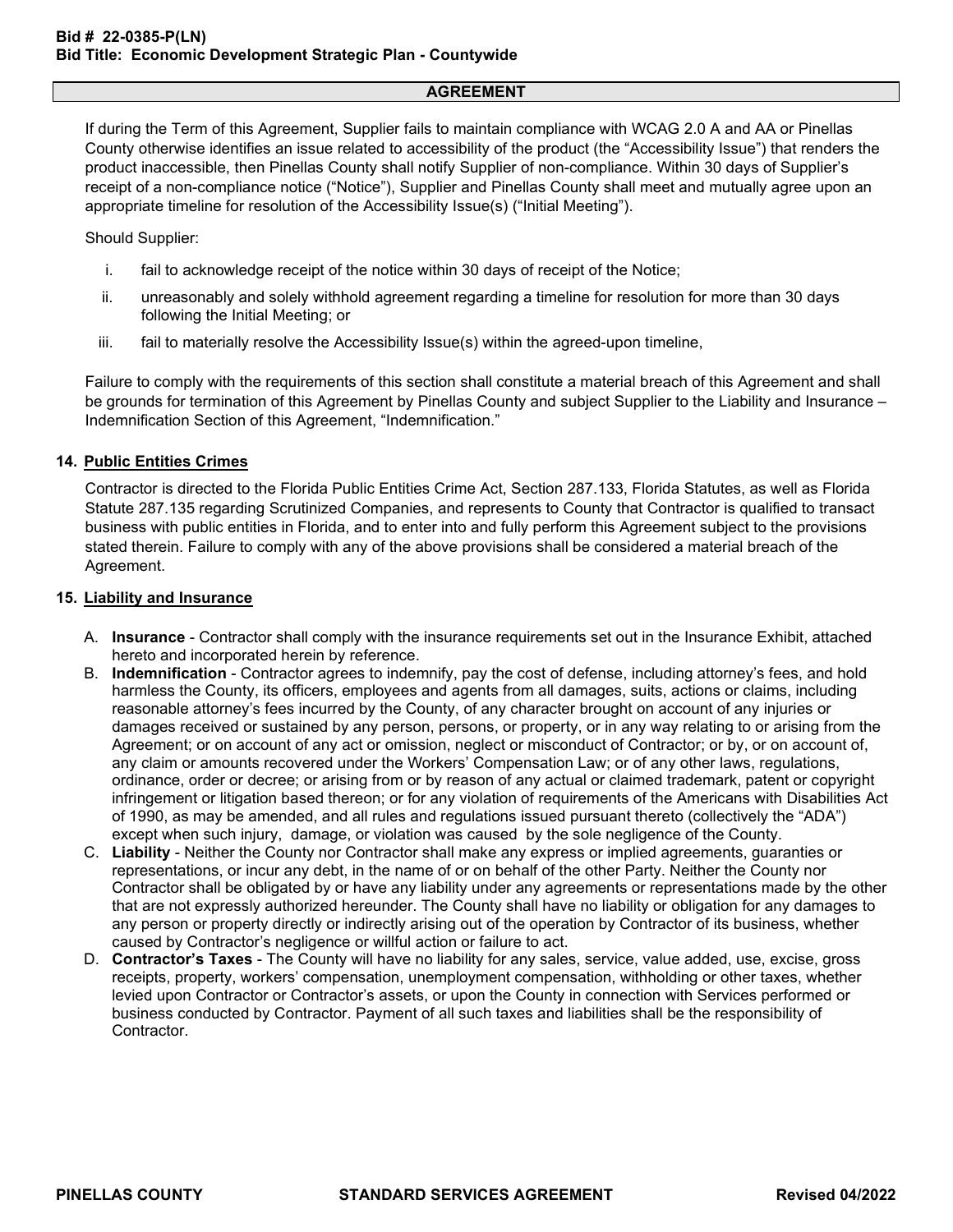## AGREEMENT

If during the Term of this Agreement, Supplier fails to maintain compliance with WCAG 2.0 A and AA or Pinellas County otherwise identifies an issue related to accessibility of the product (the "Accessibility Issue") that renders the product inaccessible, then Pinellas County shall notify Supplier of non-compliance. Within 30 days of Supplier's receipt of a non-compliance notice ("Notice"), Supplier and Pinellas County shall meet and mutually agree upon an appropriate timeline for resolution of the Accessibility Issue(s) ("Initial Meeting").

Should Supplier:

i. fail to acknowledge receipt of the notice within 30 days of receipt of the Notice;
ii. unreasonably and solely withhold agreement regarding a timeline for resolution for more than 30 days following the Initial Meeting; or
iii. fail to materially resolve the Accessibility Issue(s) within the agreed-upon timeline,

Failure to comply with the requirements of this section shall constitute a material breach of this Agreement and shall be grounds for termination of this Agreement by Pinellas County and subject Supplier to the Liability and Insurance – Indemnification Section of this Agreement, "Indemnification."

### 14. Public Entities Crimes

Contractor is directed to the Florida Public Entities Crime Act, Section 287.133, Florida Statutes, as well as Florida Statute 287.135 regarding Scrutinized Companies, and represents to County that Contractor is qualified to transact business with public entities in Florida, and to enter into and fully perform this Agreement subject to the provisions stated therein. Failure to comply with any of the above provisions shall be considered a material breach of the Agreement.

### 15. Liability and Insurance

A. **Insurance** - Contractor shall comply with the insurance requirements set out in the Insurance Exhibit, attached hereto and incorporated herein by reference.

B. **Indemnification** - Contractor agrees to indemnify, pay the cost of defense, including attorney's fees, and hold harmless the County, its officers, employees and agents from all damages, suits, actions or claims, including reasonable attorney's fees incurred by the County, of any character brought on account of any injuries or damages received or sustained by any person, persons, or property, or in any way relating to or arising from the Agreement; or on account of any act or omission, neglect or misconduct of Contractor; or by, or on account of, any claim or amounts recovered under the Workers' Compensation Law; or of any other laws, regulations, ordinance, order or decree; or arising from or by reason of any actual or claimed trademark, patent or copyright infringement or litigation based thereon; or for any violation of requirements of the Americans with Disabilities Act of 1990, as may be amended, and all rules and regulations issued pursuant thereto (collectively the "ADA") except when such injury, damage, or violation was caused by the sole negligence of the County.

C. **Liability** - Neither the County nor Contractor shall make any express or implied agreements, guaranties or representations, or incur any debt, in the name of or on behalf of the other Party. Neither the County nor Contractor shall be obligated by or have any liability under any agreements or representations made by the other that are not expressly authorized hereunder. The County shall have no liability or obligation for any damages to any person or property directly or indirectly arising out of the operation by Contractor of its business, whether caused by Contractor's negligence or willful action or failure to act.

D. **Contractor's Taxes** - The County will have no liability for any sales, service, value added, use, excise, gross receipts, property, workers' compensation, unemployment compensation, withholding or other taxes, whether levied upon Contractor or Contractor's assets, or upon the County in connection with Services performed or business conducted by Contractor. Payment of all such taxes and liabilities shall be the responsibility of Contractor.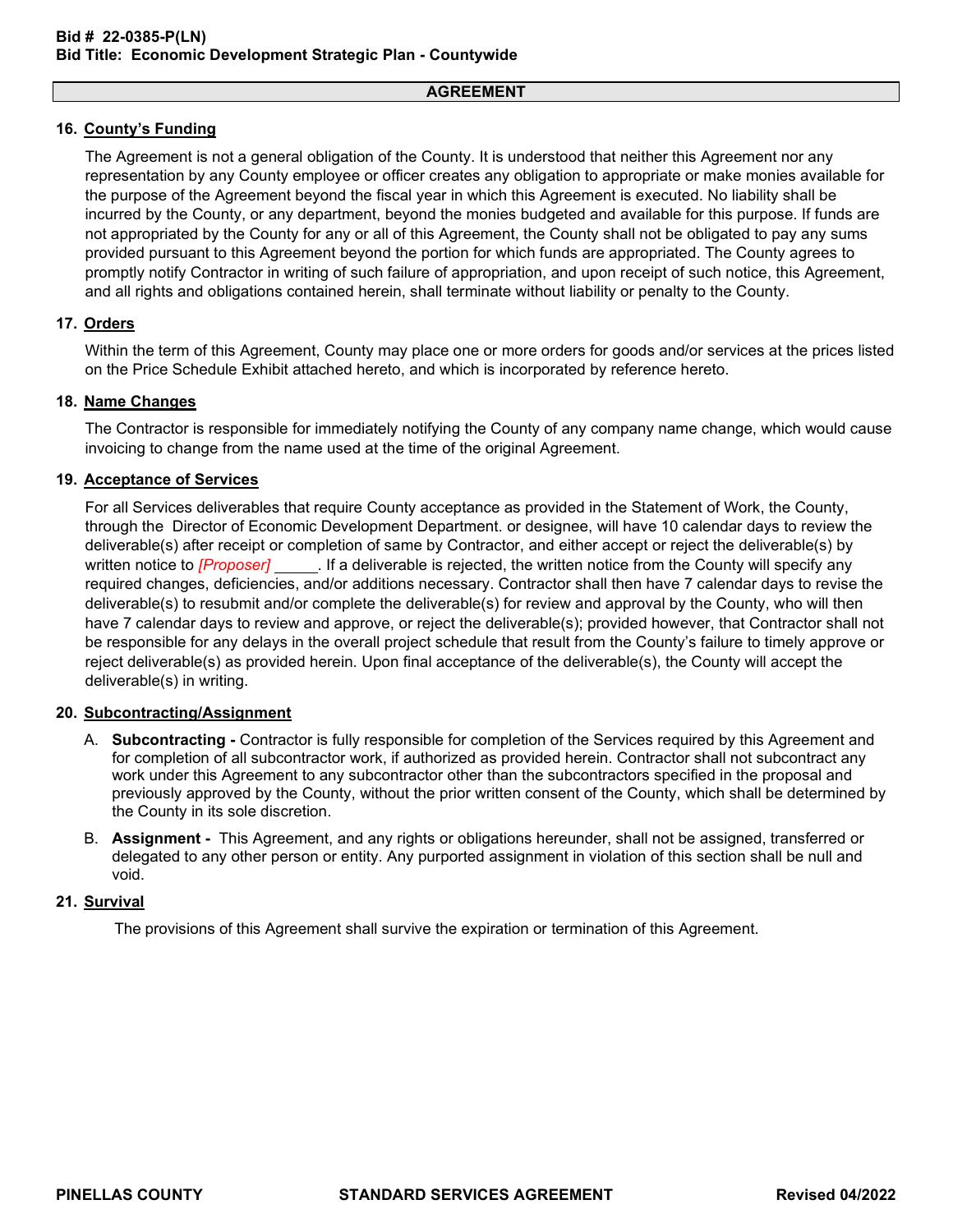## AGREEMENT

### 16. County's Funding

The Agreement is not a general obligation of the County. It is understood that neither this Agreement nor any representation by any County employee or officer creates any obligation to appropriate or make monies available for the purpose of the Agreement beyond the fiscal year in which this Agreement is executed. No liability shall be incurred by the County, or any department, beyond the monies budgeted and available for this purpose. If funds are not appropriated by the County for any or all of this Agreement, the County shall not be obligated to pay any sums provided pursuant to this Agreement beyond the portion for which funds are appropriated. The County agrees to promptly notify Contractor in writing of such failure of appropriation, and upon receipt of such notice, this Agreement, and all rights and obligations contained herein, shall terminate without liability or penalty to the County.

### 17. Orders

Within the term of this Agreement, County may place one or more orders for goods and/or services at the prices listed on the Price Schedule Exhibit attached hereto, and which is incorporated by reference hereto.

### 18. Name Changes

The Contractor is responsible for immediately notifying the County of any company name change, which would cause invoicing to change from the name used at the time of the original Agreement.

### 19. Acceptance of Services

For all Services deliverables that require County acceptance as provided in the Statement of Work, the County, through the Director of Economic Development Department. or designee, will have 10 calendar days to review the deliverable(s) after receipt or completion of same by Contractor, and either accept or reject the deliverable(s) by written notice to *[Proposer]* _____. If a deliverable is rejected, the written notice from the County will specify any required changes, deficiencies, and/or additions necessary. Contractor shall then have 7 calendar days to revise the deliverable(s) to resubmit and/or complete the deliverable(s) for review and approval by the County, who will then have 7 calendar days to review and approve, or reject the deliverable(s); provided however, that Contractor shall not be responsible for any delays in the overall project schedule that result from the County's failure to timely approve or reject deliverable(s) as provided herein. Upon final acceptance of the deliverable(s), the County will accept the deliverable(s) in writing.

### 20. Subcontracting/Assignment

A. **Subcontracting -** Contractor is fully responsible for completion of the Services required by this Agreement and for completion of all subcontractor work, if authorized as provided herein. Contractor shall not subcontract any work under this Agreement to any subcontractor other than the subcontractors specified in the proposal and previously approved by the County, without the prior written consent of the County, which shall be determined by the County in its sole discretion.

B. **Assignment -** This Agreement, and any rights or obligations hereunder, shall not be assigned, transferred or delegated to any other person or entity. Any purported assignment in violation of this section shall be null and void.

### 21. Survival

The provisions of this Agreement shall survive the expiration or termination of this Agreement.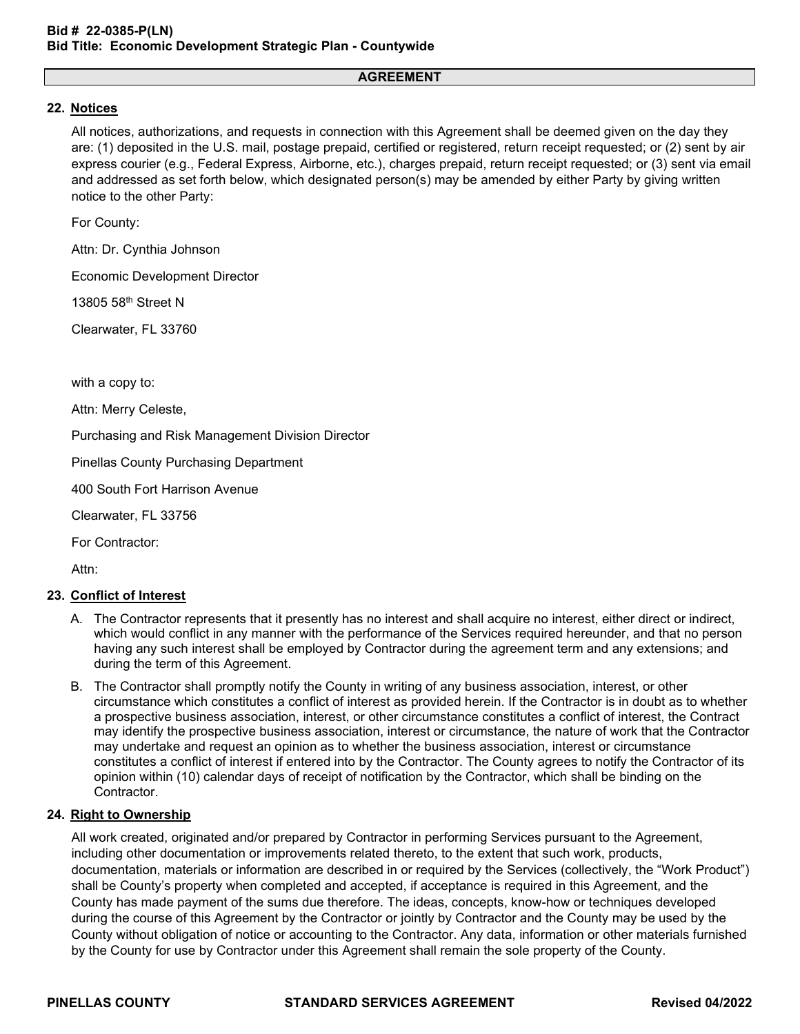## AGREEMENT

### 22. Notices

All notices, authorizations, and requests in connection with this Agreement shall be deemed given on the day they are: (1) deposited in the U.S. mail, postage prepaid, certified or registered, return receipt requested; or (2) sent by air express courier (e.g., Federal Express, Airborne, etc.), charges prepaid, return receipt requested; or (3) sent via email and addressed as set forth below, which designated person(s) may be amended by either Party by giving written notice to the other Party:

For County:

Attn: Dr. Cynthia Johnson

Economic Development Director

13805 58th Street N

Clearwater, FL 33760

with a copy to:

Attn: Merry Celeste,

Purchasing and Risk Management Division Director

Pinellas County Purchasing Department

400 South Fort Harrison Avenue

Clearwater, FL 33756

For Contractor:

Attn:

### 23. Conflict of Interest

A. The Contractor represents that it presently has no interest and shall acquire no interest, either direct or indirect, which would conflict in any manner with the performance of the Services required hereunder, and that no person having any such interest shall be employed by Contractor during the agreement term and any extensions; and during the term of this Agreement.

B. The Contractor shall promptly notify the County in writing of any business association, interest, or other circumstance which constitutes a conflict of interest as provided herein. If the Contractor is in doubt as to whether a prospective business association, interest, or other circumstance constitutes a conflict of interest, the Contract may identify the prospective business association, interest or circumstance, the nature of work that the Contractor may undertake and request an opinion as to whether the business association, interest or circumstance constitutes a conflict of interest if entered into by the Contractor. The County agrees to notify the Contractor of its opinion within (10) calendar days of receipt of notification by the Contractor, which shall be binding on the Contractor.

### 24. Right to Ownership

All work created, originated and/or prepared by Contractor in performing Services pursuant to the Agreement, including other documentation or improvements related thereto, to the extent that such work, products, documentation, materials or information are described in or required by the Services (collectively, the "Work Product") shall be County's property when completed and accepted, if acceptance is required in this Agreement, and the County has made payment of the sums due therefore. The ideas, concepts, know-how or techniques developed during the course of this Agreement by the Contractor or jointly by Contractor and the County may be used by the County without obligation of notice or accounting to the Contractor. Any data, information or other materials furnished by the County for use by Contractor under this Agreement shall remain the sole property of the County.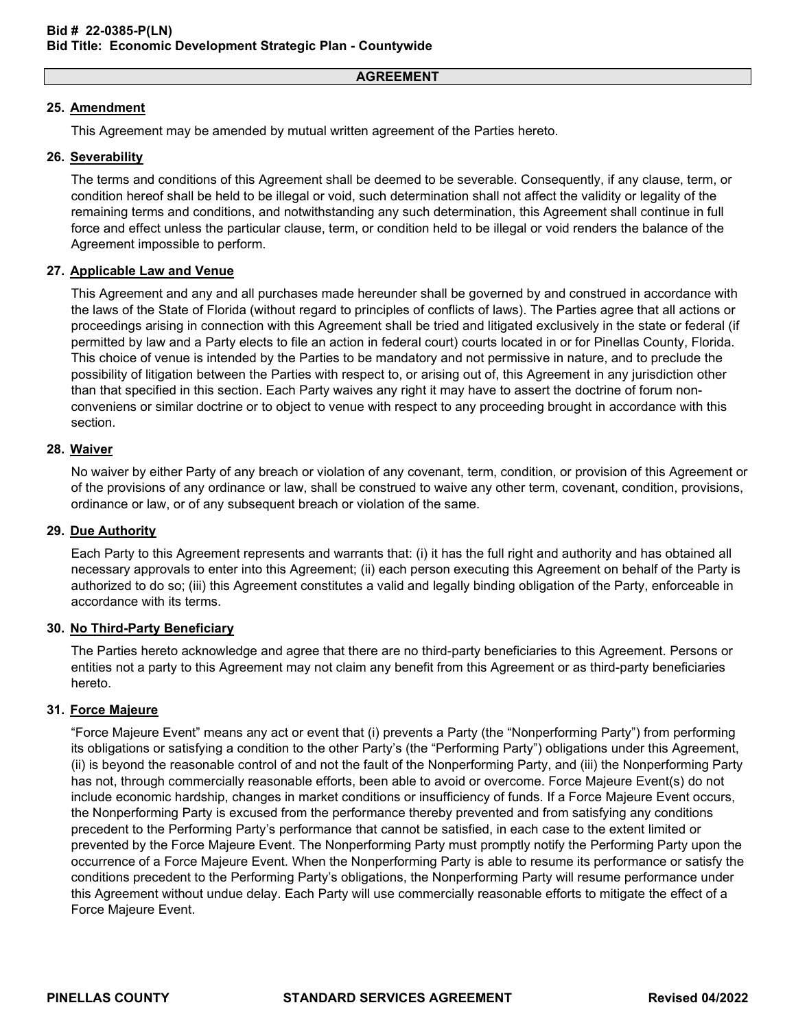## AGREEMENT

### 25. Amendment

This Agreement may be amended by mutual written agreement of the Parties hereto.

### 26. Severability

The terms and conditions of this Agreement shall be deemed to be severable. Consequently, if any clause, term, or condition hereof shall be held to be illegal or void, such determination shall not affect the validity or legality of the remaining terms and conditions, and notwithstanding any such determination, this Agreement shall continue in full force and effect unless the particular clause, term, or condition held to be illegal or void renders the balance of the Agreement impossible to perform.

### 27. Applicable Law and Venue

This Agreement and any and all purchases made hereunder shall be governed by and construed in accordance with the laws of the State of Florida (without regard to principles of conflicts of laws). The Parties agree that all actions or proceedings arising in connection with this Agreement shall be tried and litigated exclusively in the state or federal (if permitted by law and a Party elects to file an action in federal court) courts located in or for Pinellas County, Florida. This choice of venue is intended by the Parties to be mandatory and not permissive in nature, and to preclude the possibility of litigation between the Parties with respect to, or arising out of, this Agreement in any jurisdiction other than that specified in this section. Each Party waives any right it may have to assert the doctrine of forum non-conveniens or similar doctrine or to object to venue with respect to any proceeding brought in accordance with this section.

### 28. Waiver

No waiver by either Party of any breach or violation of any covenant, term, condition, or provision of this Agreement or of the provisions of any ordinance or law, shall be construed to waive any other term, covenant, condition, provisions, ordinance or law, or of any subsequent breach or violation of the same.

### 29. Due Authority

Each Party to this Agreement represents and warrants that: (i) it has the full right and authority and has obtained all necessary approvals to enter into this Agreement; (ii) each person executing this Agreement on behalf of the Party is authorized to do so; (iii) this Agreement constitutes a valid and legally binding obligation of the Party, enforceable in accordance with its terms.

### 30. No Third-Party Beneficiary

The Parties hereto acknowledge and agree that there are no third-party beneficiaries to this Agreement. Persons or entities not a party to this Agreement may not claim any benefit from this Agreement or as third-party beneficiaries hereto.

### 31. Force Majeure

"Force Majeure Event" means any act or event that (i) prevents a Party (the "Nonperforming Party") from performing its obligations or satisfying a condition to the other Party's (the "Performing Party") obligations under this Agreement, (ii) is beyond the reasonable control of and not the fault of the Nonperforming Party, and (iii) the Nonperforming Party has not, through commercially reasonable efforts, been able to avoid or overcome. Force Majeure Event(s) do not include economic hardship, changes in market conditions or insufficiency of funds. If a Force Majeure Event occurs, the Nonperforming Party is excused from the performance thereby prevented and from satisfying any conditions precedent to the Performing Party's performance that cannot be satisfied, in each case to the extent limited or prevented by the Force Majeure Event. The Nonperforming Party must promptly notify the Performing Party upon the occurrence of a Force Majeure Event. When the Nonperforming Party is able to resume its performance or satisfy the conditions precedent to the Performing Party's obligations, the Nonperforming Party will resume performance under this Agreement without undue delay. Each Party will use commercially reasonable efforts to mitigate the effect of a Force Majeure Event.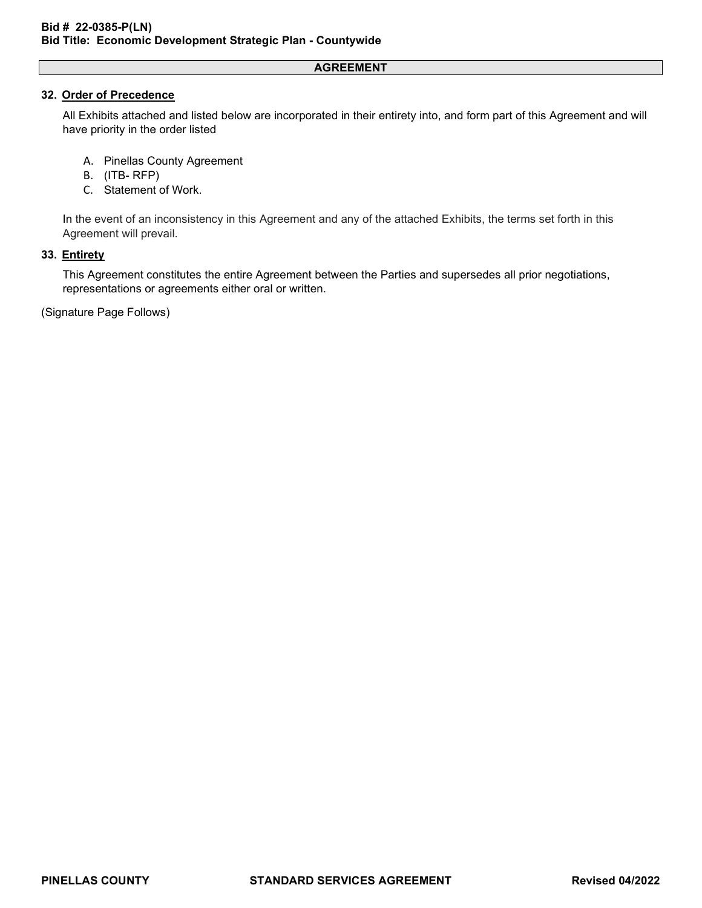## AGREEMENT

### 32. Order of Precedence

All Exhibits attached and listed below are incorporated in their entirety into, and form part of this Agreement and will have priority in the order listed

A. Pinellas County Agreement
B. (ITB- RFP)
C. Statement of Work.

In the event of an inconsistency in this Agreement and any of the attached Exhibits, the terms set forth in this Agreement will prevail.

### 33. Entirety

This Agreement constitutes the entire Agreement between the Parties and supersedes all prior negotiations, representations or agreements either oral or written.

(Signature Page Follows)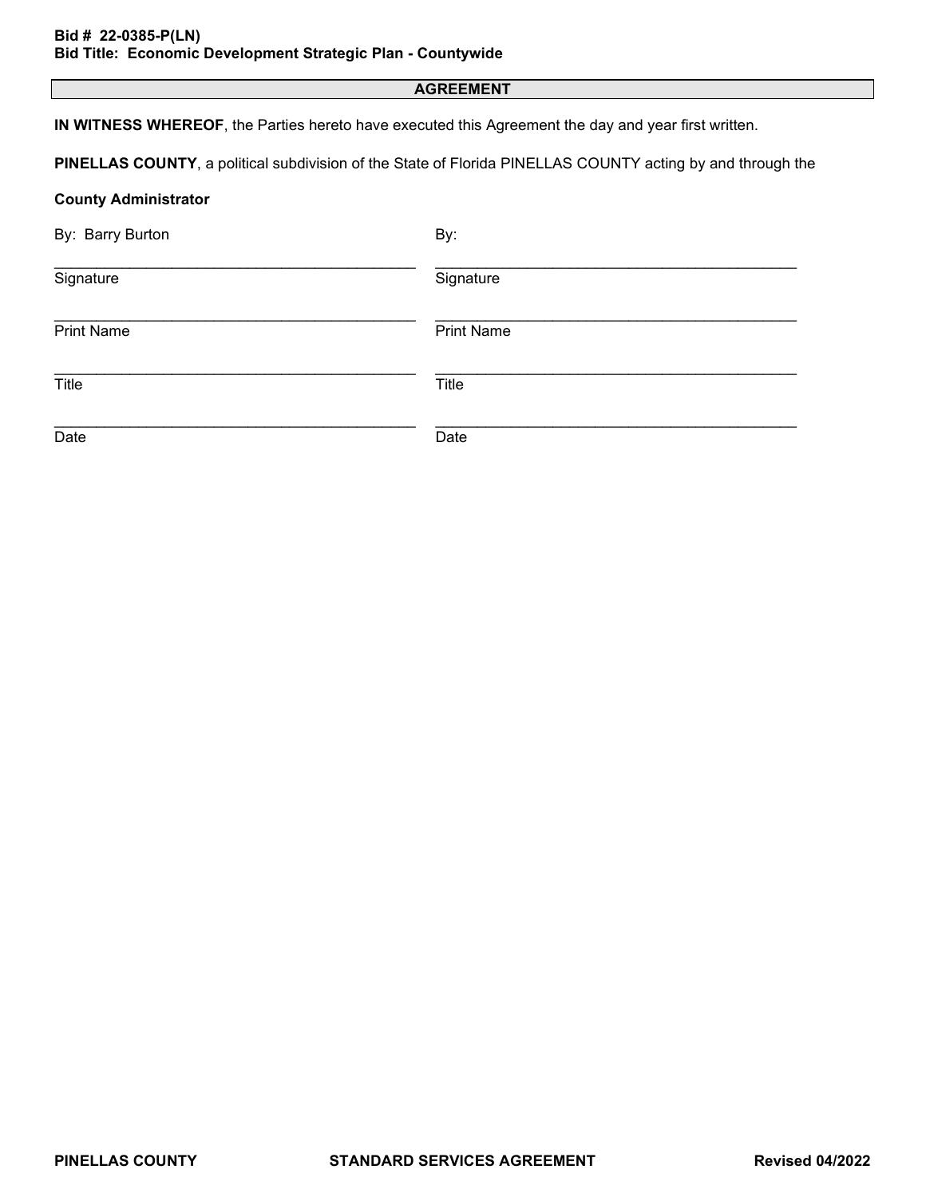## AGREEMENT

**IN WITNESS WHEREOF**, the Parties hereto have executed this Agreement the day and year first written.

**PINELLAS COUNTY**, a political subdivision of the State of Florida PINELLAS COUNTY acting by and through the

**County Administrator**

| By: Barry Burton | By: |
|---|---|
| \_\_\_\_\_\_\_\_\_\_\_\_\_\_\_\_\_\_\_\_\_\_\_\_\_\_\_\_\_\_\_\_\_\_\_\_\_\_\_\_ Signature | \_\_\_\_\_\_\_\_\_\_\_\_\_\_\_\_\_\_\_\_\_\_\_\_\_\_\_\_\_\_\_\_\_\_\_\_\_\_\_\_ Signature |
| \_\_\_\_\_\_\_\_\_\_\_\_\_\_\_\_\_\_\_\_\_\_\_\_\_\_\_\_\_\_\_\_\_\_\_\_\_\_\_\_ Print Name | \_\_\_\_\_\_\_\_\_\_\_\_\_\_\_\_\_\_\_\_\_\_\_\_\_\_\_\_\_\_\_\_\_\_\_\_\_\_\_\_ Print Name |
| \_\_\_\_\_\_\_\_\_\_\_\_\_\_\_\_\_\_\_\_\_\_\_\_\_\_\_\_\_\_\_\_\_\_\_\_\_\_\_\_ Title | \_\_\_\_\_\_\_\_\_\_\_\_\_\_\_\_\_\_\_\_\_\_\_\_\_\_\_\_\_\_\_\_\_\_\_\_\_\_\_\_ Title |
| \_\_\_\_\_\_\_\_\_\_\_\_\_\_\_\_\_\_\_\_\_\_\_\_\_\_\_\_\_\_\_\_\_\_\_\_\_\_\_\_ Date | \_\_\_\_\_\_\_\_\_\_\_\_\_\_\_\_\_\_\_\_\_\_\_\_\_\_\_\_\_\_\_\_\_\_\_\_\_\_\_\_ Date |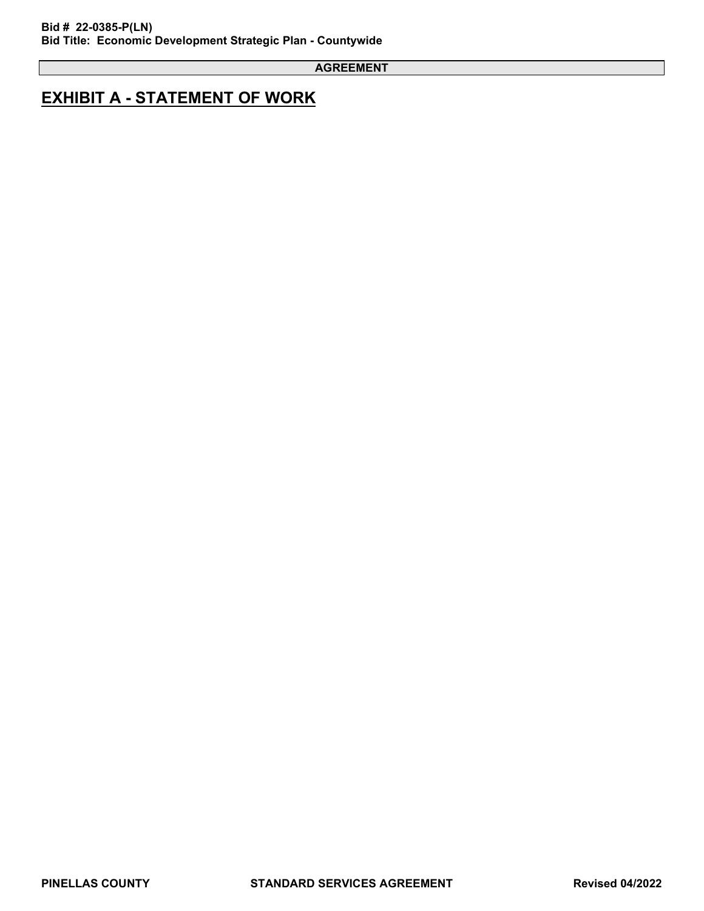**AGREEMENT**

# EXHIBIT A - STATEMENT OF WORK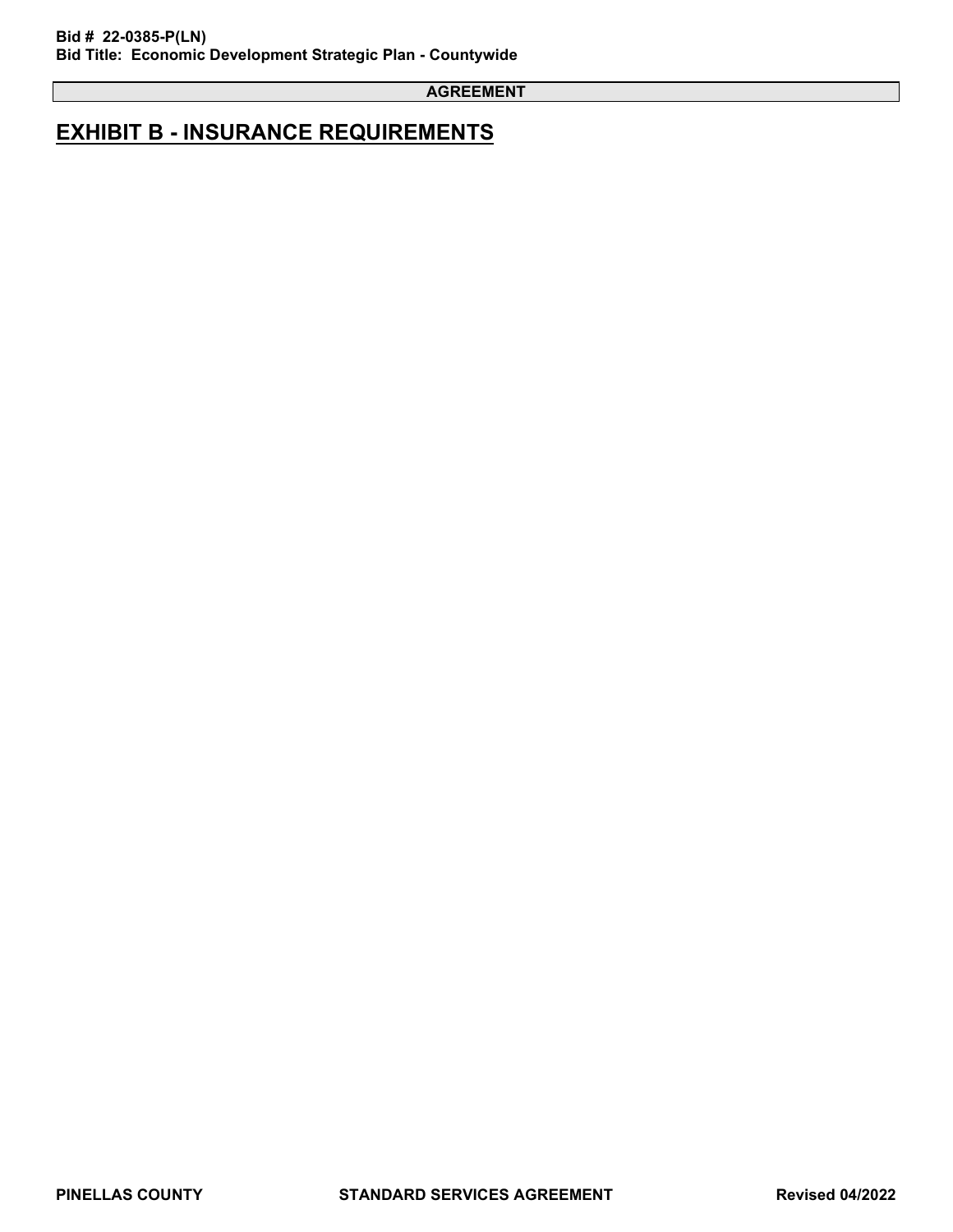**AGREEMENT**

# EXHIBIT B - INSURANCE REQUIREMENTS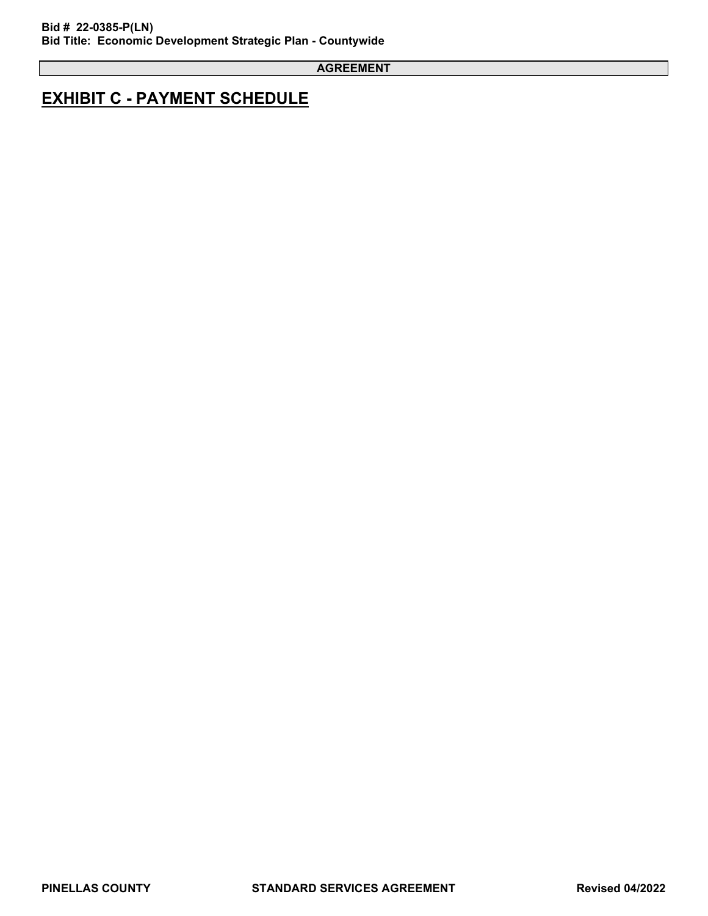**AGREEMENT**

# EXHIBIT C - PAYMENT SCHEDULE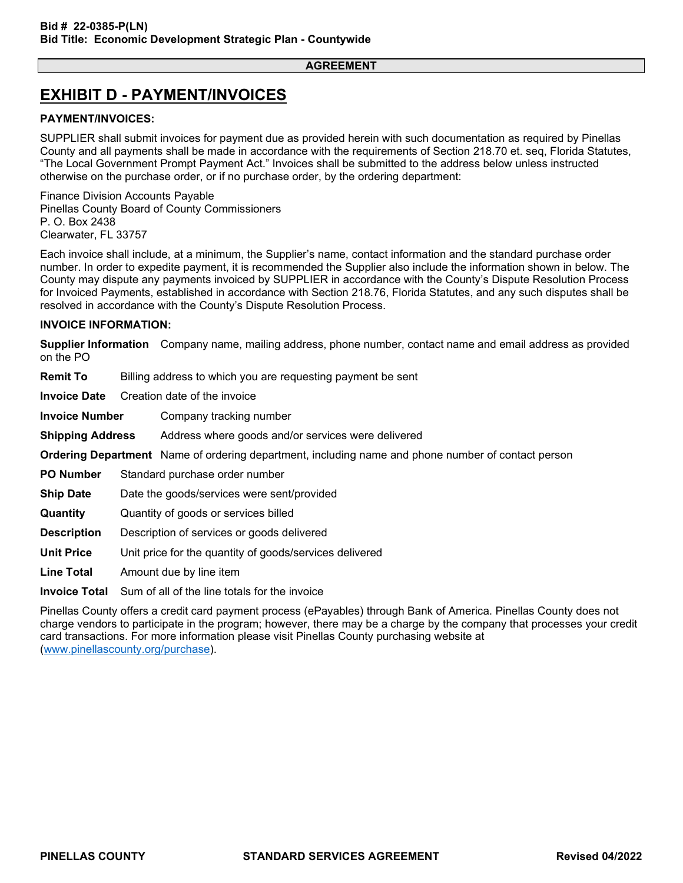**AGREEMENT**

# EXHIBIT D - PAYMENT/INVOICES

**PAYMENT/INVOICES:**

SUPPLIER shall submit invoices for payment due as provided herein with such documentation as required by Pinellas County and all payments shall be made in accordance with the requirements of Section 218.70 et. seq, Florida Statutes, "The Local Government Prompt Payment Act." Invoices shall be submitted to the address below unless instructed otherwise on the purchase order, or if no purchase order, by the ordering department:

Finance Division Accounts Payable
Pinellas County Board of County Commissioners
P. O. Box 2438
Clearwater, FL 33757

Each invoice shall include, at a minimum, the Supplier's name, contact information and the standard purchase order number. In order to expedite payment, it is recommended the Supplier also include the information shown in below. The County may dispute any payments invoiced by SUPPLIER in accordance with the County's Dispute Resolution Process for Invoiced Payments, established in accordance with Section 218.76, Florida Statutes, and any such disputes shall be resolved in accordance with the County's Dispute Resolution Process.

**INVOICE INFORMATION:**

**Supplier Information** Company name, mailing address, phone number, contact name and email address as provided on the PO

**Remit To** Billing address to which you are requesting payment be sent

**Invoice Date** Creation date of the invoice

**Invoice Number** Company tracking number

**Shipping Address** Address where goods and/or services were delivered

**Ordering Department** Name of ordering department, including name and phone number of contact person

**PO Number** Standard purchase order number

**Ship Date** Date the goods/services were sent/provided

**Quantity** Quantity of goods or services billed

**Description** Description of services or goods delivered

**Unit Price** Unit price for the quantity of goods/services delivered

**Line Total** Amount due by line item

**Invoice Total** Sum of all of the line totals for the invoice

Pinellas County offers a credit card payment process (ePayables) through Bank of America. Pinellas County does not charge vendors to participate in the program; however, there may be a charge by the company that processes your credit card transactions. For more information please visit Pinellas County purchasing website at (www.pinellascounty.org/purchase).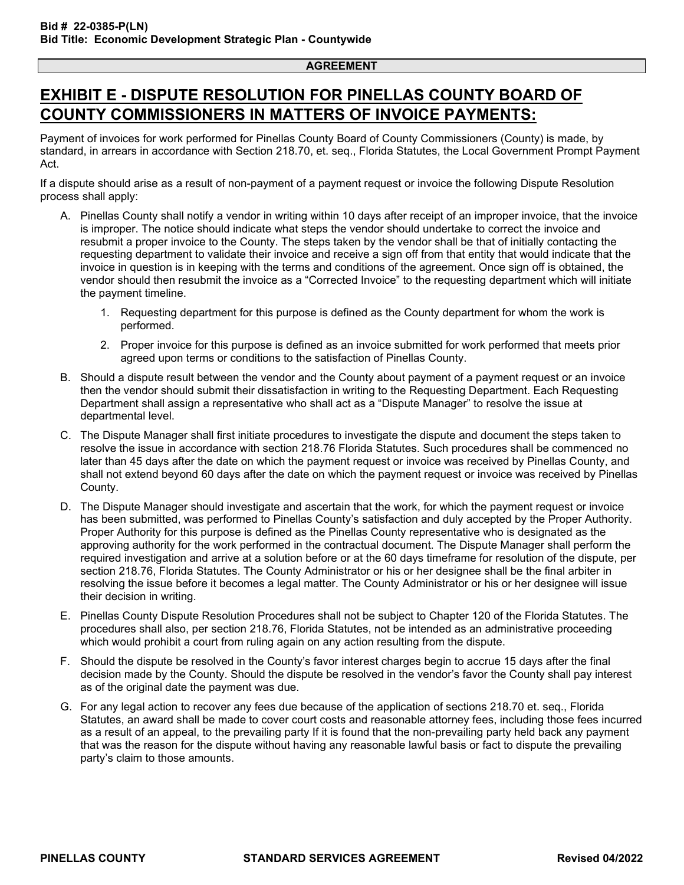## AGREEMENT

# EXHIBIT E - DISPUTE RESOLUTION FOR PINELLAS COUNTY BOARD OF COUNTY COMMISSIONERS IN MATTERS OF INVOICE PAYMENTS:

Payment of invoices for work performed for Pinellas County Board of County Commissioners (County) is made, by standard, in arrears in accordance with Section 218.70, et. seq., Florida Statutes, the Local Government Prompt Payment Act.

If a dispute should arise as a result of non-payment of a payment request or invoice the following Dispute Resolution process shall apply:

A. Pinellas County shall notify a vendor in writing within 10 days after receipt of an improper invoice, that the invoice is improper. The notice should indicate what steps the vendor should undertake to correct the invoice and resubmit a proper invoice to the County. The steps taken by the vendor shall be that of initially contacting the requesting department to validate their invoice and receive a sign off from that entity that would indicate that the invoice in question is in keeping with the terms and conditions of the agreement. Once sign off is obtained, the vendor should then resubmit the invoice as a "Corrected Invoice" to the requesting department which will initiate the payment timeline.

   1. Requesting department for this purpose is defined as the County department for whom the work is performed.

   2. Proper invoice for this purpose is defined as an invoice submitted for work performed that meets prior agreed upon terms or conditions to the satisfaction of Pinellas County.

B. Should a dispute result between the vendor and the County about payment of a payment request or an invoice then the vendor should submit their dissatisfaction in writing to the Requesting Department. Each Requesting Department shall assign a representative who shall act as a "Dispute Manager" to resolve the issue at departmental level.

C. The Dispute Manager shall first initiate procedures to investigate the dispute and document the steps taken to resolve the issue in accordance with section 218.76 Florida Statutes. Such procedures shall be commenced no later than 45 days after the date on which the payment request or invoice was received by Pinellas County, and shall not extend beyond 60 days after the date on which the payment request or invoice was received by Pinellas County.

D. The Dispute Manager should investigate and ascertain that the work, for which the payment request or invoice has been submitted, was performed to Pinellas County's satisfaction and duly accepted by the Proper Authority. Proper Authority for this purpose is defined as the Pinellas County representative who is designated as the approving authority for the work performed in the contractual document. The Dispute Manager shall perform the required investigation and arrive at a solution before or at the 60 days timeframe for resolution of the dispute, per section 218.76, Florida Statutes. The County Administrator or his or her designee shall be the final arbiter in resolving the issue before it becomes a legal matter. The County Administrator or his or her designee will issue their decision in writing.

E. Pinellas County Dispute Resolution Procedures shall not be subject to Chapter 120 of the Florida Statutes. The procedures shall also, per section 218.76, Florida Statutes, not be intended as an administrative proceeding which would prohibit a court from ruling again on any action resulting from the dispute.

F. Should the dispute be resolved in the County's favor interest charges begin to accrue 15 days after the final decision made by the County. Should the dispute be resolved in the vendor's favor the County shall pay interest as of the original date the payment was due.

G. For any legal action to recover any fees due because of the application of sections 218.70 et. seq., Florida Statutes, an award shall be made to cover court costs and reasonable attorney fees, including those fees incurred as a result of an appeal, to the prevailing party If it is found that the non-prevailing party held back any payment that was the reason for the dispute without having any reasonable lawful basis or fact to dispute the prevailing party's claim to those amounts.